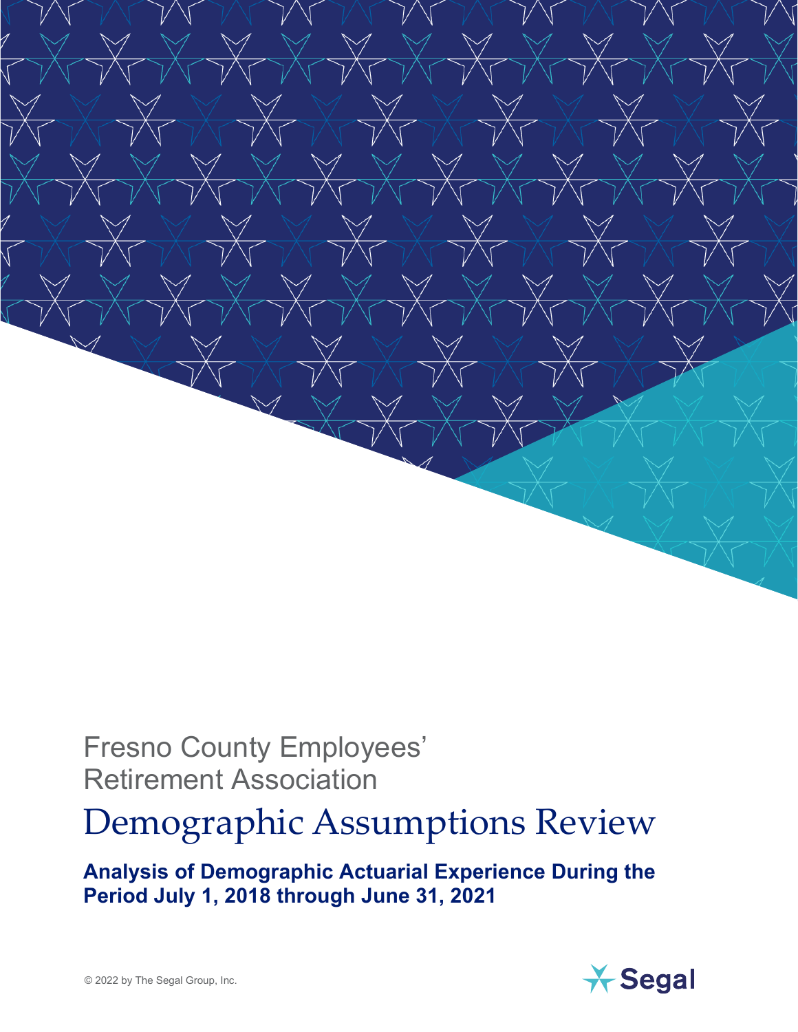Fresno County Employees' Retirement Association

# Demographic Assumptions Review

**Analysis of Demographic Actuarial Experience During the Period July 1, 2018 through June 31, 2021**

© 2022 by The Segal Group, Inc.

Segal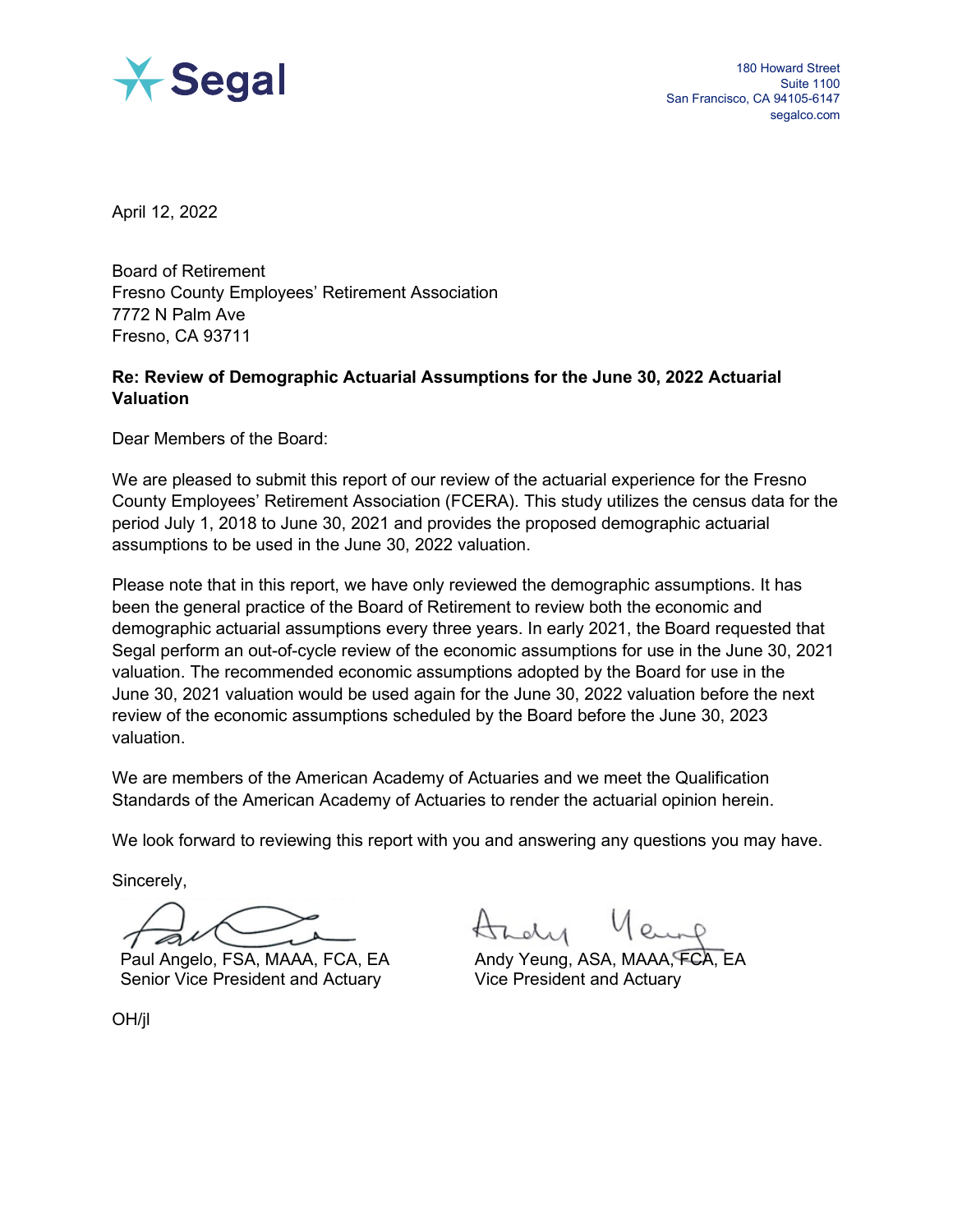Segal

180 Howard Street
Suite 1100
San Francisco, CA 94105-6147
segalco.com

April 12, 2022

Board of Retirement
Fresno County Employees' Retirement Association
7772 N Palm Ave
Fresno, CA 93711

**Re: Review of Demographic Actuarial Assumptions for the June 30, 2022 Actuarial Valuation**

Dear Members of the Board:

We are pleased to submit this report of our review of the actuarial experience for the Fresno County Employees' Retirement Association (FCERA). This study utilizes the census data for the period July 1, 2018 to June 30, 2021 and provides the proposed demographic actuarial assumptions to be used in the June 30, 2022 valuation.

Please note that in this report, we have only reviewed the demographic assumptions. It has been the general practice of the Board of Retirement to review both the economic and demographic actuarial assumptions every three years. In early 2021, the Board requested that Segal perform an out-of-cycle review of the economic assumptions for use in the June 30, 2021 valuation. The recommended economic assumptions adopted by the Board for use in the June 30, 2021 valuation would be used again for the June 30, 2022 valuation before the next review of the economic assumptions scheduled by the Board before the June 30, 2023 valuation.

We are members of the American Academy of Actuaries and we meet the Qualification Standards of the American Academy of Actuaries to render the actuarial opinion herein.

We look forward to reviewing this report with you and answering any questions you may have.

Sincerely,

Paul Angelo, FSA, MAAA, FCA, EA
Senior Vice President and Actuary

Andy Yeung, ASA, MAAA, FCA, EA
Vice President and Actuary

OH/jl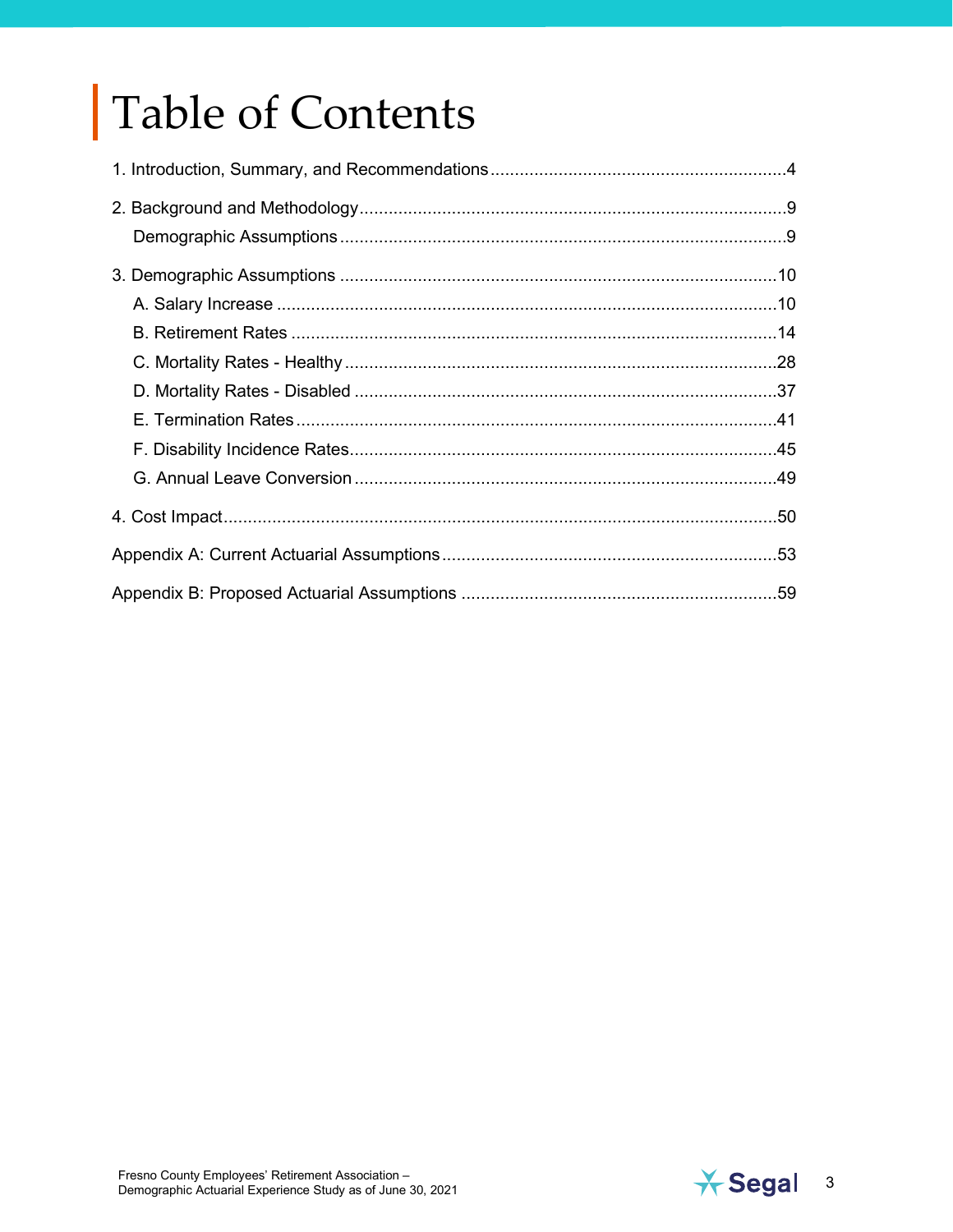# Table of Contents

1. Introduction, Summary, and Recommendations ............................................................4

2. Background and Methodology.......................................................................................9
   - Demographic Assumptions ...........................................................................................9

3. Demographic Assumptions ..........................................................................................10
   - A. Salary Increase .......................................................................................................10
   - B. Retirement Rates ....................................................................................................14
   - C. Mortality Rates - Healthy .........................................................................................28
   - D. Mortality Rates - Disabled .......................................................................................37
   - E. Termination Rates ...................................................................................................41
   - F. Disability Incidence Rates........................................................................................45
   - G. Annual Leave Conversion .......................................................................................49

4. Cost Impact.................................................................................................................50

Appendix A: Current Actuarial Assumptions.....................................................................53

Appendix B: Proposed Actuarial Assumptions .................................................................59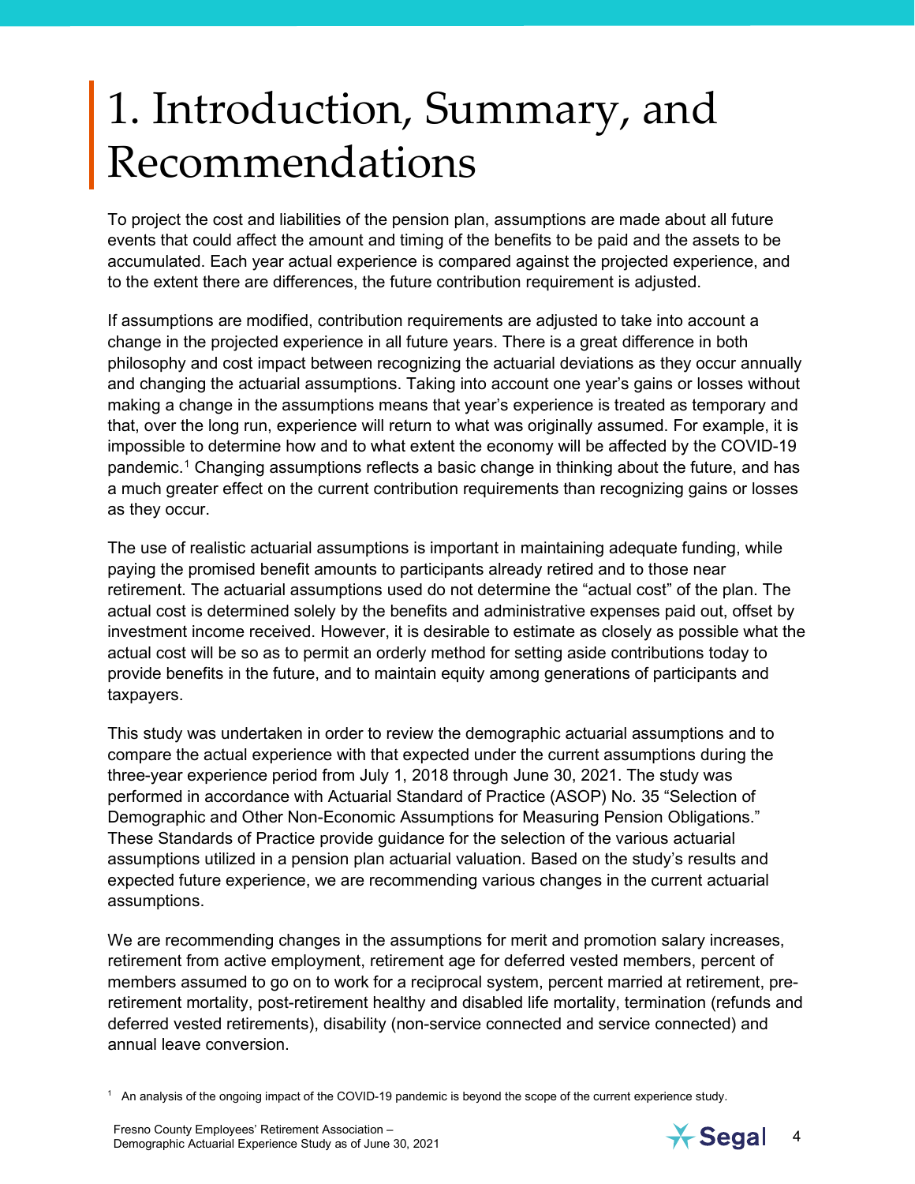# 1. Introduction, Summary, and Recommendations

To project the cost and liabilities of the pension plan, assumptions are made about all future events that could affect the amount and timing of the benefits to be paid and the assets to be accumulated. Each year actual experience is compared against the projected experience, and to the extent there are differences, the future contribution requirement is adjusted.

If assumptions are modified, contribution requirements are adjusted to take into account a change in the projected experience in all future years. There is a great difference in both philosophy and cost impact between recognizing the actuarial deviations as they occur annually and changing the actuarial assumptions. Taking into account one year's gains or losses without making a change in the assumptions means that year's experience is treated as temporary and that, over the long run, experience will return to what was originally assumed. For example, it is impossible to determine how and to what extent the economy will be affected by the COVID-19 pandemic.[1] Changing assumptions reflects a basic change in thinking about the future, and has a much greater effect on the current contribution requirements than recognizing gains or losses as they occur.

The use of realistic actuarial assumptions is important in maintaining adequate funding, while paying the promised benefit amounts to participants already retired and to those near retirement. The actuarial assumptions used do not determine the "actual cost" of the plan. The actual cost is determined solely by the benefits and administrative expenses paid out, offset by investment income received. However, it is desirable to estimate as closely as possible what the actual cost will be so as to permit an orderly method for setting aside contributions today to provide benefits in the future, and to maintain equity among generations of participants and taxpayers.

This study was undertaken in order to review the demographic actuarial assumptions and to compare the actual experience with that expected under the current assumptions during the three-year experience period from July 1, 2018 through June 30, 2021. The study was performed in accordance with Actuarial Standard of Practice (ASOP) No. 35 "Selection of Demographic and Other Non-Economic Assumptions for Measuring Pension Obligations." These Standards of Practice provide guidance for the selection of the various actuarial assumptions utilized in a pension plan actuarial valuation. Based on the study's results and expected future experience, we are recommending various changes in the current actuarial assumptions.

We are recommending changes in the assumptions for merit and promotion salary increases, retirement from active employment, retirement age for deferred vested members, percent of members assumed to go on to work for a reciprocal system, percent married at retirement, pre-retirement mortality, post-retirement healthy and disabled life mortality, termination (refunds and deferred vested retirements), disability (non-service connected and service connected) and annual leave conversion.

[1] An analysis of the ongoing impact of the COVID-19 pandemic is beyond the scope of the current experience study.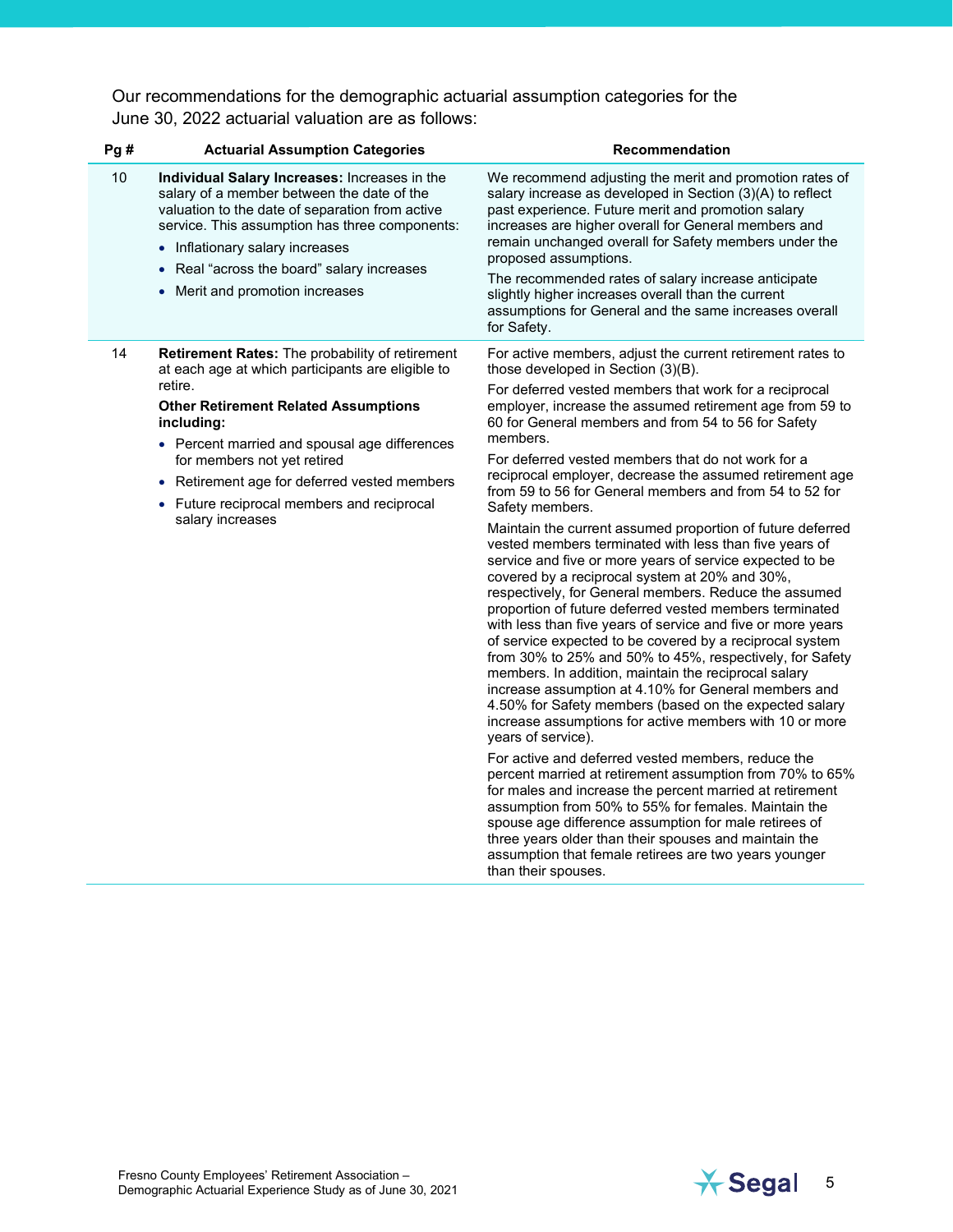Our recommendations for the demographic actuarial assumption categories for the June 30, 2022 actuarial valuation are as follows:

| Pg # | Actuarial Assumption Categories | Recommendation |
|---|---|---|
| 10 | **Individual Salary Increases:** Increases in the salary of a member between the date of the valuation to the date of separation from active service. This assumption has three components:<br>• Inflationary salary increases<br>• Real "across the board" salary increases<br>• Merit and promotion increases | We recommend adjusting the merit and promotion rates of salary increase as developed in Section (3)(A) to reflect past experience. Future merit and promotion salary increases are higher overall for General members and remain unchanged overall for Safety members under the proposed assumptions.<br>The recommended rates of salary increase anticipate slightly higher increases overall than the current assumptions for General and the same increases overall for Safety. |
| 14 | **Retirement Rates:** The probability of retirement at each age at which participants are eligible to retire.<br>**Other Retirement Related Assumptions including:**<br>• Percent married and spousal age differences for members not yet retired<br>• Retirement age for deferred vested members<br>• Future reciprocal members and reciprocal salary increases | For active members, adjust the current retirement rates to those developed in Section (3)(B).<br>For deferred vested members that work for a reciprocal employer, increase the assumed retirement age from 59 to 60 for General members and from 54 to 56 for Safety members.<br>For deferred vested members that do not work for a reciprocal employer, decrease the assumed retirement age from 59 to 56 for General members and from 54 to 52 for Safety members.<br>Maintain the current assumed proportion of future deferred vested members terminated with less than five years of service and five or more years of service expected to be covered by a reciprocal system at 20% and 30%, respectively, for General members. Reduce the assumed proportion of future deferred vested members terminated with less than five years of service and five or more years of service expected to be covered by a reciprocal system from 30% to 25% and 50% to 45%, respectively, for Safety members. In addition, maintain the reciprocal salary increase assumption at 4.10% for General members and 4.50% for Safety members (based on the expected salary increase assumptions for active members with 10 or more years of service).<br>For active and deferred vested members, reduce the percent married at retirement assumption from 70% to 65% for males and increase the percent married at retirement assumption from 50% to 55% for females. Maintain the spouse age difference assumption for male retirees of three years older than their spouses and maintain the assumption that female retirees are two years younger than their spouses. |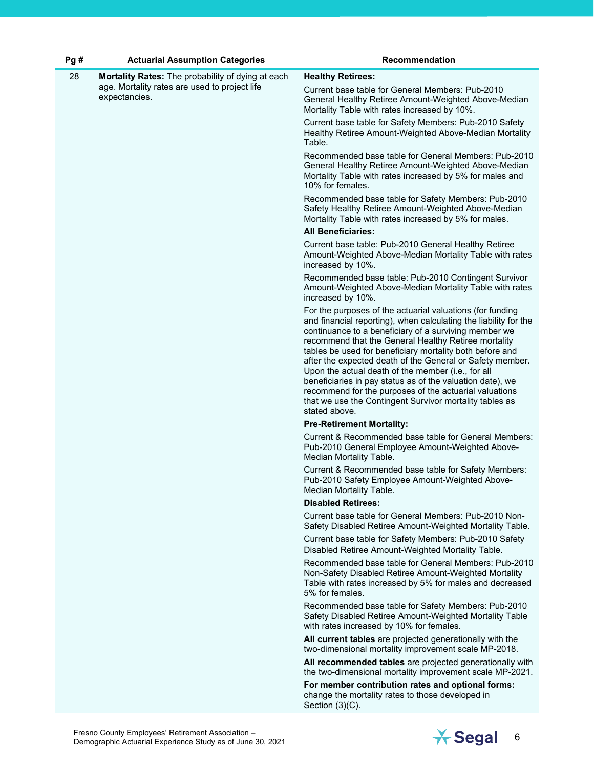| Pg # | Actuarial Assumption Categories | Recommendation |
|---|---|---|
| 28 | **Mortality Rates:** The probability of dying at each age. Mortality rates are used to project life expectancies. | **Healthy Retirees:**<br><br>Current base table for General Members: Pub-2010 General Healthy Retiree Amount-Weighted Above-Median Mortality Table with rates increased by 10%.<br><br>Current base table for Safety Members: Pub-2010 Safety Healthy Retiree Amount-Weighted Above-Median Mortality Table.<br><br>Recommended base table for General Members: Pub-2010 General Healthy Retiree Amount-Weighted Above-Median Mortality Table with rates increased by 5% for males and 10% for females.<br><br>Recommended base table for Safety Members: Pub-2010 Safety Healthy Retiree Amount-Weighted Above-Median Mortality Table with rates increased by 5% for males.<br><br>**All Beneficiaries:**<br><br>Current base table: Pub-2010 General Healthy Retiree Amount-Weighted Above-Median Mortality Table with rates increased by 10%.<br><br>Recommended base table: Pub-2010 Contingent Survivor Amount-Weighted Above-Median Mortality Table with rates increased by 10%.<br><br>For the purposes of the actuarial valuations (for funding and financial reporting), when calculating the liability for the continuance to a beneficiary of a surviving member we recommend that the General Healthy Retiree mortality tables be used for beneficiary mortality both before and after the expected death of the General or Safety member. Upon the actual death of the member (i.e., for all beneficiaries in pay status as of the valuation date), we recommend for the purposes of the actuarial valuations that we use the Contingent Survivor mortality tables as stated above.<br><br>**Pre-Retirement Mortality:**<br><br>Current & Recommended base table for General Members: Pub-2010 General Employee Amount-Weighted Above-Median Mortality Table.<br><br>Current & Recommended base table for Safety Members: Pub-2010 Safety Employee Amount-Weighted Above-Median Mortality Table.<br><br>**Disabled Retirees:**<br><br>Current base table for General Members: Pub-2010 Non-Safety Disabled Retiree Amount-Weighted Mortality Table.<br><br>Current base table for Safety Members: Pub-2010 Safety Disabled Retiree Amount-Weighted Mortality Table.<br><br>Recommended base table for General Members: Pub-2010 Non-Safety Disabled Retiree Amount-Weighted Mortality Table with rates increased by 5% for males and decreased 5% for females.<br><br>Recommended base table for Safety Members: Pub-2010 Safety Disabled Retiree Amount-Weighted Mortality Table with rates increased by 10% for females.<br><br>**All current tables** are projected generationally with the two-dimensional mortality improvement scale MP-2018.<br><br>**All recommended tables** are projected generationally with the two-dimensional mortality improvement scale MP-2021.<br><br>**For member contribution rates and optional forms:** change the mortality rates to those developed in Section (3)(C). |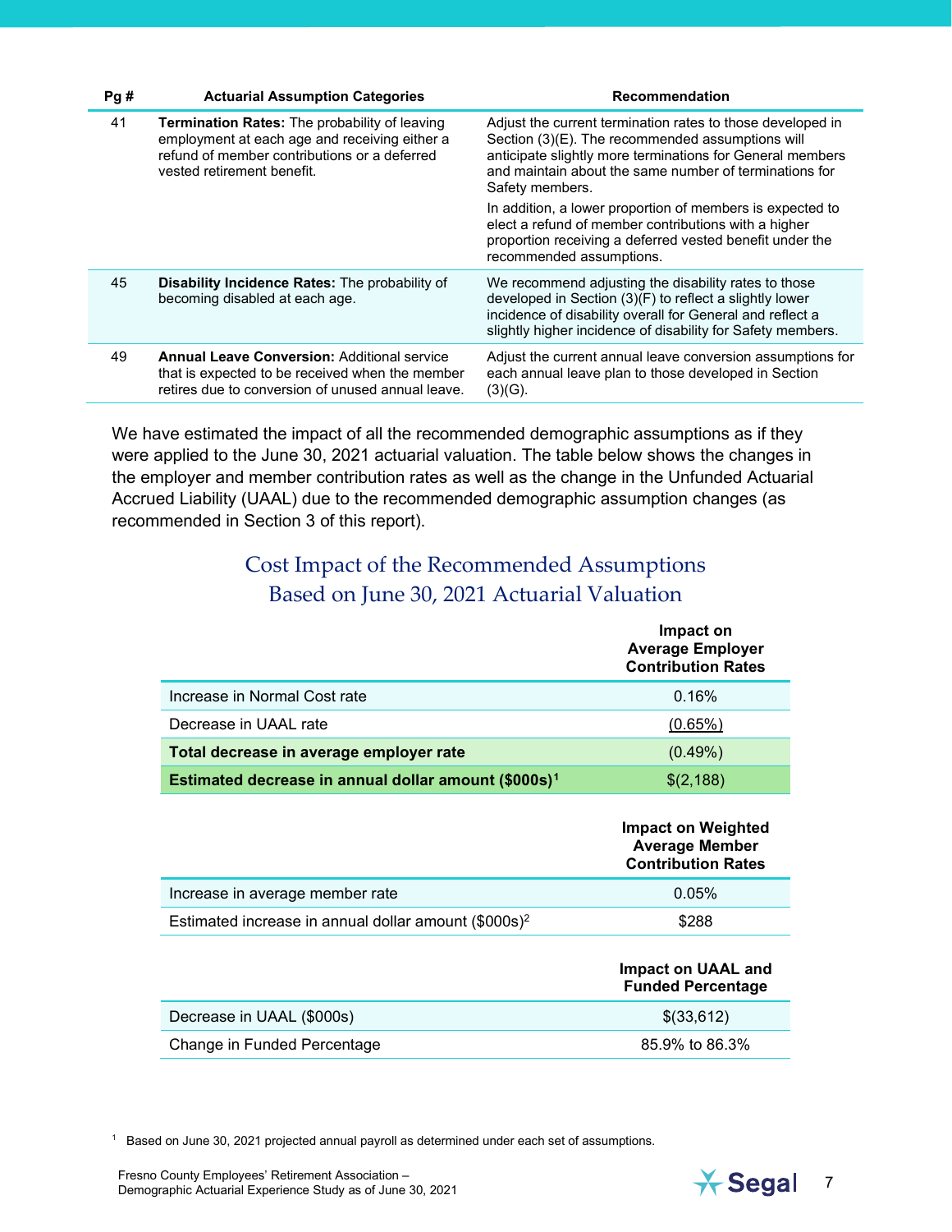| Pg # | Actuarial Assumption Categories | Recommendation |
|---|---|---|
| 41 | **Termination Rates:** The probability of leaving employment at each age and receiving either a refund of member contributions or a deferred vested retirement benefit. | Adjust the current termination rates to those developed in Section (3)(E). The recommended assumptions will anticipate slightly more terminations for General members and maintain about the same number of terminations for Safety members.<br><br>In addition, a lower proportion of members is expected to elect a refund of member contributions with a higher proportion receiving a deferred vested benefit under the recommended assumptions. |
| 45 | **Disability Incidence Rates:** The probability of becoming disabled at each age. | We recommend adjusting the disability rates to those developed in Section (3)(F) to reflect a slightly lower incidence of disability overall for General and reflect a slightly higher incidence of disability for Safety members. |
| 49 | **Annual Leave Conversion:** Additional service that is expected to be received when the member retires due to conversion of unused annual leave. | Adjust the current annual leave conversion assumptions for each annual leave plan to those developed in Section (3)(G). |

We have estimated the impact of all the recommended demographic assumptions as if they were applied to the June 30, 2021 actuarial valuation. The table below shows the changes in the employer and member contribution rates as well as the change in the Unfunded Actuarial Accrued Liability (UAAL) due to the recommended demographic assumption changes (as recommended in Section 3 of this report).

## Cost Impact of the Recommended Assumptions Based on June 30, 2021 Actuarial Valuation

| | Impact on Average Employer Contribution Rates |
|---|---|
| Increase in Normal Cost rate | 0.16% |
| Decrease in UAAL rate | (0.65%) |
| **Total decrease in average employer rate** | (0.49%) |
| **Estimated decrease in annual dollar amount ($000s)[1]** | $(2,188) |

| | Impact on Weighted Average Member Contribution Rates |
|---|---|
| Increase in average member rate | 0.05% |
| Estimated increase in annual dollar amount ($000s)[2] | $288 |

| | Impact on UAAL and Funded Percentage |
|---|---|
| Decrease in UAAL ($000s) | $(33,612) |
| Change in Funded Percentage | 85.9% to 86.3% |

[1] Based on June 30, 2021 projected annual payroll as determined under each set of assumptions.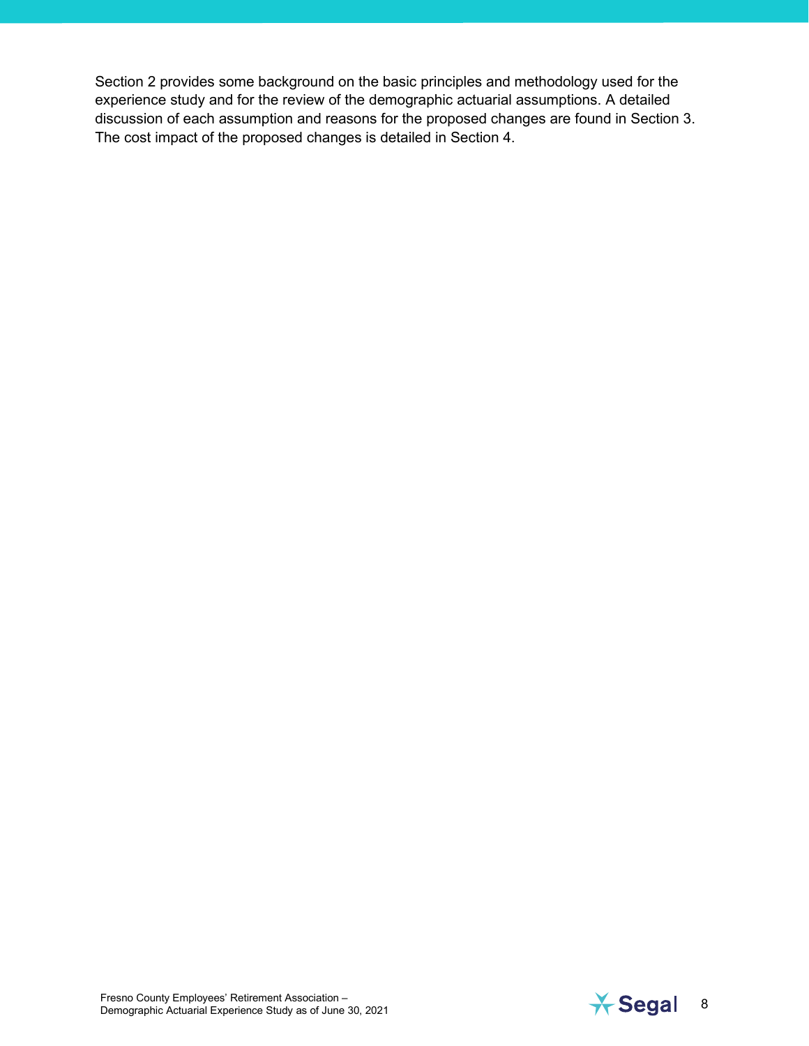Section 2 provides some background on the basic principles and methodology used for the experience study and for the review of the demographic actuarial assumptions. A detailed discussion of each assumption and reasons for the proposed changes are found in Section 3. The cost impact of the proposed changes is detailed in Section 4.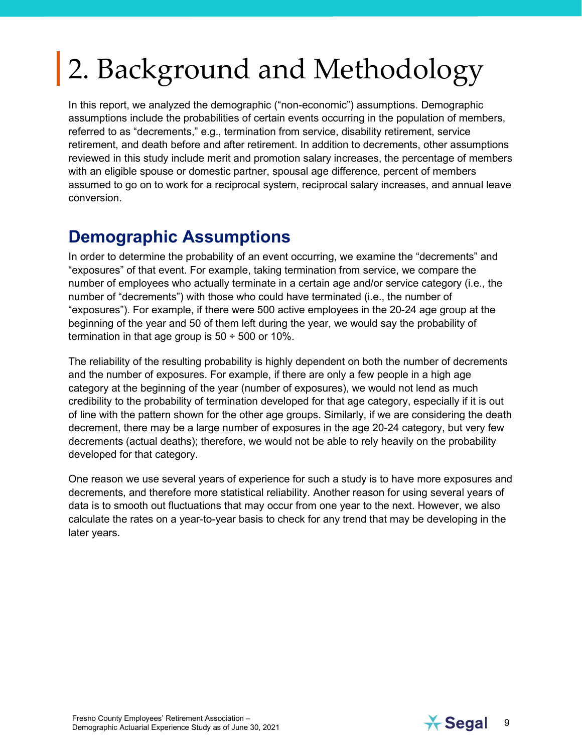# 2. Background and Methodology

In this report, we analyzed the demographic ("non-economic") assumptions. Demographic assumptions include the probabilities of certain events occurring in the population of members, referred to as "decrements," e.g., termination from service, disability retirement, service retirement, and death before and after retirement. In addition to decrements, other assumptions reviewed in this study include merit and promotion salary increases, the percentage of members with an eligible spouse or domestic partner, spousal age difference, percent of members assumed to go on to work for a reciprocal system, reciprocal salary increases, and annual leave conversion.

## Demographic Assumptions

In order to determine the probability of an event occurring, we examine the "decrements" and "exposures" of that event. For example, taking termination from service, we compare the number of employees who actually terminate in a certain age and/or service category (i.e., the number of "decrements") with those who could have terminated (i.e., the number of "exposures"). For example, if there were 500 active employees in the 20-24 age group at the beginning of the year and 50 of them left during the year, we would say the probability of termination in that age group is 50 ÷ 500 or 10%.

The reliability of the resulting probability is highly dependent on both the number of decrements and the number of exposures. For example, if there are only a few people in a high age category at the beginning of the year (number of exposures), we would not lend as much credibility to the probability of termination developed for that age category, especially if it is out of line with the pattern shown for the other age groups. Similarly, if we are considering the death decrement, there may be a large number of exposures in the age 20-24 category, but very few decrements (actual deaths); therefore, we would not be able to rely heavily on the probability developed for that category.

One reason we use several years of experience for such a study is to have more exposures and decrements, and therefore more statistical reliability. Another reason for using several years of data is to smooth out fluctuations that may occur from one year to the next. However, we also calculate the rates on a year-to-year basis to check for any trend that may be developing in the later years.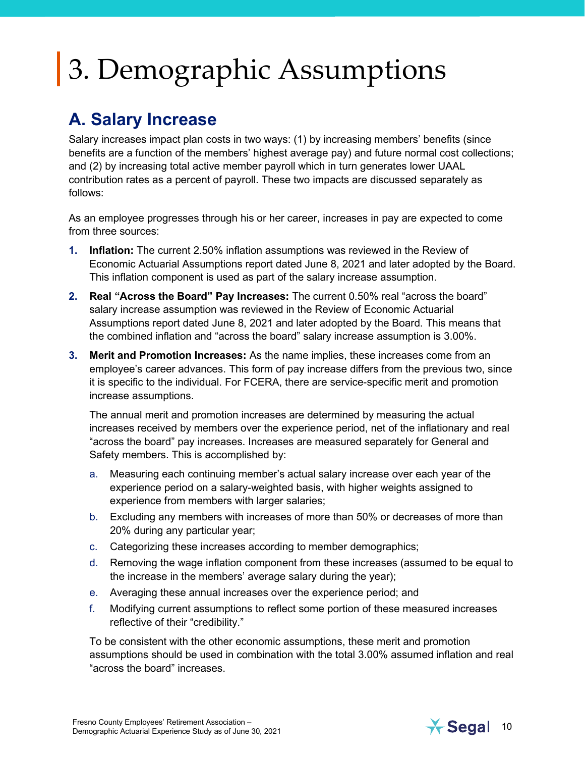# 3. Demographic Assumptions

## A. Salary Increase

Salary increases impact plan costs in two ways: (1) by increasing members' benefits (since benefits are a function of the members' highest average pay) and future normal cost collections; and (2) by increasing total active member payroll which in turn generates lower UAAL contribution rates as a percent of payroll. These two impacts are discussed separately as follows:

As an employee progresses through his or her career, increases in pay are expected to come from three sources:

1. **Inflation:** The current 2.50% inflation assumptions was reviewed in the Review of Economic Actuarial Assumptions report dated June 8, 2021 and later adopted by the Board. This inflation component is used as part of the salary increase assumption.
2. **Real "Across the Board" Pay Increases:** The current 0.50% real "across the board" salary increase assumption was reviewed in the Review of Economic Actuarial Assumptions report dated June 8, 2021 and later adopted by the Board. This means that the combined inflation and "across the board" salary increase assumption is 3.00%.
3. **Merit and Promotion Increases:** As the name implies, these increases come from an employee's career advances. This form of pay increase differs from the previous two, since it is specific to the individual. For FCERA, there are service-specific merit and promotion increase assumptions.

   The annual merit and promotion increases are determined by measuring the actual increases received by members over the experience period, net of the inflationary and real "across the board" pay increases. Increases are measured separately for General and Safety members. This is accomplished by:

   a. Measuring each continuing member's actual salary increase over each year of the experience period on a salary-weighted basis, with higher weights assigned to experience from members with larger salaries;
   b. Excluding any members with increases of more than 50% or decreases of more than 20% during any particular year;
   c. Categorizing these increases according to member demographics;
   d. Removing the wage inflation component from these increases (assumed to be equal to the increase in the members' average salary during the year);
   e. Averaging these annual increases over the experience period; and
   f. Modifying current assumptions to reflect some portion of these measured increases reflective of their "credibility."

   To be consistent with the other economic assumptions, these merit and promotion assumptions should be used in combination with the total 3.00% assumed inflation and real "across the board" increases.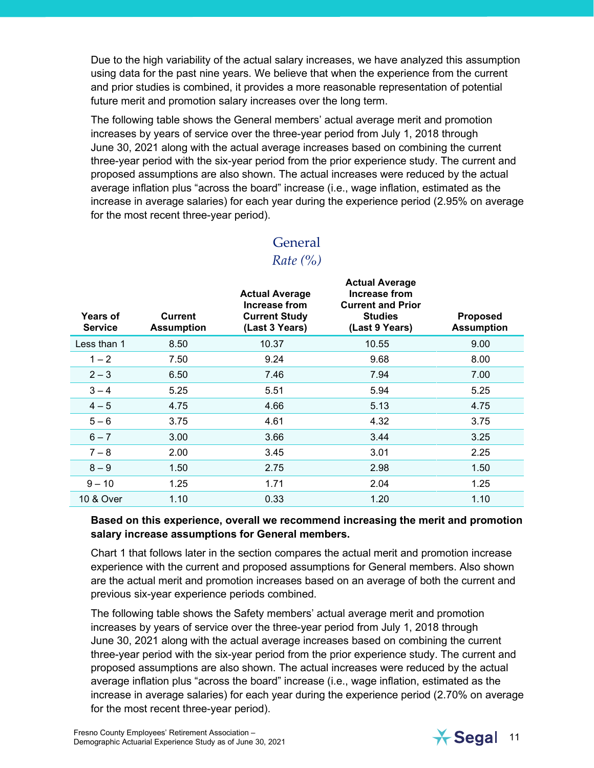Due to the high variability of the actual salary increases, we have analyzed this assumption using data for the past nine years. We believe that when the experience from the current and prior studies is combined, it provides a more reasonable representation of potential future merit and promotion salary increases over the long term.

The following table shows the General members' actual average merit and promotion increases by years of service over the three-year period from July 1, 2018 through June 30, 2021 along with the actual average increases based on combining the current three-year period with the six-year period from the prior experience study. The current and proposed assumptions are also shown. The actual increases were reduced by the actual average inflation plus "across the board" increase (i.e., wage inflation, estimated as the increase in average salaries) for each year during the experience period (2.95% on average for the most recent three-year period).

## General

*Rate (%)*

| Years of Service | Current Assumption | Actual Average Increase from Current Study (Last 3 Years) | Actual Average Increase from Current and Prior Studies (Last 9 Years) | Proposed Assumption |
|---|---|---|---|---|
| Less than 1 | 8.50 | 10.37 | 10.55 | 9.00 |
| 1 – 2 | 7.50 | 9.24 | 9.68 | 8.00 |
| 2 – 3 | 6.50 | 7.46 | 7.94 | 7.00 |
| 3 – 4 | 5.25 | 5.51 | 5.94 | 5.25 |
| 4 – 5 | 4.75 | 4.66 | 5.13 | 4.75 |
| 5 – 6 | 3.75 | 4.61 | 4.32 | 3.75 |
| 6 – 7 | 3.00 | 3.66 | 3.44 | 3.25 |
| 7 – 8 | 2.00 | 3.45 | 3.01 | 2.25 |
| 8 – 9 | 1.50 | 2.75 | 2.98 | 1.50 |
| 9 – 10 | 1.25 | 1.71 | 2.04 | 1.25 |
| 10 & Over | 1.10 | 0.33 | 1.20 | 1.10 |

**Based on this experience, overall we recommend increasing the merit and promotion salary increase assumptions for General members.**

Chart 1 that follows later in the section compares the actual merit and promotion increase experience with the current and proposed assumptions for General members. Also shown are the actual merit and promotion increases based on an average of both the current and previous six-year experience periods combined.

The following table shows the Safety members' actual average merit and promotion increases by years of service over the three-year period from July 1, 2018 through June 30, 2021 along with the actual average increases based on combining the current three-year period with the six-year period from the prior experience study. The current and proposed assumptions are also shown. The actual increases were reduced by the actual average inflation plus "across the board" increase (i.e., wage inflation, estimated as the increase in average salaries) for each year during the experience period (2.70% on average for the most recent three-year period).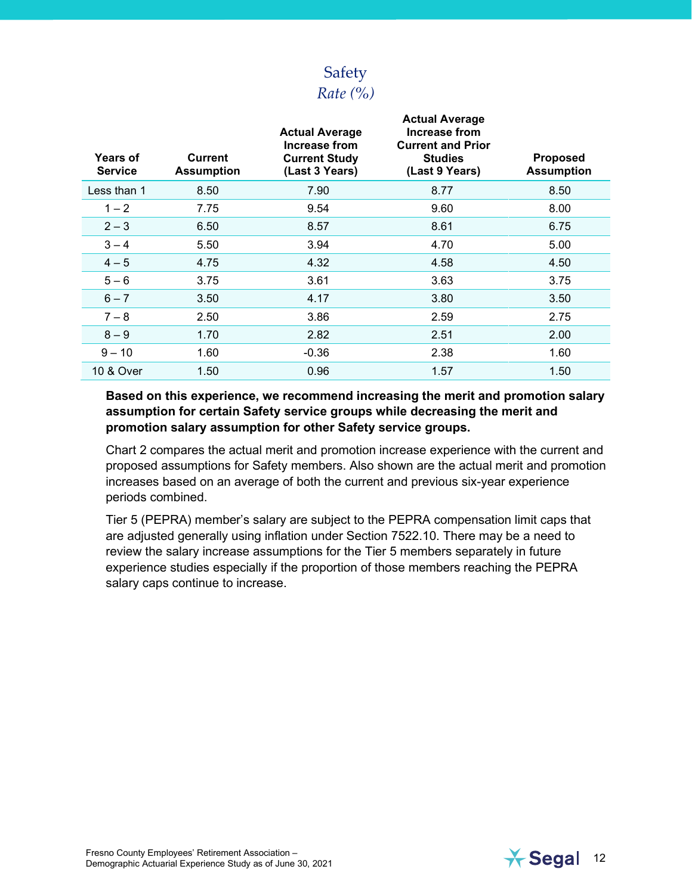## Safety

*Rate (%)*

| Years of Service | Current Assumption | Actual Average Increase from Current Study (Last 3 Years) | Actual Average Increase from Current and Prior Studies (Last 9 Years) | Proposed Assumption |
|---|---|---|---|---|
| Less than 1 | 8.50 | 7.90 | 8.77 | 8.50 |
| 1 – 2 | 7.75 | 9.54 | 9.60 | 8.00 |
| 2 – 3 | 6.50 | 8.57 | 8.61 | 6.75 |
| 3 – 4 | 5.50 | 3.94 | 4.70 | 5.00 |
| 4 – 5 | 4.75 | 4.32 | 4.58 | 4.50 |
| 5 – 6 | 3.75 | 3.61 | 3.63 | 3.75 |
| 6 – 7 | 3.50 | 4.17 | 3.80 | 3.50 |
| 7 – 8 | 2.50 | 3.86 | 2.59 | 2.75 |
| 8 – 9 | 1.70 | 2.82 | 2.51 | 2.00 |
| 9 – 10 | 1.60 | -0.36 | 2.38 | 1.60 |
| 10 & Over | 1.50 | 0.96 | 1.57 | 1.50 |

**Based on this experience, we recommend increasing the merit and promotion salary assumption for certain Safety service groups while decreasing the merit and promotion salary assumption for other Safety service groups.**

Chart 2 compares the actual merit and promotion increase experience with the current and proposed assumptions for Safety members. Also shown are the actual merit and promotion increases based on an average of both the current and previous six-year experience periods combined.

Tier 5 (PEPRA) member's salary are subject to the PEPRA compensation limit caps that are adjusted generally using inflation under Section 7522.10. There may be a need to review the salary increase assumptions for the Tier 5 members separately in future experience studies especially if the proportion of those members reaching the PEPRA salary caps continue to increase.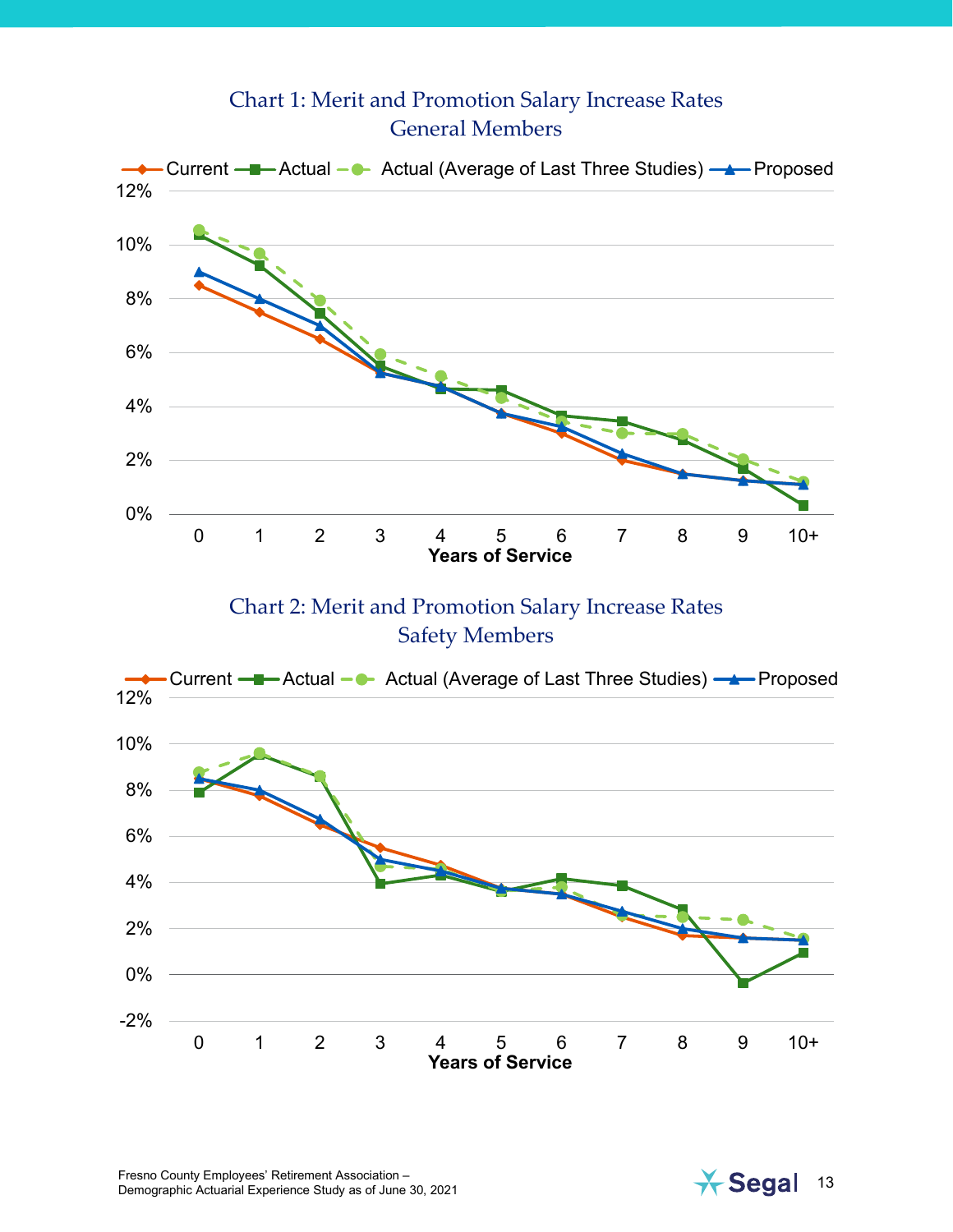### Chart 1: Merit and Promotion Salary Increase Rates
### General Members

Legend: Current, Actual, Actual (Average of Last Three Studies), Proposed

Y-axis: 0%, 2%, 4%, 6%, 8%, 10%, 12%

X-axis: Years of Service — 0, 1, 2, 3, 4, 5, 6, 7, 8, 9, 10+

### Chart 2: Merit and Promotion Salary Increase Rates
### Safety Members

Legend: Current, Actual, Actual (Average of Last Three Studies), Proposed

Y-axis: -2%, 0%, 2%, 4%, 6%, 8%, 10%, 12%

X-axis: Years of Service — 0, 1, 2, 3, 4, 5, 6, 7, 8, 9, 10+

Fresno County Employees' Retirement Association –
Demographic Actuarial Experience Study as of June 30, 2021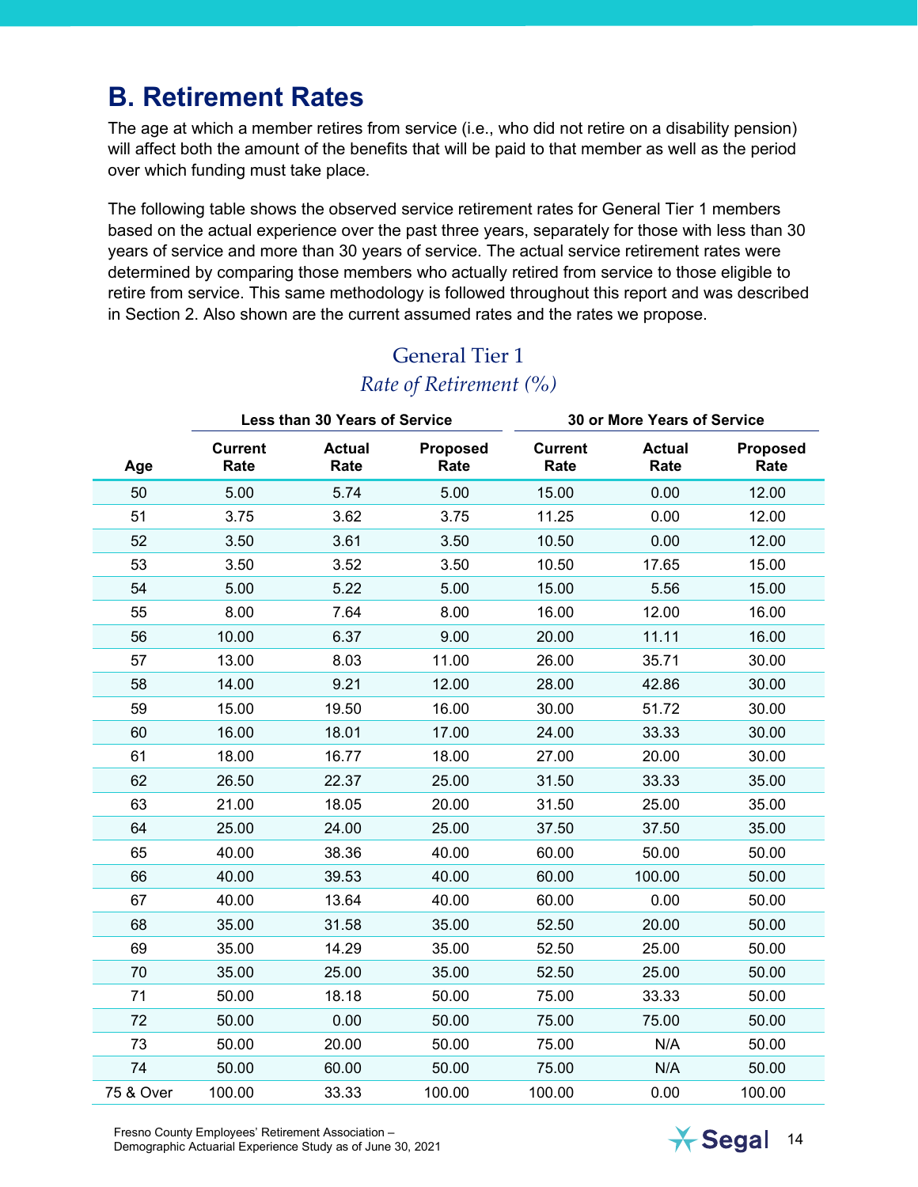## B. Retirement Rates

The age at which a member retires from service (i.e., who did not retire on a disability pension) will affect both the amount of the benefits that will be paid to that member as well as the period over which funding must take place.

The following table shows the observed service retirement rates for General Tier 1 members based on the actual experience over the past three years, separately for those with less than 30 years of service and more than 30 years of service. The actual service retirement rates were determined by comparing those members who actually retired from service to those eligible to retire from service. This same methodology is followed throughout this report and was described in Section 2. Also shown are the current assumed rates and the rates we propose.

### General Tier 1

*Rate of Retirement (%)*

| | Less than 30 Years of Service | | | 30 or More Years of Service | | |
|---|---|---|---|---|---|---|
| **Age** | **Current Rate** | **Actual Rate** | **Proposed Rate** | **Current Rate** | **Actual Rate** | **Proposed Rate** |
| 50 | 5.00 | 5.74 | 5.00 | 15.00 | 0.00 | 12.00 |
| 51 | 3.75 | 3.62 | 3.75 | 11.25 | 0.00 | 12.00 |
| 52 | 3.50 | 3.61 | 3.50 | 10.50 | 0.00 | 12.00 |
| 53 | 3.50 | 3.52 | 3.50 | 10.50 | 17.65 | 15.00 |
| 54 | 5.00 | 5.22 | 5.00 | 15.00 | 5.56 | 15.00 |
| 55 | 8.00 | 7.64 | 8.00 | 16.00 | 12.00 | 16.00 |
| 56 | 10.00 | 6.37 | 9.00 | 20.00 | 11.11 | 16.00 |
| 57 | 13.00 | 8.03 | 11.00 | 26.00 | 35.71 | 30.00 |
| 58 | 14.00 | 9.21 | 12.00 | 28.00 | 42.86 | 30.00 |
| 59 | 15.00 | 19.50 | 16.00 | 30.00 | 51.72 | 30.00 |
| 60 | 16.00 | 18.01 | 17.00 | 24.00 | 33.33 | 30.00 |
| 61 | 18.00 | 16.77 | 18.00 | 27.00 | 20.00 | 30.00 |
| 62 | 26.50 | 22.37 | 25.00 | 31.50 | 33.33 | 35.00 |
| 63 | 21.00 | 18.05 | 20.00 | 31.50 | 25.00 | 35.00 |
| 64 | 25.00 | 24.00 | 25.00 | 37.50 | 37.50 | 35.00 |
| 65 | 40.00 | 38.36 | 40.00 | 60.00 | 50.00 | 50.00 |
| 66 | 40.00 | 39.53 | 40.00 | 60.00 | 100.00 | 50.00 |
| 67 | 40.00 | 13.64 | 40.00 | 60.00 | 0.00 | 50.00 |
| 68 | 35.00 | 31.58 | 35.00 | 52.50 | 20.00 | 50.00 |
| 69 | 35.00 | 14.29 | 35.00 | 52.50 | 25.00 | 50.00 |
| 70 | 35.00 | 25.00 | 35.00 | 52.50 | 25.00 | 50.00 |
| 71 | 50.00 | 18.18 | 50.00 | 75.00 | 33.33 | 50.00 |
| 72 | 50.00 | 0.00 | 50.00 | 75.00 | 75.00 | 50.00 |
| 73 | 50.00 | 20.00 | 50.00 | 75.00 | N/A | 50.00 |
| 74 | 50.00 | 60.00 | 50.00 | 75.00 | N/A | 50.00 |
| 75 & Over | 100.00 | 33.33 | 100.00 | 100.00 | 0.00 | 100.00 |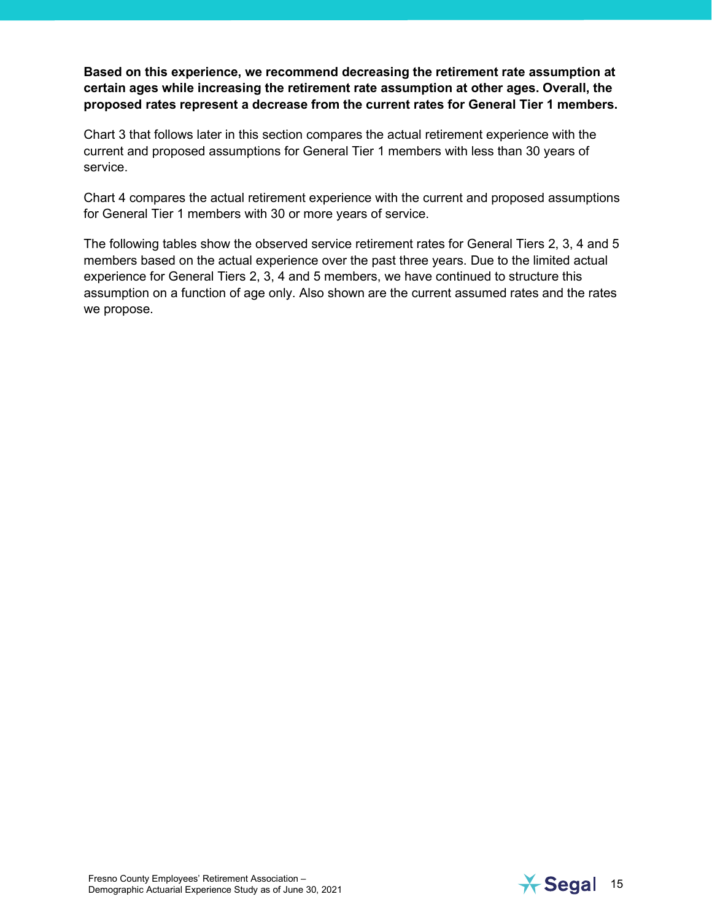**Based on this experience, we recommend decreasing the retirement rate assumption at certain ages while increasing the retirement rate assumption at other ages. Overall, the proposed rates represent a decrease from the current rates for General Tier 1 members.**

Chart 3 that follows later in this section compares the actual retirement experience with the current and proposed assumptions for General Tier 1 members with less than 30 years of service.

Chart 4 compares the actual retirement experience with the current and proposed assumptions for General Tier 1 members with 30 or more years of service.

The following tables show the observed service retirement rates for General Tiers 2, 3, 4 and 5 members based on the actual experience over the past three years. Due to the limited actual experience for General Tiers 2, 3, 4 and 5 members, we have continued to structure this assumption on a function of age only. Also shown are the current assumed rates and the rates we propose.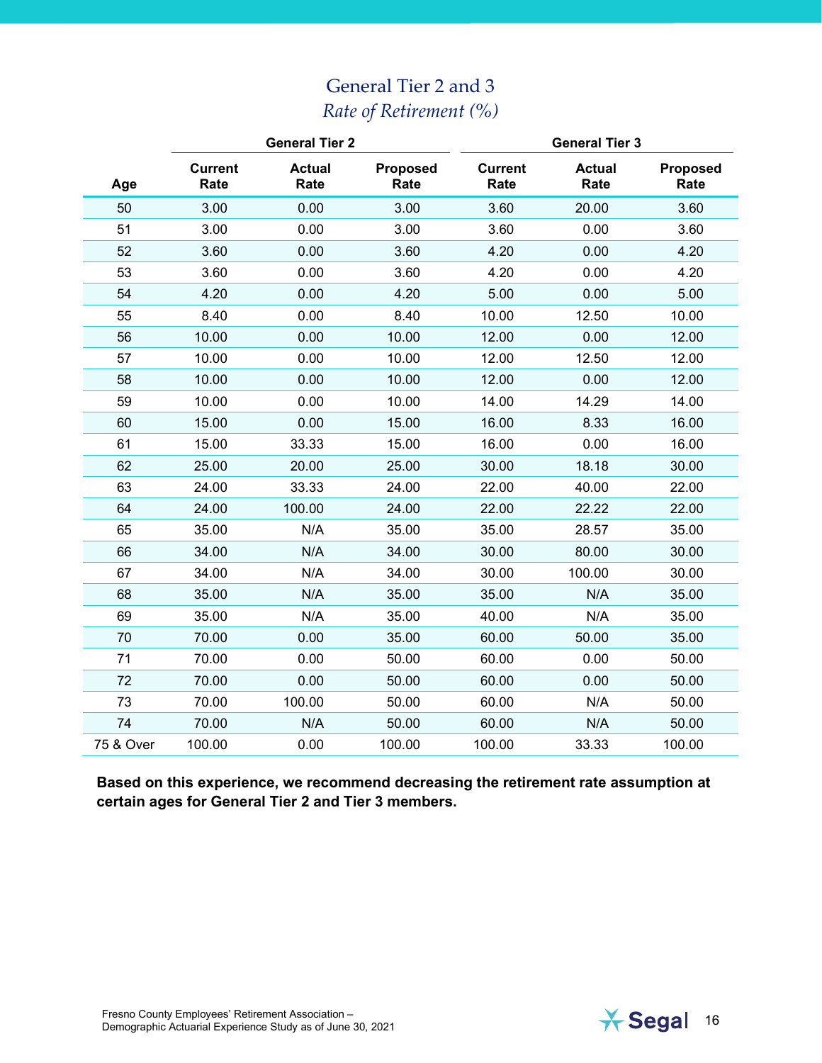## General Tier 2 and 3

### *Rate of Retirement (%)*

| Age | General Tier 2 | | | General Tier 3 | | |
|---|---|---|---|---|---|---|
| | Current Rate | Actual Rate | Proposed Rate | Current Rate | Actual Rate | Proposed Rate |
| 50 | 3.00 | 0.00 | 3.00 | 3.60 | 20.00 | 3.60 |
| 51 | 3.00 | 0.00 | 3.00 | 3.60 | 0.00 | 3.60 |
| 52 | 3.60 | 0.00 | 3.60 | 4.20 | 0.00 | 4.20 |
| 53 | 3.60 | 0.00 | 3.60 | 4.20 | 0.00 | 4.20 |
| 54 | 4.20 | 0.00 | 4.20 | 5.00 | 0.00 | 5.00 |
| 55 | 8.40 | 0.00 | 8.40 | 10.00 | 12.50 | 10.00 |
| 56 | 10.00 | 0.00 | 10.00 | 12.00 | 0.00 | 12.00 |
| 57 | 10.00 | 0.00 | 10.00 | 12.00 | 12.50 | 12.00 |
| 58 | 10.00 | 0.00 | 10.00 | 12.00 | 0.00 | 12.00 |
| 59 | 10.00 | 0.00 | 10.00 | 14.00 | 14.29 | 14.00 |
| 60 | 15.00 | 0.00 | 15.00 | 16.00 | 8.33 | 16.00 |
| 61 | 15.00 | 33.33 | 15.00 | 16.00 | 0.00 | 16.00 |
| 62 | 25.00 | 20.00 | 25.00 | 30.00 | 18.18 | 30.00 |
| 63 | 24.00 | 33.33 | 24.00 | 22.00 | 40.00 | 22.00 |
| 64 | 24.00 | 100.00 | 24.00 | 22.00 | 22.22 | 22.00 |
| 65 | 35.00 | N/A | 35.00 | 35.00 | 28.57 | 35.00 |
| 66 | 34.00 | N/A | 34.00 | 30.00 | 80.00 | 30.00 |
| 67 | 34.00 | N/A | 34.00 | 30.00 | 100.00 | 30.00 |
| 68 | 35.00 | N/A | 35.00 | 35.00 | N/A | 35.00 |
| 69 | 35.00 | N/A | 35.00 | 40.00 | N/A | 35.00 |
| 70 | 70.00 | 0.00 | 35.00 | 60.00 | 50.00 | 35.00 |
| 71 | 70.00 | 0.00 | 50.00 | 60.00 | 0.00 | 50.00 |
| 72 | 70.00 | 0.00 | 50.00 | 60.00 | 0.00 | 50.00 |
| 73 | 70.00 | 100.00 | 50.00 | 60.00 | N/A | 50.00 |
| 74 | 70.00 | N/A | 50.00 | 60.00 | N/A | 50.00 |
| 75 & Over | 100.00 | 0.00 | 100.00 | 100.00 | 33.33 | 100.00 |

**Based on this experience, we recommend decreasing the retirement rate assumption at certain ages for General Tier 2 and Tier 3 members.**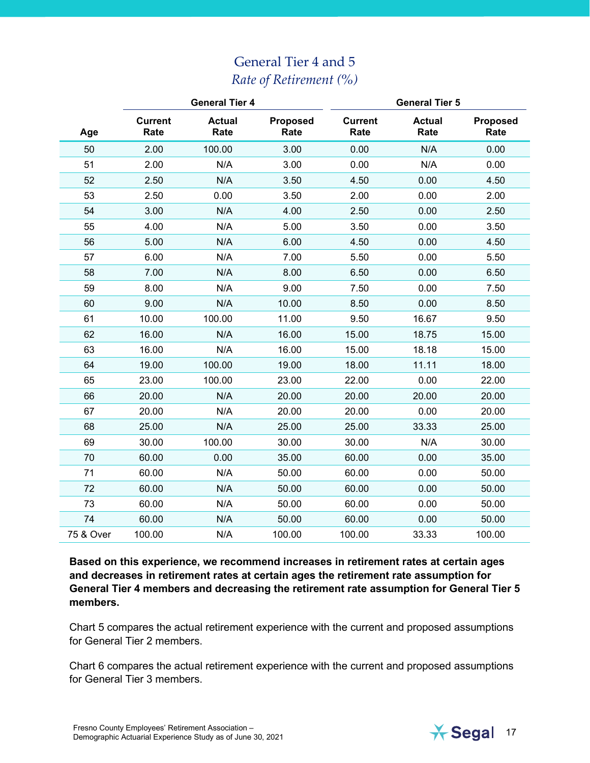## General Tier 4 and 5

*Rate of Retirement (%)*

| Age | General Tier 4 | | | General Tier 5 | | |
|---|---|---|---|---|---|---|
| | Current Rate | Actual Rate | Proposed Rate | Current Rate | Actual Rate | Proposed Rate |
| 50 | 2.00 | 100.00 | 3.00 | 0.00 | N/A | 0.00 |
| 51 | 2.00 | N/A | 3.00 | 0.00 | N/A | 0.00 |
| 52 | 2.50 | N/A | 3.50 | 4.50 | 0.00 | 4.50 |
| 53 | 2.50 | 0.00 | 3.50 | 2.00 | 0.00 | 2.00 |
| 54 | 3.00 | N/A | 4.00 | 2.50 | 0.00 | 2.50 |
| 55 | 4.00 | N/A | 5.00 | 3.50 | 0.00 | 3.50 |
| 56 | 5.00 | N/A | 6.00 | 4.50 | 0.00 | 4.50 |
| 57 | 6.00 | N/A | 7.00 | 5.50 | 0.00 | 5.50 |
| 58 | 7.00 | N/A | 8.00 | 6.50 | 0.00 | 6.50 |
| 59 | 8.00 | N/A | 9.00 | 7.50 | 0.00 | 7.50 |
| 60 | 9.00 | N/A | 10.00 | 8.50 | 0.00 | 8.50 |
| 61 | 10.00 | 100.00 | 11.00 | 9.50 | 16.67 | 9.50 |
| 62 | 16.00 | N/A | 16.00 | 15.00 | 18.75 | 15.00 |
| 63 | 16.00 | N/A | 16.00 | 15.00 | 18.18 | 15.00 |
| 64 | 19.00 | 100.00 | 19.00 | 18.00 | 11.11 | 18.00 |
| 65 | 23.00 | 100.00 | 23.00 | 22.00 | 0.00 | 22.00 |
| 66 | 20.00 | N/A | 20.00 | 20.00 | 20.00 | 20.00 |
| 67 | 20.00 | N/A | 20.00 | 20.00 | 0.00 | 20.00 |
| 68 | 25.00 | N/A | 25.00 | 25.00 | 33.33 | 25.00 |
| 69 | 30.00 | 100.00 | 30.00 | 30.00 | N/A | 30.00 |
| 70 | 60.00 | 0.00 | 35.00 | 60.00 | 0.00 | 35.00 |
| 71 | 60.00 | N/A | 50.00 | 60.00 | 0.00 | 50.00 |
| 72 | 60.00 | N/A | 50.00 | 60.00 | 0.00 | 50.00 |
| 73 | 60.00 | N/A | 50.00 | 60.00 | 0.00 | 50.00 |
| 74 | 60.00 | N/A | 50.00 | 60.00 | 0.00 | 50.00 |
| 75 & Over | 100.00 | N/A | 100.00 | 100.00 | 33.33 | 100.00 |

**Based on this experience, we recommend increases in retirement rates at certain ages and decreases in retirement rates at certain ages the retirement rate assumption for General Tier 4 members and decreasing the retirement rate assumption for General Tier 5 members.**

Chart 5 compares the actual retirement experience with the current and proposed assumptions for General Tier 2 members.

Chart 6 compares the actual retirement experience with the current and proposed assumptions for General Tier 3 members.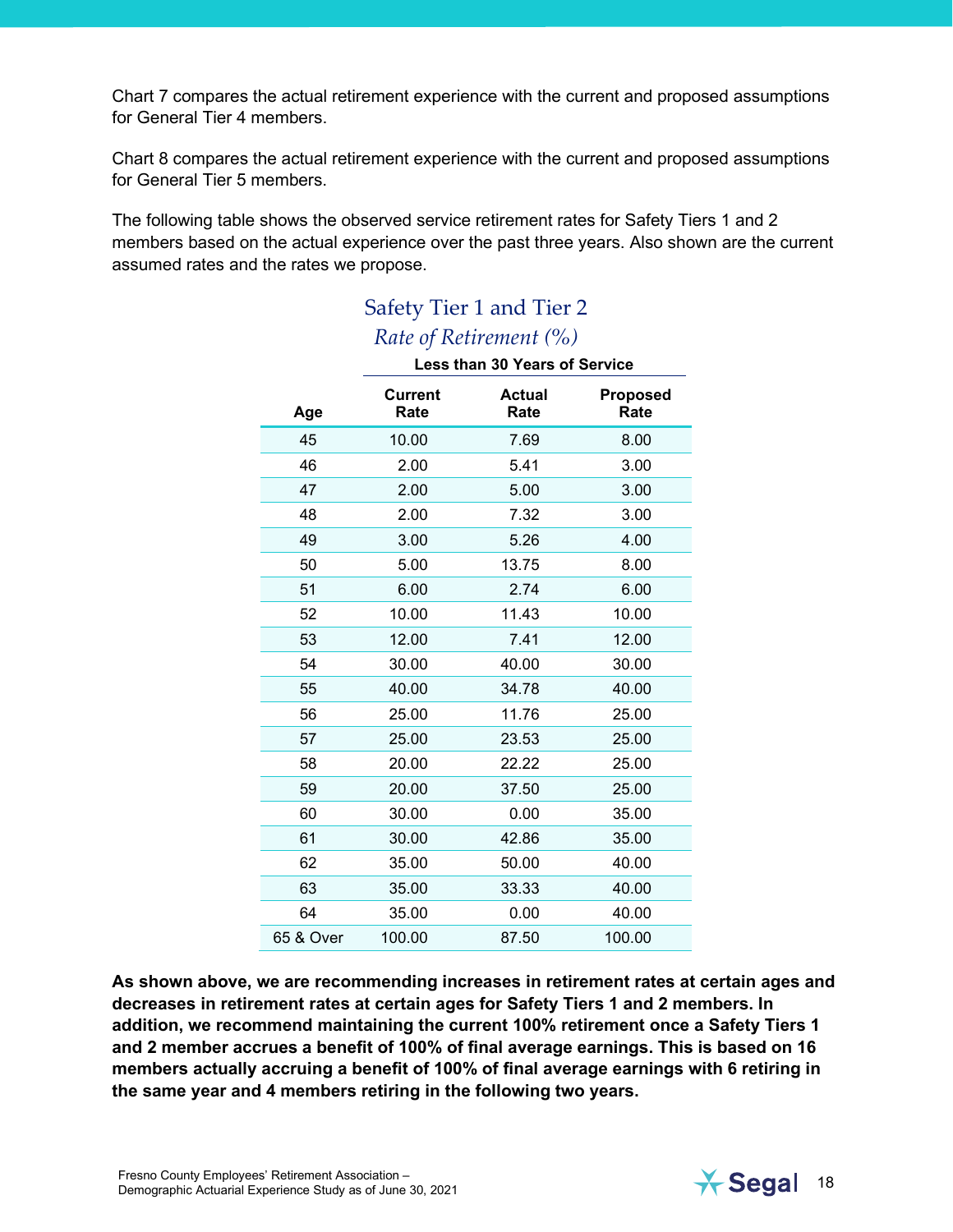Chart 7 compares the actual retirement experience with the current and proposed assumptions for General Tier 4 members.

Chart 8 compares the actual retirement experience with the current and proposed assumptions for General Tier 5 members.

The following table shows the observed service retirement rates for Safety Tiers 1 and 2 members based on the actual experience over the past three years. Also shown are the current assumed rates and the rates we propose.

### Safety Tier 1 and Tier 2

*Rate of Retirement (%)*

| | Less than 30 Years of Service | | |
|---|---|---|---|
| **Age** | **Current Rate** | **Actual Rate** | **Proposed Rate** |
| 45 | 10.00 | 7.69 | 8.00 |
| 46 | 2.00 | 5.41 | 3.00 |
| 47 | 2.00 | 5.00 | 3.00 |
| 48 | 2.00 | 7.32 | 3.00 |
| 49 | 3.00 | 5.26 | 4.00 |
| 50 | 5.00 | 13.75 | 8.00 |
| 51 | 6.00 | 2.74 | 6.00 |
| 52 | 10.00 | 11.43 | 10.00 |
| 53 | 12.00 | 7.41 | 12.00 |
| 54 | 30.00 | 40.00 | 30.00 |
| 55 | 40.00 | 34.78 | 40.00 |
| 56 | 25.00 | 11.76 | 25.00 |
| 57 | 25.00 | 23.53 | 25.00 |
| 58 | 20.00 | 22.22 | 25.00 |
| 59 | 20.00 | 37.50 | 25.00 |
| 60 | 30.00 | 0.00 | 35.00 |
| 61 | 30.00 | 42.86 | 35.00 |
| 62 | 35.00 | 50.00 | 40.00 |
| 63 | 35.00 | 33.33 | 40.00 |
| 64 | 35.00 | 0.00 | 40.00 |
| 65 & Over | 100.00 | 87.50 | 100.00 |

**As shown above, we are recommending increases in retirement rates at certain ages and decreases in retirement rates at certain ages for Safety Tiers 1 and 2 members. In addition, we recommend maintaining the current 100% retirement once a Safety Tiers 1 and 2 member accrues a benefit of 100% of final average earnings. This is based on 16 members actually accruing a benefit of 100% of final average earnings with 6 retiring in the same year and 4 members retiring in the following two years.**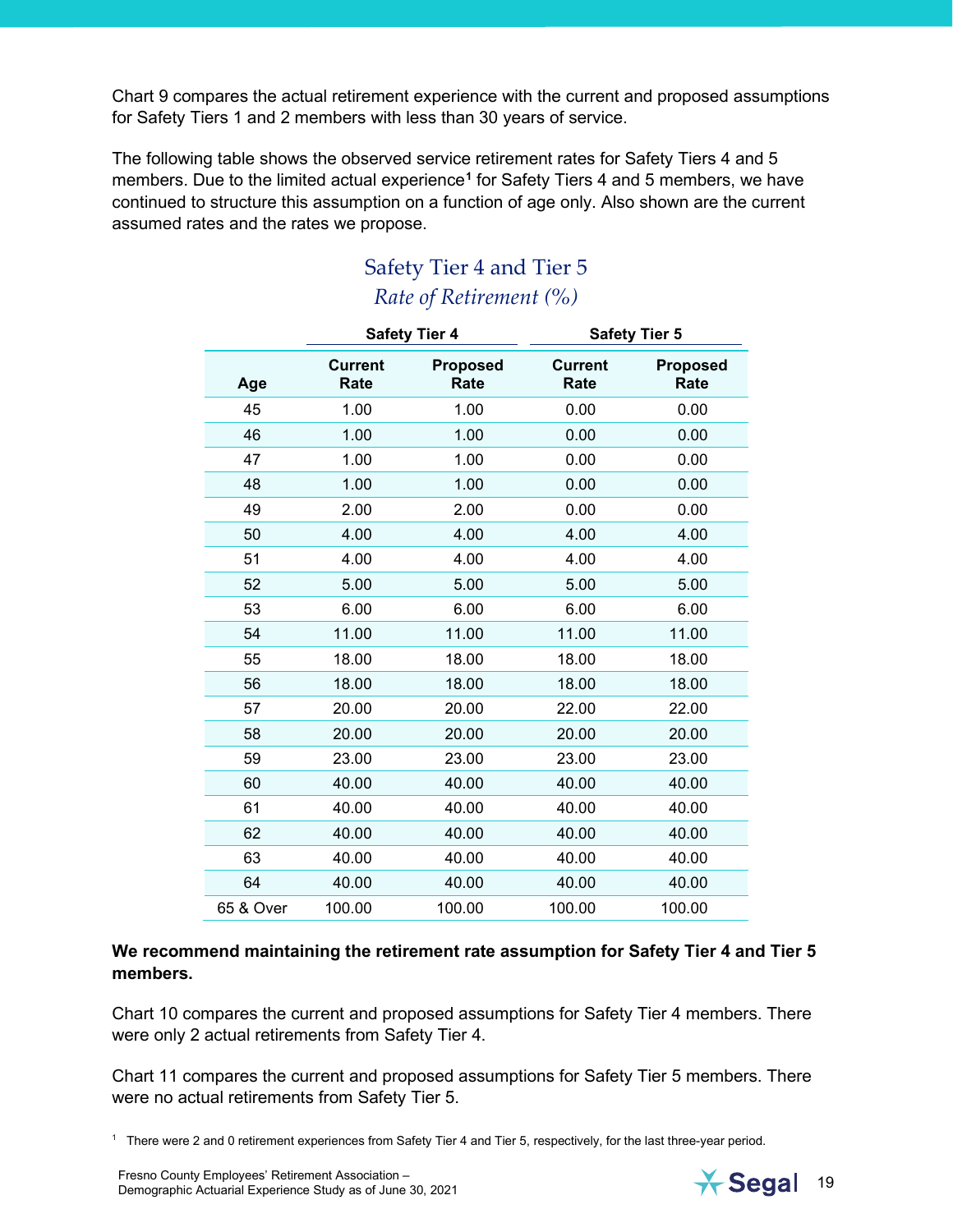Chart 9 compares the actual retirement experience with the current and proposed assumptions for Safety Tiers 1 and 2 members with less than 30 years of service.

The following table shows the observed service retirement rates for Safety Tiers 4 and 5 members. Due to the limited actual experience[1] for Safety Tiers 4 and 5 members, we have continued to structure this assumption on a function of age only. Also shown are the current assumed rates and the rates we propose.

### Safety Tier 4 and Tier 5
*Rate of Retirement (%)*

| | Safety Tier 4 | | Safety Tier 5 | |
|---|---|---|---|---|
| Age | Current Rate | Proposed Rate | Current Rate | Proposed Rate |
| 45 | 1.00 | 1.00 | 0.00 | 0.00 |
| 46 | 1.00 | 1.00 | 0.00 | 0.00 |
| 47 | 1.00 | 1.00 | 0.00 | 0.00 |
| 48 | 1.00 | 1.00 | 0.00 | 0.00 |
| 49 | 2.00 | 2.00 | 0.00 | 0.00 |
| 50 | 4.00 | 4.00 | 4.00 | 4.00 |
| 51 | 4.00 | 4.00 | 4.00 | 4.00 |
| 52 | 5.00 | 5.00 | 5.00 | 5.00 |
| 53 | 6.00 | 6.00 | 6.00 | 6.00 |
| 54 | 11.00 | 11.00 | 11.00 | 11.00 |
| 55 | 18.00 | 18.00 | 18.00 | 18.00 |
| 56 | 18.00 | 18.00 | 18.00 | 18.00 |
| 57 | 20.00 | 20.00 | 22.00 | 22.00 |
| 58 | 20.00 | 20.00 | 20.00 | 20.00 |
| 59 | 23.00 | 23.00 | 23.00 | 23.00 |
| 60 | 40.00 | 40.00 | 40.00 | 40.00 |
| 61 | 40.00 | 40.00 | 40.00 | 40.00 |
| 62 | 40.00 | 40.00 | 40.00 | 40.00 |
| 63 | 40.00 | 40.00 | 40.00 | 40.00 |
| 64 | 40.00 | 40.00 | 40.00 | 40.00 |
| 65 & Over | 100.00 | 100.00 | 100.00 | 100.00 |

**We recommend maintaining the retirement rate assumption for Safety Tier 4 and Tier 5 members.**

Chart 10 compares the current and proposed assumptions for Safety Tier 4 members. There were only 2 actual retirements from Safety Tier 4.

Chart 11 compares the current and proposed assumptions for Safety Tier 5 members. There were no actual retirements from Safety Tier 5.

[1] There were 2 and 0 retirement experiences from Safety Tier 4 and Tier 5, respectively, for the last three-year period.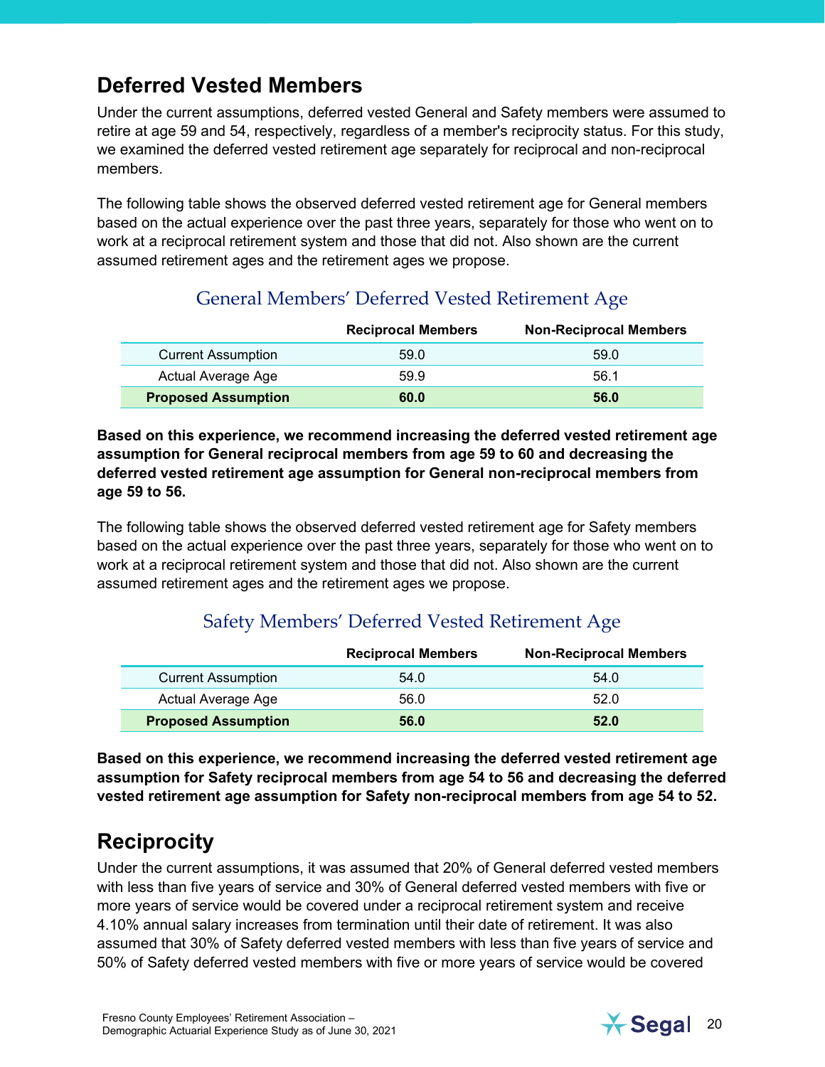## Deferred Vested Members

Under the current assumptions, deferred vested General and Safety members were assumed to retire at age 59 and 54, respectively, regardless of a member's reciprocity status. For this study, we examined the deferred vested retirement age separately for reciprocal and non-reciprocal members.

The following table shows the observed deferred vested retirement age for General members based on the actual experience over the past three years, separately for those who went on to work at a reciprocal retirement system and those that did not. Also shown are the current assumed retirement ages and the retirement ages we propose.

### General Members' Deferred Vested Retirement Age

| | Reciprocal Members | Non-Reciprocal Members |
|---|---|---|
| Current Assumption | 59.0 | 59.0 |
| Actual Average Age | 59.9 | 56.1 |
| **Proposed Assumption** | **60.0** | **56.0** |

**Based on this experience, we recommend increasing the deferred vested retirement age assumption for General reciprocal members from age 59 to 60 and decreasing the deferred vested retirement age assumption for General non-reciprocal members from age 59 to 56.**

The following table shows the observed deferred vested retirement age for Safety members based on the actual experience over the past three years, separately for those who went on to work at a reciprocal retirement system and those that did not. Also shown are the current assumed retirement ages and the retirement ages we propose.

### Safety Members' Deferred Vested Retirement Age

| | Reciprocal Members | Non-Reciprocal Members |
|---|---|---|
| Current Assumption | 54.0 | 54.0 |
| Actual Average Age | 56.0 | 52.0 |
| **Proposed Assumption** | **56.0** | **52.0** |

**Based on this experience, we recommend increasing the deferred vested retirement age assumption for Safety reciprocal members from age 54 to 56 and decreasing the deferred vested retirement age assumption for Safety non-reciprocal members from age 54 to 52.**

## Reciprocity

Under the current assumptions, it was assumed that 20% of General deferred vested members with less than five years of service and 30% of General deferred vested members with five or more years of service would be covered under a reciprocal retirement system and receive 4.10% annual salary increases from termination until their date of retirement. It was also assumed that 30% of Safety deferred vested members with less than five years of service and 50% of Safety deferred vested members with five or more years of service would be covered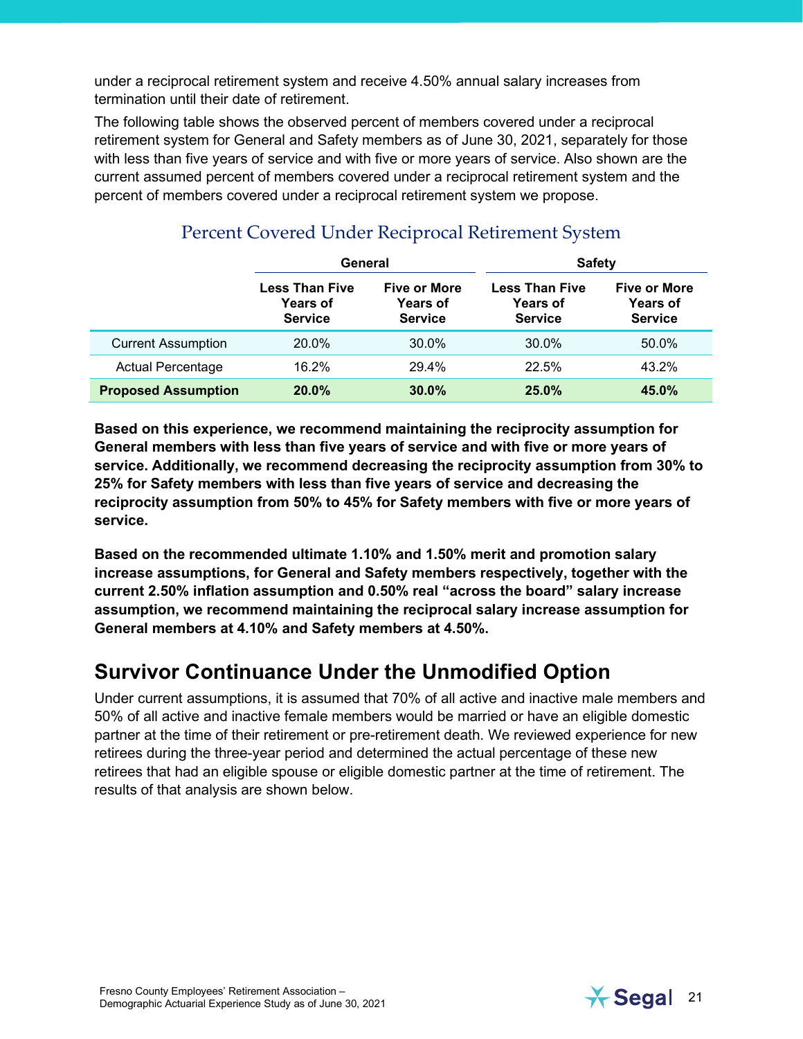under a reciprocal retirement system and receive 4.50% annual salary increases from termination until their date of retirement.

The following table shows the observed percent of members covered under a reciprocal retirement system for General and Safety members as of June 30, 2021, separately for those with less than five years of service and with five or more years of service. Also shown are the current assumed percent of members covered under a reciprocal retirement system and the percent of members covered under a reciprocal retirement system we propose.

### Percent Covered Under Reciprocal Retirement System

| | General | | Safety | |
|---|---|---|---|---|
| | **Less Than Five Years of Service** | **Five or More Years of Service** | **Less Than Five Years of Service** | **Five or More Years of Service** |
| Current Assumption | 20.0% | 30.0% | 30.0% | 50.0% |
| Actual Percentage | 16.2% | 29.4% | 22.5% | 43.2% |
| **Proposed Assumption** | **20.0%** | **30.0%** | **25.0%** | **45.0%** |

**Based on this experience, we recommend maintaining the reciprocity assumption for General members with less than five years of service and with five or more years of service. Additionally, we recommend decreasing the reciprocity assumption from 30% to 25% for Safety members with less than five years of service and decreasing the reciprocity assumption from 50% to 45% for Safety members with five or more years of service.**

**Based on the recommended ultimate 1.10% and 1.50% merit and promotion salary increase assumptions, for General and Safety members respectively, together with the current 2.50% inflation assumption and 0.50% real "across the board" salary increase assumption, we recommend maintaining the reciprocal salary increase assumption for General members at 4.10% and Safety members at 4.50%.**

## Survivor Continuance Under the Unmodified Option

Under current assumptions, it is assumed that 70% of all active and inactive male members and 50% of all active and inactive female members would be married or have an eligible domestic partner at the time of their retirement or pre-retirement death. We reviewed experience for new retirees during the three-year period and determined the actual percentage of these new retirees that had an eligible spouse or eligible domestic partner at the time of retirement. The results of that analysis are shown below.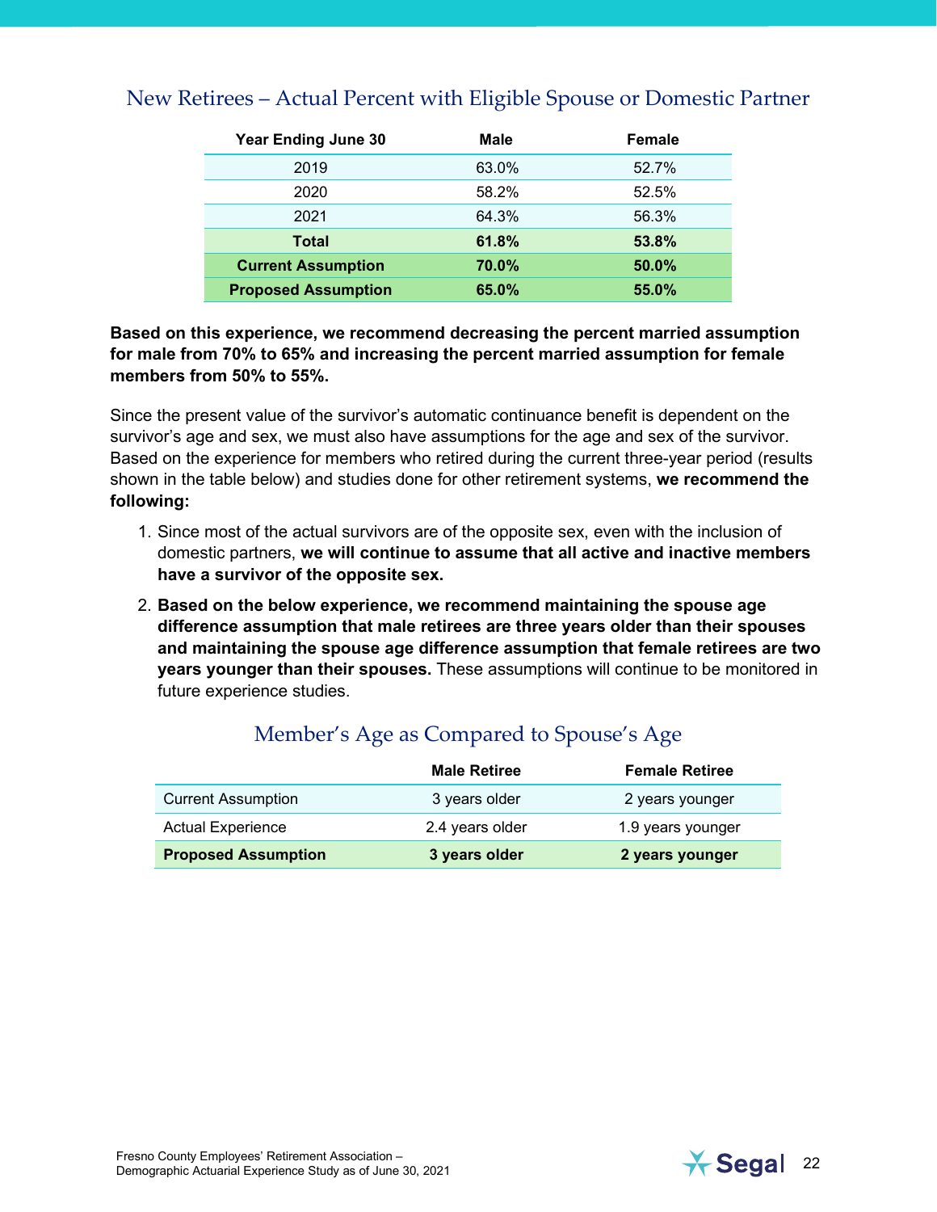## New Retirees – Actual Percent with Eligible Spouse or Domestic Partner

| Year Ending June 30 | Male | Female |
|---|---|---|
| 2019 | 63.0% | 52.7% |
| 2020 | 58.2% | 52.5% |
| 2021 | 64.3% | 56.3% |
| **Total** | **61.8%** | **53.8%** |
| **Current Assumption** | **70.0%** | **50.0%** |
| **Proposed Assumption** | **65.0%** | **55.0%** |

**Based on this experience, we recommend decreasing the percent married assumption for male from 70% to 65% and increasing the percent married assumption for female members from 50% to 55%.**

Since the present value of the survivor's automatic continuance benefit is dependent on the survivor's age and sex, we must also have assumptions for the age and sex of the survivor. Based on the experience for members who retired during the current three-year period (results shown in the table below) and studies done for other retirement systems, **we recommend the following:**

1. Since most of the actual survivors are of the opposite sex, even with the inclusion of domestic partners, **we will continue to assume that all active and inactive members have a survivor of the opposite sex.**
2. **Based on the below experience, we recommend maintaining the spouse age difference assumption that male retirees are three years older than their spouses and maintaining the spouse age difference assumption that female retirees are two years younger than their spouses.** These assumptions will continue to be monitored in future experience studies.

## Member's Age as Compared to Spouse's Age

| | Male Retiree | Female Retiree |
|---|---|---|
| Current Assumption | 3 years older | 2 years younger |
| Actual Experience | 2.4 years older | 1.9 years younger |
| **Proposed Assumption** | **3 years older** | **2 years younger** |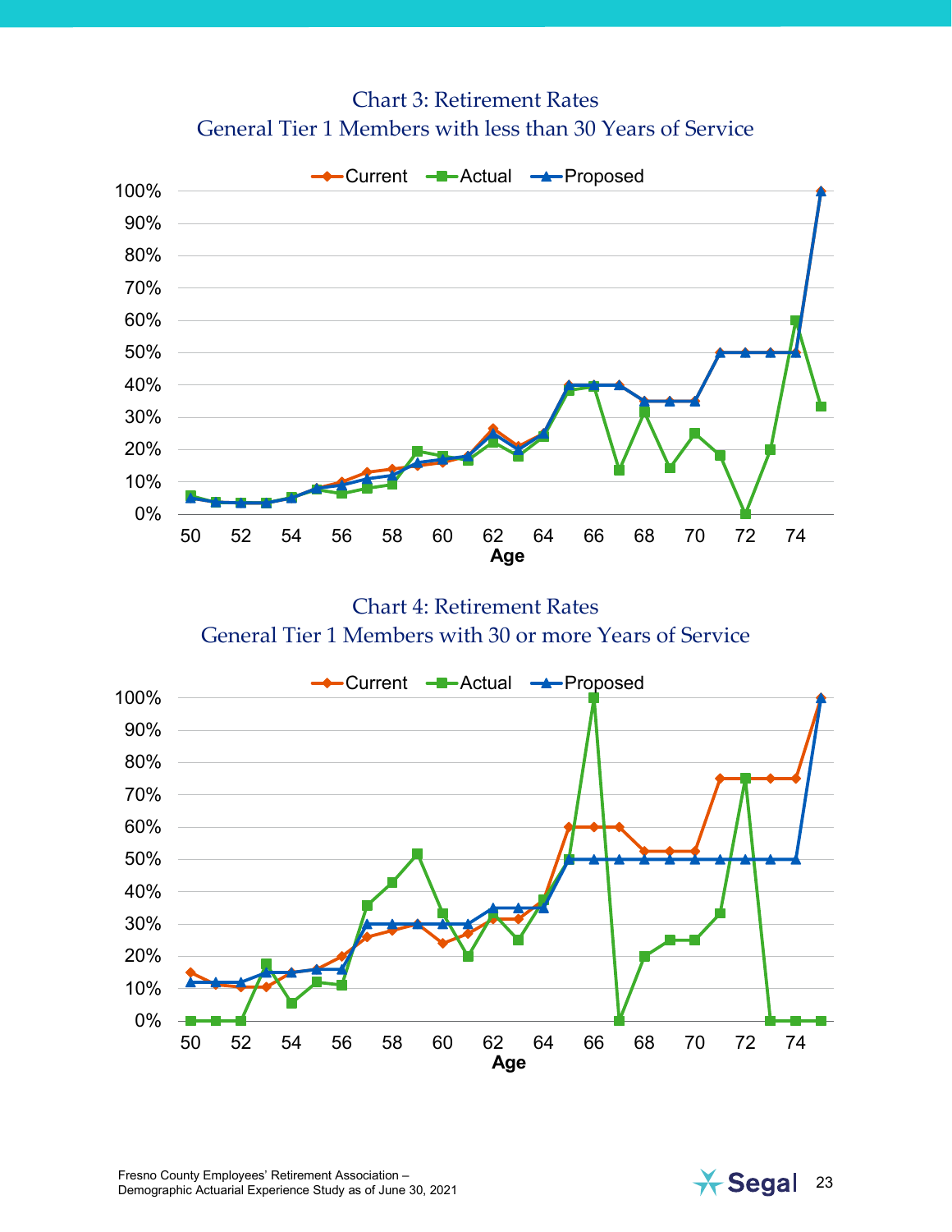Chart 3: Retirement Rates
General Tier 1 Members with less than 30 Years of Service

Chart 4: Retirement Rates
General Tier 1 Members with 30 or more Years of Service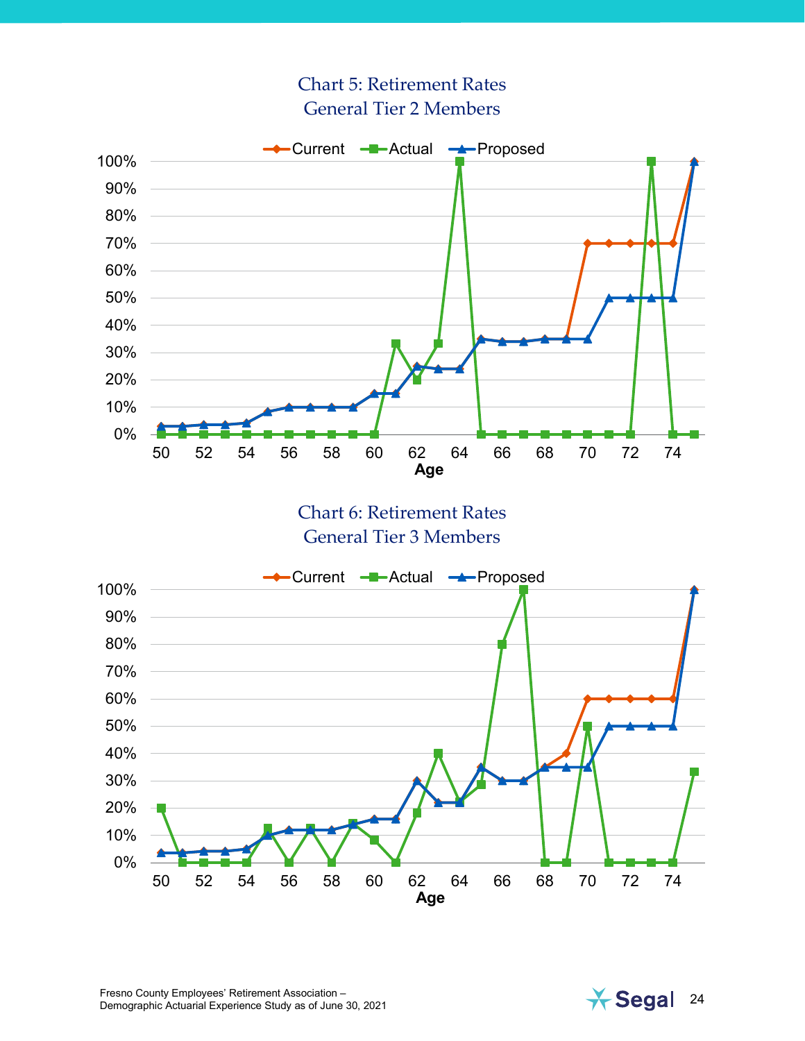### Chart 5: Retirement Rates
### General Tier 2 Members

Current — Actual — Proposed

100%
90%
80%
70%
60%
50%
40%
30%
20%
10%
0%

50 52 54 56 58 60 62 64 66 68 70 72 74

**Age**

### Chart 6: Retirement Rates
### General Tier 3 Members

Current — Actual — Proposed

100%
90%
80%
70%
60%
50%
40%
30%
20%
10%
0%

50 52 54 56 58 60 62 64 66 68 70 72 74

**Age**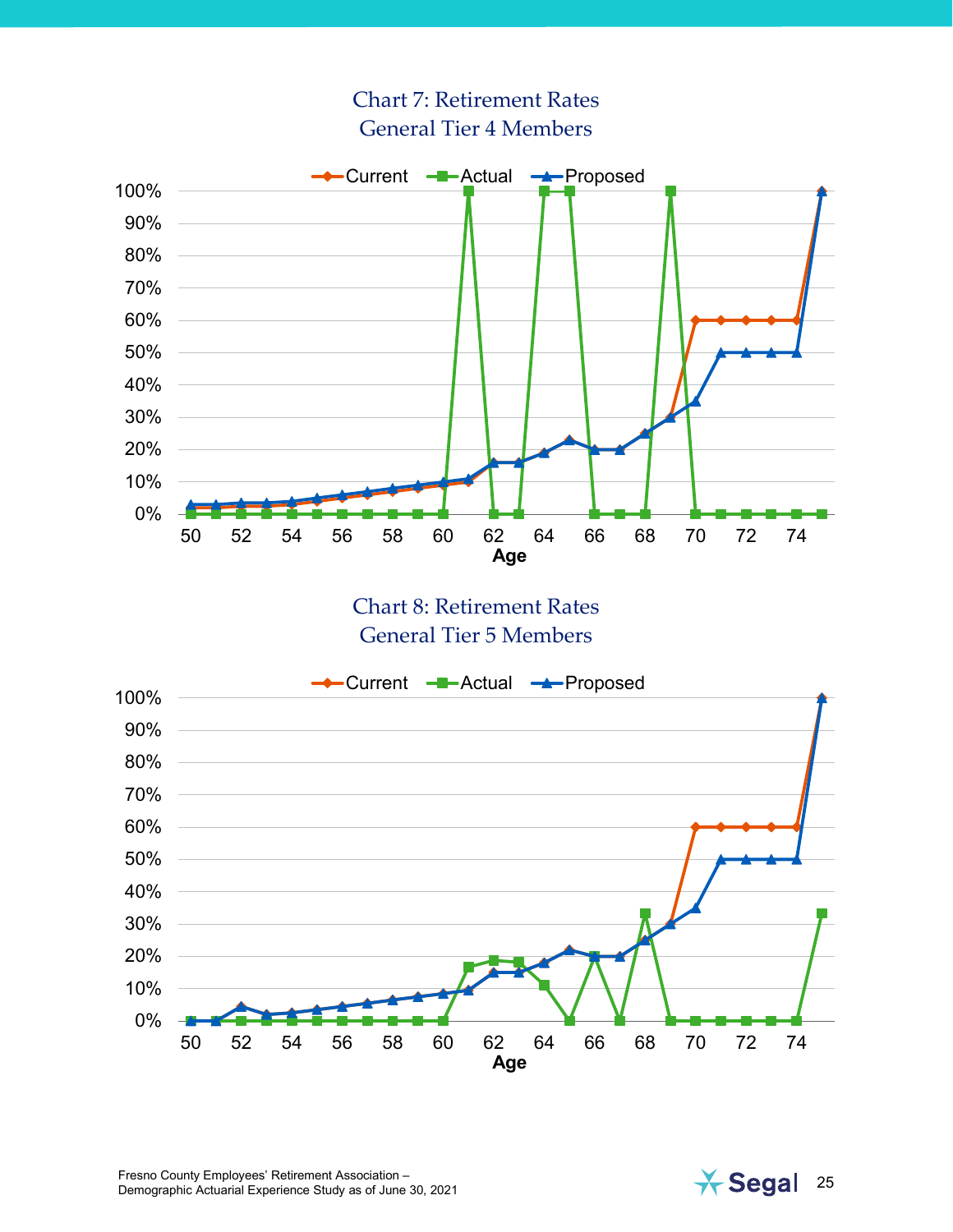## Chart 7: Retirement Rates
## General Tier 4 Members

## Chart 8: Retirement Rates
## General Tier 5 Members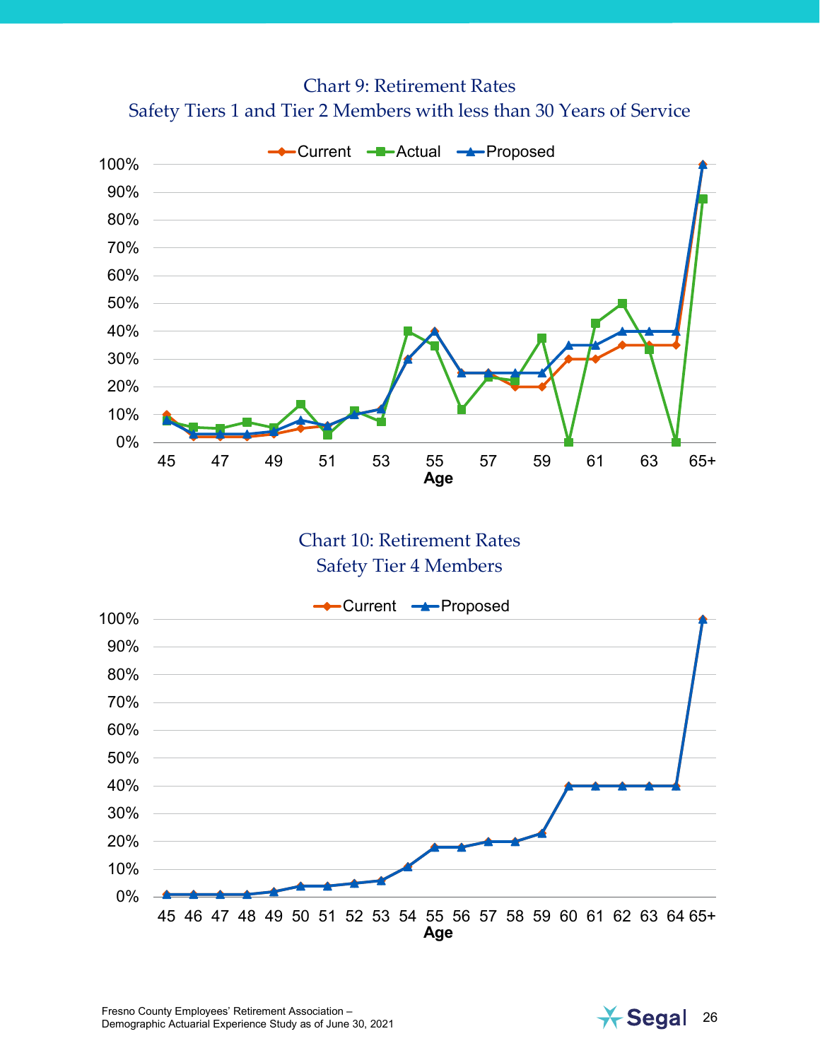## Chart 9: Retirement Rates
## Safety Tiers 1 and Tier 2 Members with less than 30 Years of Service

Legend: Current, Actual, Proposed

Y-axis: 0% to 100%

X-axis: Age (45, 47, 49, 51, 53, 55, 57, 59, 61, 63, 65+)

## Chart 10: Retirement Rates
## Safety Tier 4 Members

Legend: Current, Proposed

Y-axis: 0% to 100%

X-axis: Age (45, 46, 47, 48, 49, 50, 51, 52, 53, 54, 55, 56, 57, 58, 59, 60, 61, 62, 63, 64, 65+)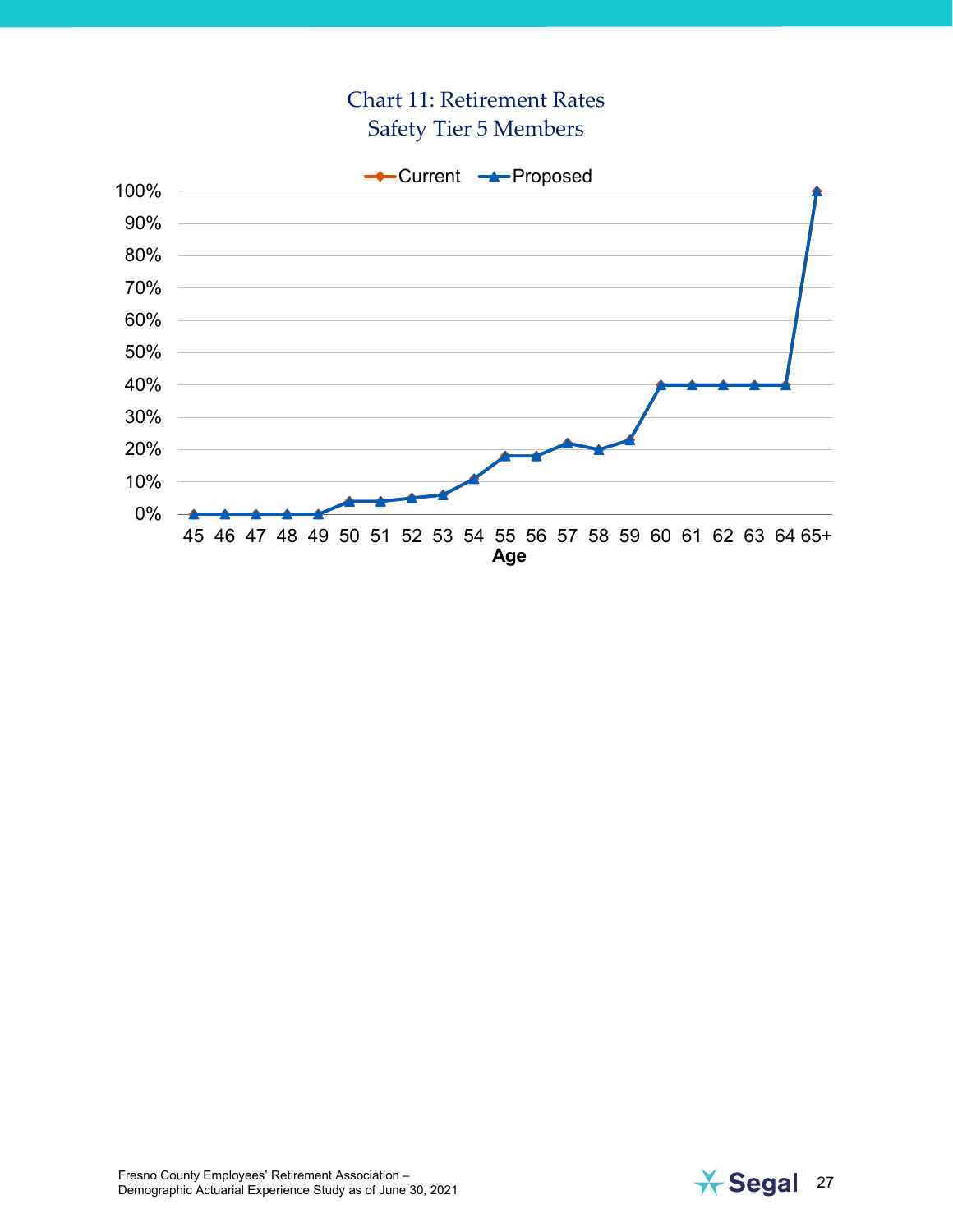## Chart 11: Retirement Rates
## Safety Tier 5 Members

Current — Proposed

100%
90%
80%
70%
60%
50%
40%
30%
20%
10%
0%

45 46 47 48 49 50 51 52 53 54 55 56 57 58 59 60 61 62 63 64 65+

**Age**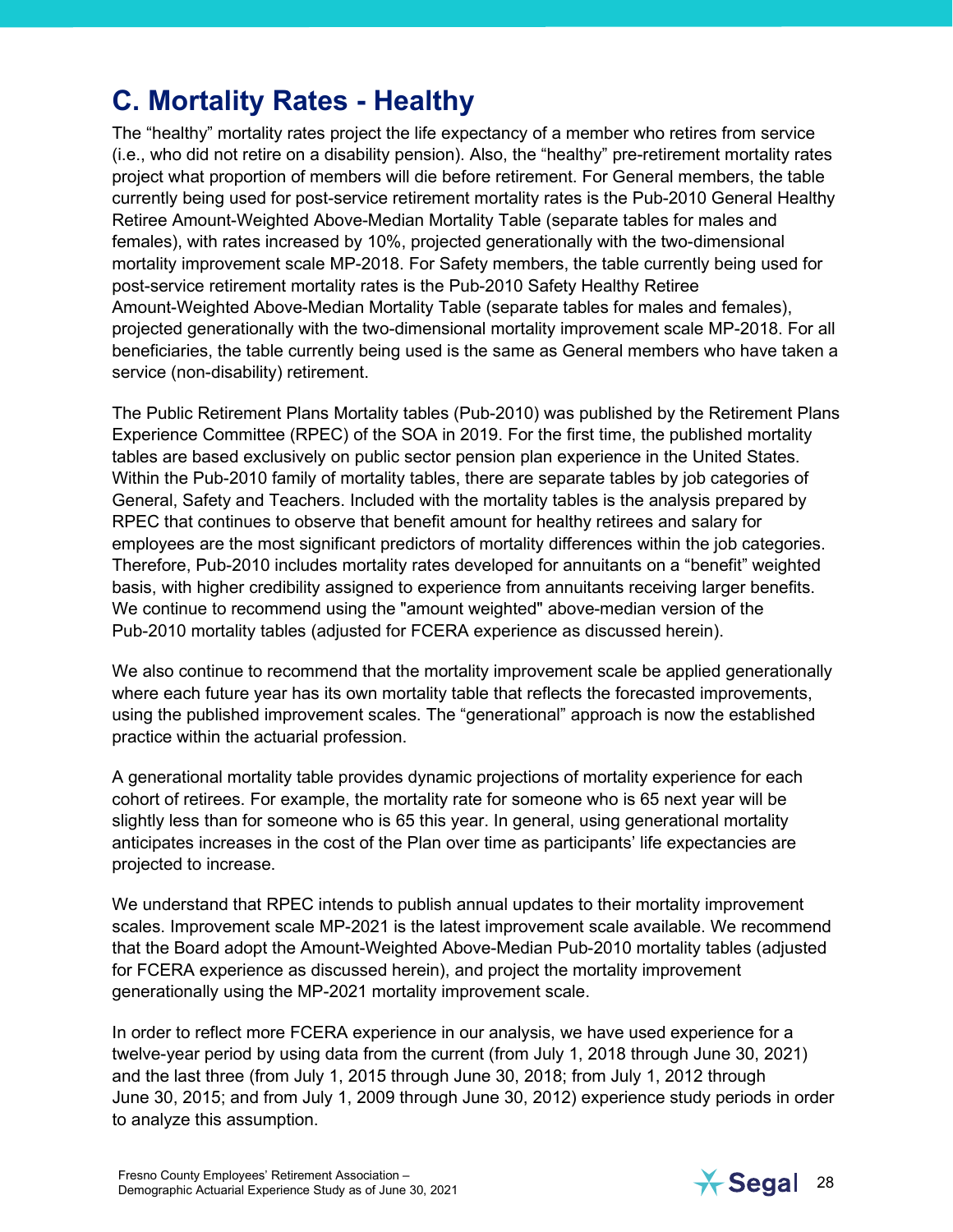## C. Mortality Rates - Healthy

The "healthy" mortality rates project the life expectancy of a member who retires from service (i.e., who did not retire on a disability pension). Also, the "healthy" pre-retirement mortality rates project what proportion of members will die before retirement. For General members, the table currently being used for post-service retirement mortality rates is the Pub-2010 General Healthy Retiree Amount-Weighted Above-Median Mortality Table (separate tables for males and females), with rates increased by 10%, projected generationally with the two-dimensional mortality improvement scale MP-2018. For Safety members, the table currently being used for post-service retirement mortality rates is the Pub-2010 Safety Healthy Retiree Amount-Weighted Above-Median Mortality Table (separate tables for males and females), projected generationally with the two-dimensional mortality improvement scale MP-2018. For all beneficiaries, the table currently being used is the same as General members who have taken a service (non-disability) retirement.

The Public Retirement Plans Mortality tables (Pub-2010) was published by the Retirement Plans Experience Committee (RPEC) of the SOA in 2019. For the first time, the published mortality tables are based exclusively on public sector pension plan experience in the United States. Within the Pub-2010 family of mortality tables, there are separate tables by job categories of General, Safety and Teachers. Included with the mortality tables is the analysis prepared by RPEC that continues to observe that benefit amount for healthy retirees and salary for employees are the most significant predictors of mortality differences within the job categories. Therefore, Pub-2010 includes mortality rates developed for annuitants on a "benefit" weighted basis, with higher credibility assigned to experience from annuitants receiving larger benefits. We continue to recommend using the "amount weighted" above-median version of the Pub-2010 mortality tables (adjusted for FCERA experience as discussed herein).

We also continue to recommend that the mortality improvement scale be applied generationally where each future year has its own mortality table that reflects the forecasted improvements, using the published improvement scales. The "generational" approach is now the established practice within the actuarial profession.

A generational mortality table provides dynamic projections of mortality experience for each cohort of retirees. For example, the mortality rate for someone who is 65 next year will be slightly less than for someone who is 65 this year. In general, using generational mortality anticipates increases in the cost of the Plan over time as participants' life expectancies are projected to increase.

We understand that RPEC intends to publish annual updates to their mortality improvement scales. Improvement scale MP-2021 is the latest improvement scale available. We recommend that the Board adopt the Amount-Weighted Above-Median Pub-2010 mortality tables (adjusted for FCERA experience as discussed herein), and project the mortality improvement generationally using the MP-2021 mortality improvement scale.

In order to reflect more FCERA experience in our analysis, we have used experience for a twelve-year period by using data from the current (from July 1, 2018 through June 30, 2021) and the last three (from July 1, 2015 through June 30, 2018; from July 1, 2012 through June 30, 2015; and from July 1, 2009 through June 30, 2012) experience study periods in order to analyze this assumption.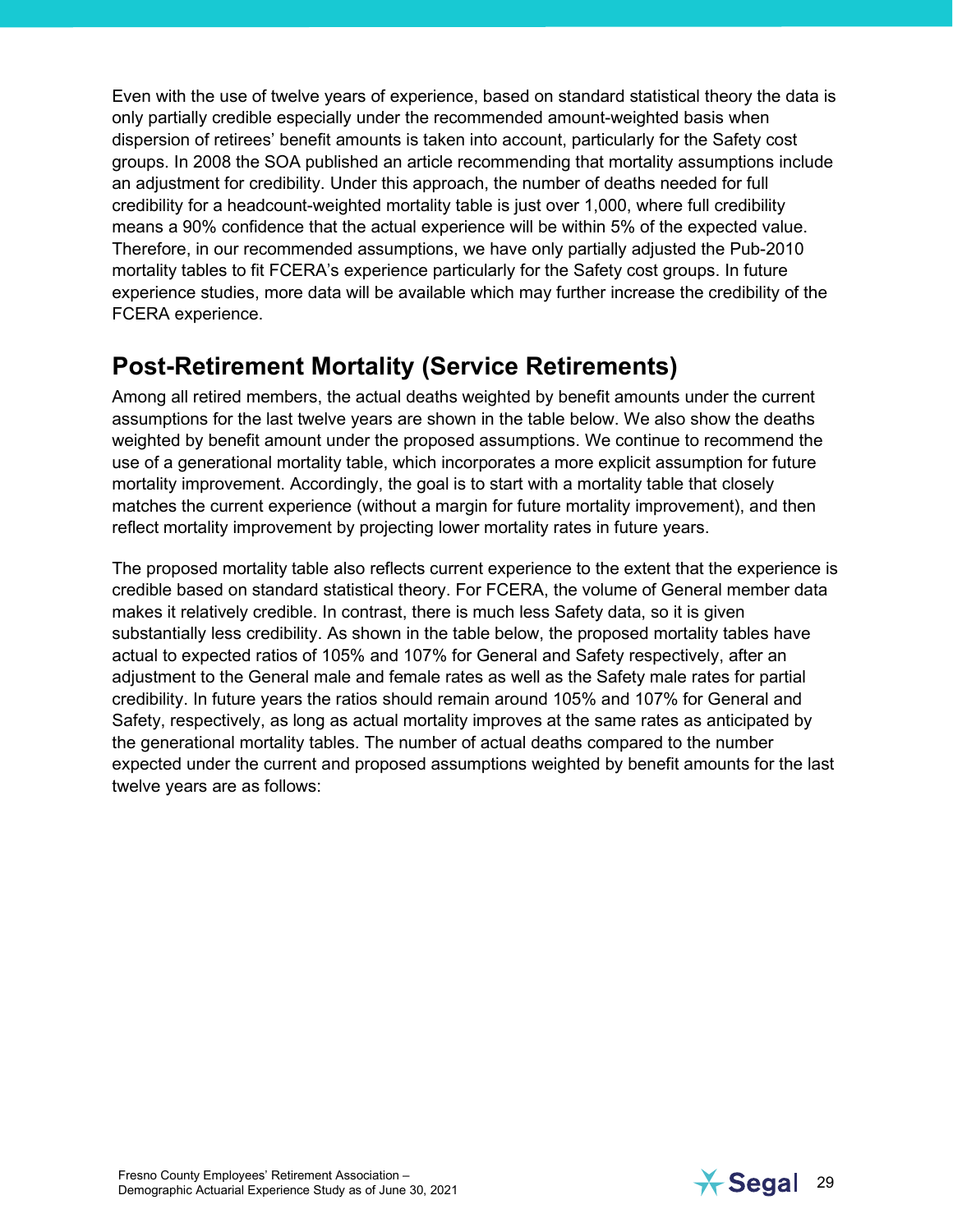Even with the use of twelve years of experience, based on standard statistical theory the data is only partially credible especially under the recommended amount-weighted basis when dispersion of retirees' benefit amounts is taken into account, particularly for the Safety cost groups. In 2008 the SOA published an article recommending that mortality assumptions include an adjustment for credibility. Under this approach, the number of deaths needed for full credibility for a headcount-weighted mortality table is just over 1,000, where full credibility means a 90% confidence that the actual experience will be within 5% of the expected value. Therefore, in our recommended assumptions, we have only partially adjusted the Pub-2010 mortality tables to fit FCERA's experience particularly for the Safety cost groups. In future experience studies, more data will be available which may further increase the credibility of the FCERA experience.

## Post-Retirement Mortality (Service Retirements)

Among all retired members, the actual deaths weighted by benefit amounts under the current assumptions for the last twelve years are shown in the table below. We also show the deaths weighted by benefit amount under the proposed assumptions. We continue to recommend the use of a generational mortality table, which incorporates a more explicit assumption for future mortality improvement. Accordingly, the goal is to start with a mortality table that closely matches the current experience (without a margin for future mortality improvement), and then reflect mortality improvement by projecting lower mortality rates in future years.

The proposed mortality table also reflects current experience to the extent that the experience is credible based on standard statistical theory. For FCERA, the volume of General member data makes it relatively credible. In contrast, there is much less Safety data, so it is given substantially less credibility. As shown in the table below, the proposed mortality tables have actual to expected ratios of 105% and 107% for General and Safety respectively, after an adjustment to the General male and female rates as well as the Safety male rates for partial credibility. In future years the ratios should remain around 105% and 107% for General and Safety, respectively, as long as actual mortality improves at the same rates as anticipated by the generational mortality tables. The number of actual deaths compared to the number expected under the current and proposed assumptions weighted by benefit amounts for the last twelve years are as follows: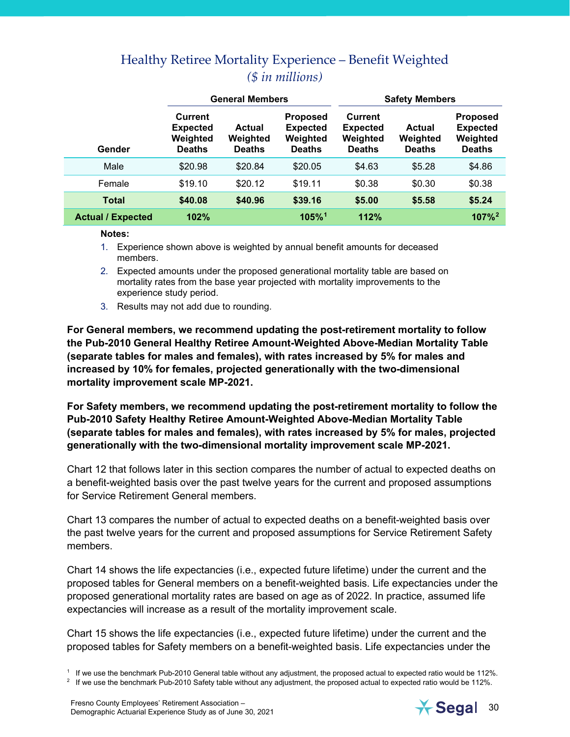## Healthy Retiree Mortality Experience – Benefit Weighted

*($ in millions)*

| | General Members | | | Safety Members | | |
|---|---|---|---|---|---|---|
| **Gender** | **Current Expected Weighted Deaths** | **Actual Weighted Deaths** | **Proposed Expected Weighted Deaths** | **Current Expected Weighted Deaths** | **Actual Weighted Deaths** | **Proposed Expected Weighted Deaths** |
| Male | $20.98 | $20.84 | $20.05 | $4.63 | $5.28 | $4.86 |
| Female | $19.10 | $20.12 | $19.11 | $0.38 | $0.30 | $0.38 |
| **Total** | **$40.08** | **$40.96** | **$39.16** | **$5.00** | **$5.58** | **$5.24** |
| **Actual / Expected** | **102%** | | **105%[1]** | **112%** | | **107%[2]** |

**Notes:**

1. Experience shown above is weighted by annual benefit amounts for deceased members.
2. Expected amounts under the proposed generational mortality table are based on mortality rates from the base year projected with mortality improvements to the experience study period.
3. Results may not add due to rounding.

**For General members, we recommend updating the post-retirement mortality to follow the Pub-2010 General Healthy Retiree Amount-Weighted Above-Median Mortality Table (separate tables for males and females), with rates increased by 5% for males and increased by 10% for females, projected generationally with the two-dimensional mortality improvement scale MP-2021.**

**For Safety members, we recommend updating the post-retirement mortality to follow the Pub-2010 Safety Healthy Retiree Amount-Weighted Above-Median Mortality Table (separate tables for males and females), with rates increased by 5% for males, projected generationally with the two-dimensional mortality improvement scale MP-2021.**

Chart 12 that follows later in this section compares the number of actual to expected deaths on a benefit-weighted basis over the past twelve years for the current and proposed assumptions for Service Retirement General members.

Chart 13 compares the number of actual to expected deaths on a benefit-weighted basis over the past twelve years for the current and proposed assumptions for Service Retirement Safety members.

Chart 14 shows the life expectancies (i.e., expected future lifetime) under the current and the proposed tables for General members on a benefit-weighted basis. Life expectancies under the proposed generational mortality rates are based on age as of 2022. In practice, assumed life expectancies will increase as a result of the mortality improvement scale.

Chart 15 shows the life expectancies (i.e., expected future lifetime) under the current and the proposed tables for Safety members on a benefit-weighted basis. Life expectancies under the

[1] If we use the benchmark Pub-2010 General table without any adjustment, the proposed actual to expected ratio would be 112%.

[2] If we use the benchmark Pub-2010 Safety table without any adjustment, the proposed actual to expected ratio would be 112%.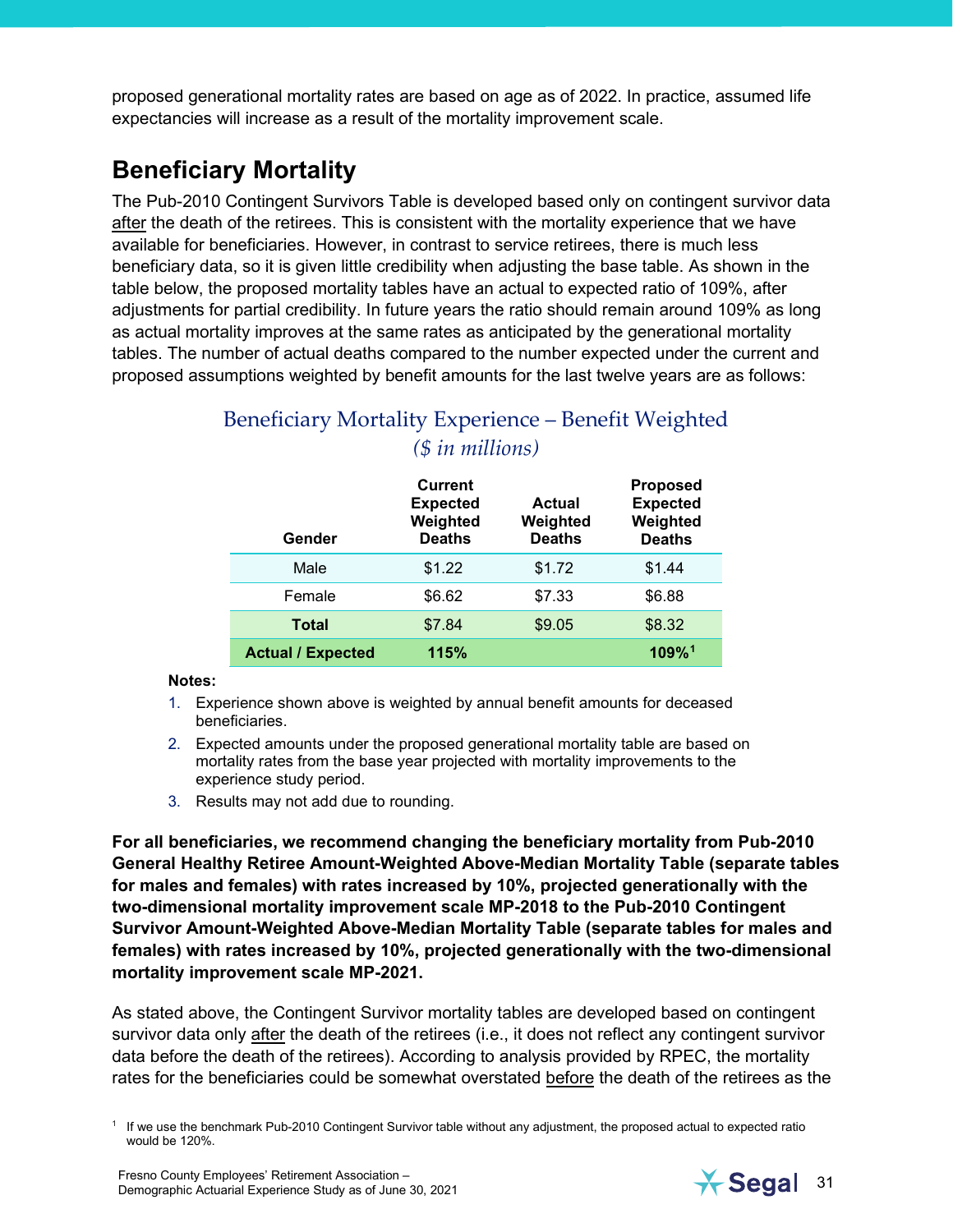proposed generational mortality rates are based on age as of 2022. In practice, assumed life expectancies will increase as a result of the mortality improvement scale.

## Beneficiary Mortality

The Pub-2010 Contingent Survivors Table is developed based only on contingent survivor data after the death of the retirees. This is consistent with the mortality experience that we have available for beneficiaries. However, in contrast to service retirees, there is much less beneficiary data, so it is given little credibility when adjusting the base table. As shown in the table below, the proposed mortality tables have an actual to expected ratio of 109%, after adjustments for partial credibility. In future years the ratio should remain around 109% as long as actual mortality improves at the same rates as anticipated by the generational mortality tables. The number of actual deaths compared to the number expected under the current and proposed assumptions weighted by benefit amounts for the last twelve years are as follows:

### Beneficiary Mortality Experience – Benefit Weighted

*($ in millions)*

| Gender | Current Expected Weighted Deaths | Actual Weighted Deaths | Proposed Expected Weighted Deaths |
|---|---|---|---|
| Male | $1.22 | $1.72 | $1.44 |
| Female | $6.62 | $7.33 | $6.88 |
| **Total** | $7.84 | $9.05 | $8.32 |
| **Actual / Expected** | **115%** | | **109%**[1] |

**Notes:**

1. Experience shown above is weighted by annual benefit amounts for deceased beneficiaries.
2. Expected amounts under the proposed generational mortality table are based on mortality rates from the base year projected with mortality improvements to the experience study period.
3. Results may not add due to rounding.

**For all beneficiaries, we recommend changing the beneficiary mortality from Pub-2010 General Healthy Retiree Amount-Weighted Above-Median Mortality Table (separate tables for males and females) with rates increased by 10%, projected generationally with the two-dimensional mortality improvement scale MP-2018 to the Pub-2010 Contingent Survivor Amount-Weighted Above-Median Mortality Table (separate tables for males and females) with rates increased by 10%, projected generationally with the two-dimensional mortality improvement scale MP-2021.**

As stated above, the Contingent Survivor mortality tables are developed based on contingent survivor data only after the death of the retirees (i.e., it does not reflect any contingent survivor data before the death of the retirees). According to analysis provided by RPEC, the mortality rates for the beneficiaries could be somewhat overstated before the death of the retirees as the

[1] If we use the benchmark Pub-2010 Contingent Survivor table without any adjustment, the proposed actual to expected ratio would be 120%.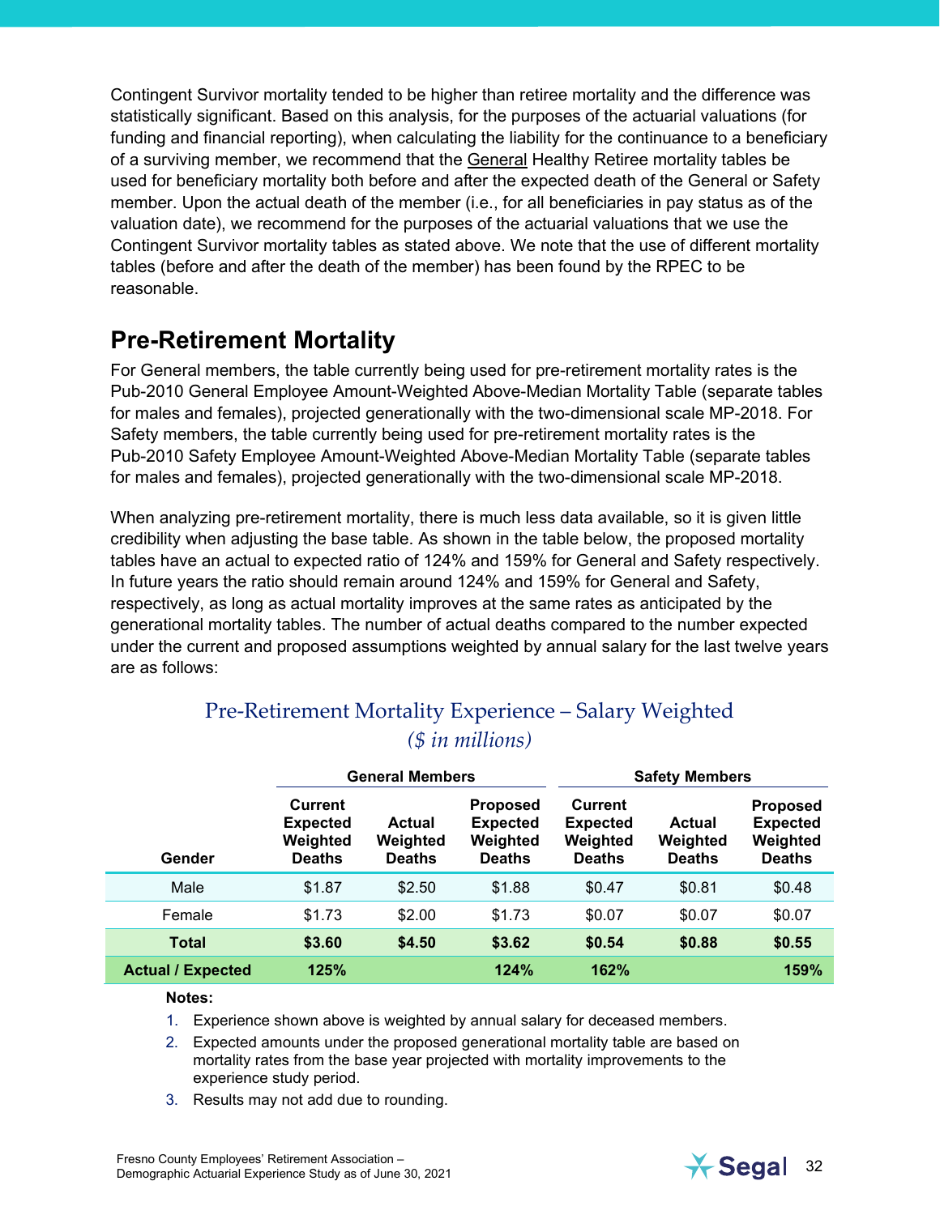Contingent Survivor mortality tended to be higher than retiree mortality and the difference was statistically significant. Based on this analysis, for the purposes of the actuarial valuations (for funding and financial reporting), when calculating the liability for the continuance to a beneficiary of a surviving member, we recommend that the General Healthy Retiree mortality tables be used for beneficiary mortality both before and after the expected death of the General or Safety member. Upon the actual death of the member (i.e., for all beneficiaries in pay status as of the valuation date), we recommend for the purposes of the actuarial valuations that we use the Contingent Survivor mortality tables as stated above. We note that the use of different mortality tables (before and after the death of the member) has been found by the RPEC to be reasonable.

## Pre-Retirement Mortality

For General members, the table currently being used for pre-retirement mortality rates is the Pub-2010 General Employee Amount-Weighted Above-Median Mortality Table (separate tables for males and females), projected generationally with the two-dimensional scale MP-2018. For Safety members, the table currently being used for pre-retirement mortality rates is the Pub-2010 Safety Employee Amount-Weighted Above-Median Mortality Table (separate tables for males and females), projected generationally with the two-dimensional scale MP-2018.

When analyzing pre-retirement mortality, there is much less data available, so it is given little credibility when adjusting the base table. As shown in the table below, the proposed mortality tables have an actual to expected ratio of 124% and 159% for General and Safety respectively. In future years the ratio should remain around 124% and 159% for General and Safety, respectively, as long as actual mortality improves at the same rates as anticipated by the generational mortality tables. The number of actual deaths compared to the number expected under the current and proposed assumptions weighted by annual salary for the last twelve years are as follows:

### Pre-Retirement Mortality Experience – Salary Weighted

*($ in millions)*

| | General Members | | | Safety Members | | |
|---|---|---|---|---|---|---|
| **Gender** | **Current Expected Weighted Deaths** | **Actual Weighted Deaths** | **Proposed Expected Weighted Deaths** | **Current Expected Weighted Deaths** | **Actual Weighted Deaths** | **Proposed Expected Weighted Deaths** |
| Male | $1.87 | $2.50 | $1.88 | $0.47 | $0.81 | $0.48 |
| Female | $1.73 | $2.00 | $1.73 | $0.07 | $0.07 | $0.07 |
| **Total** | **$3.60** | **$4.50** | **$3.62** | **$0.54** | **$0.88** | **$0.55** |
| **Actual / Expected** | **125%** | | **124%** | **162%** | | **159%** |

**Notes:**

1. Experience shown above is weighted by annual salary for deceased members.
2. Expected amounts under the proposed generational mortality table are based on mortality rates from the base year projected with mortality improvements to the experience study period.
3. Results may not add due to rounding.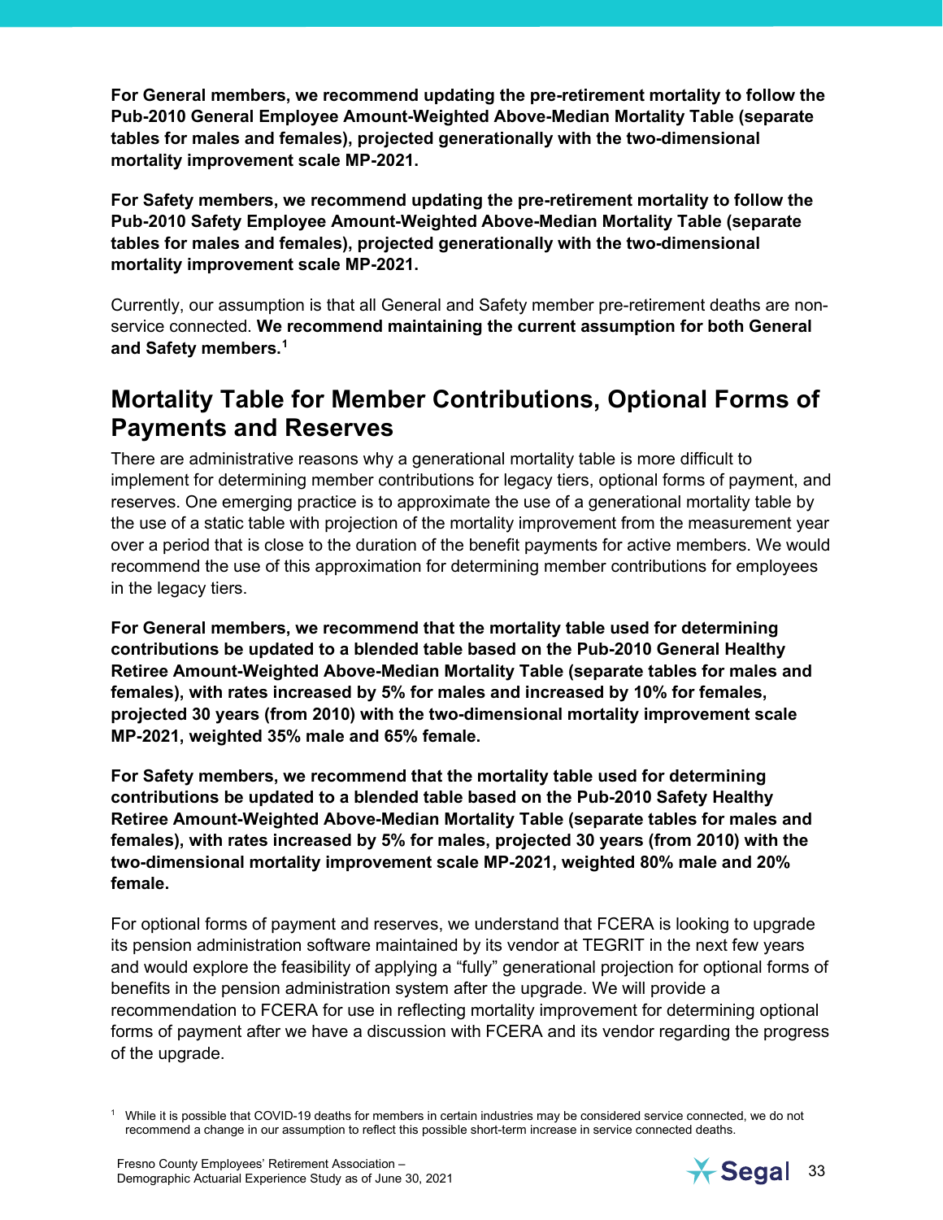**For General members, we recommend updating the pre-retirement mortality to follow the Pub-2010 General Employee Amount-Weighted Above-Median Mortality Table (separate tables for males and females), projected generationally with the two-dimensional mortality improvement scale MP-2021.**

**For Safety members, we recommend updating the pre-retirement mortality to follow the Pub-2010 Safety Employee Amount-Weighted Above-Median Mortality Table (separate tables for males and females), projected generationally with the two-dimensional mortality improvement scale MP-2021.**

Currently, our assumption is that all General and Safety member pre-retirement deaths are non-service connected. **We recommend maintaining the current assumption for both General and Safety members.**[1]

## Mortality Table for Member Contributions, Optional Forms of Payments and Reserves

There are administrative reasons why a generational mortality table is more difficult to implement for determining member contributions for legacy tiers, optional forms of payment, and reserves. One emerging practice is to approximate the use of a generational mortality table by the use of a static table with projection of the mortality improvement from the measurement year over a period that is close to the duration of the benefit payments for active members. We would recommend the use of this approximation for determining member contributions for employees in the legacy tiers.

**For General members, we recommend that the mortality table used for determining contributions be updated to a blended table based on the Pub-2010 General Healthy Retiree Amount-Weighted Above-Median Mortality Table (separate tables for males and females), with rates increased by 5% for males and increased by 10% for females, projected 30 years (from 2010) with the two-dimensional mortality improvement scale MP-2021, weighted 35% male and 65% female.**

**For Safety members, we recommend that the mortality table used for determining contributions be updated to a blended table based on the Pub-2010 Safety Healthy Retiree Amount-Weighted Above-Median Mortality Table (separate tables for males and females), with rates increased by 5% for males, projected 30 years (from 2010) with the two-dimensional mortality improvement scale MP-2021, weighted 80% male and 20% female.**

For optional forms of payment and reserves, we understand that FCERA is looking to upgrade its pension administration software maintained by its vendor at TEGRIT in the next few years and would explore the feasibility of applying a "fully" generational projection for optional forms of benefits in the pension administration system after the upgrade. We will provide a recommendation to FCERA for use in reflecting mortality improvement for determining optional forms of payment after we have a discussion with FCERA and its vendor regarding the progress of the upgrade.

[1] While it is possible that COVID-19 deaths for members in certain industries may be considered service connected, we do not recommend a change in our assumption to reflect this possible short-term increase in service connected deaths.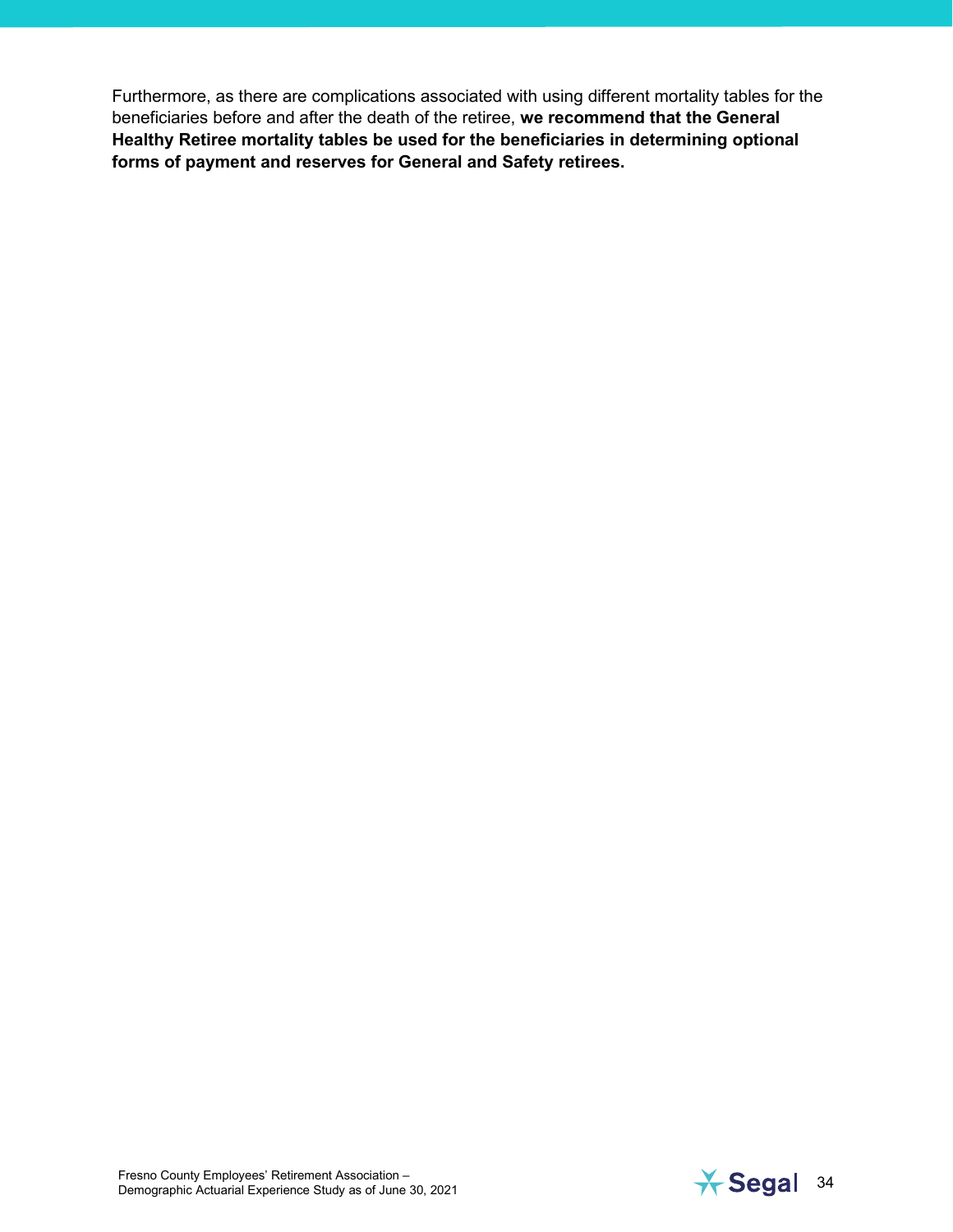Furthermore, as there are complications associated with using different mortality tables for the beneficiaries before and after the death of the retiree, **we recommend that the General Healthy Retiree mortality tables be used for the beneficiaries in determining optional forms of payment and reserves for General and Safety retirees.**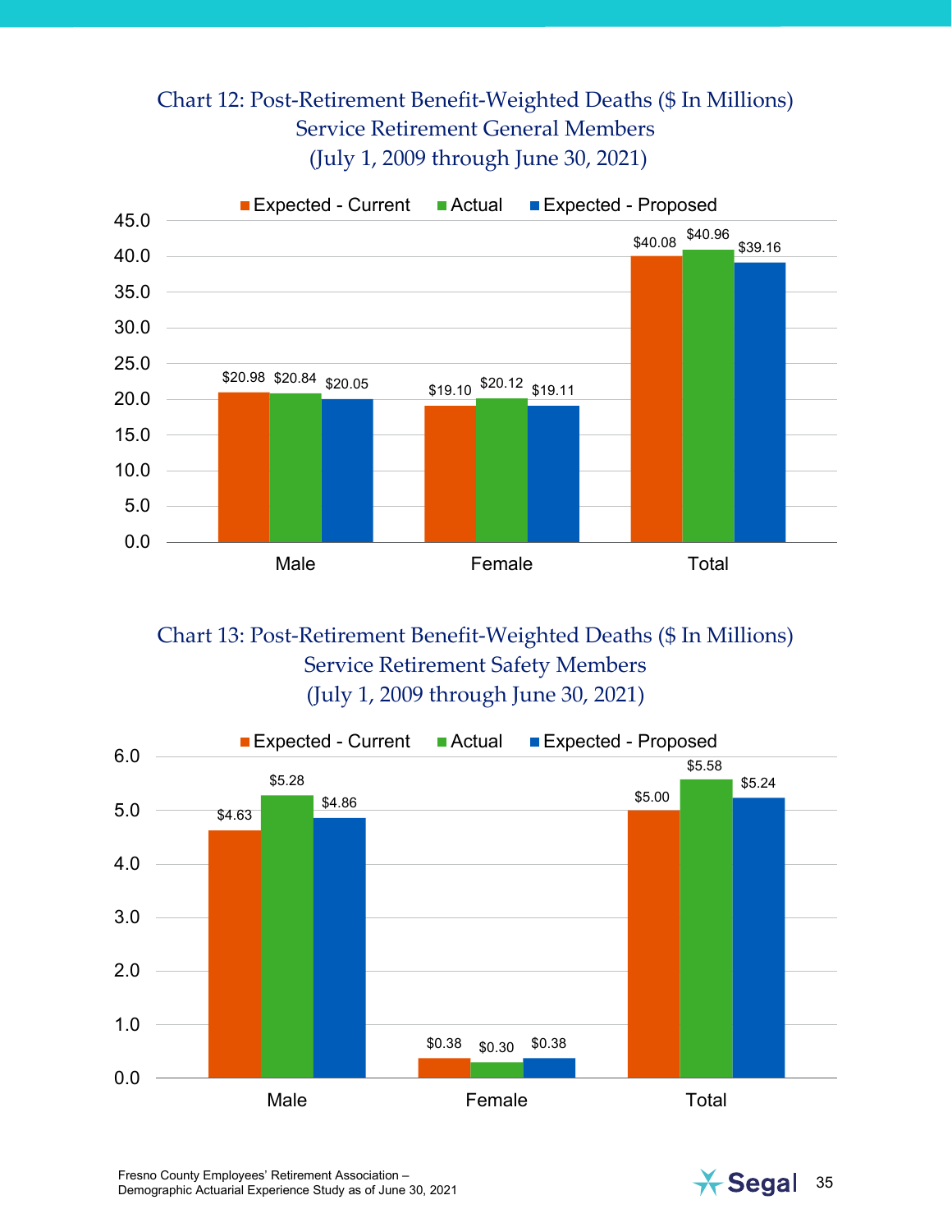## Chart 12: Post-Retirement Benefit-Weighted Deaths ($ In Millions)
## Service Retirement General Members
## (July 1, 2009 through June 30, 2021)

| | Expected - Current | Actual | Expected - Proposed |
|---|---|---|---|
| Male | $20.98 | $20.84 | $20.05 |
| Female | $19.10 | $20.12 | $19.11 |
| Total | $40.08 | $40.96 | $39.16 |

## Chart 13: Post-Retirement Benefit-Weighted Deaths ($ In Millions)
## Service Retirement Safety Members
## (July 1, 2009 through June 30, 2021)

| | Expected - Current | Actual | Expected - Proposed |
|---|---|---|---|
| Male | $4.63 | $5.28 | $4.86 |
| Female | $0.38 | $0.30 | $0.38 |
| Total | $5.00 | $5.58 | $5.24 |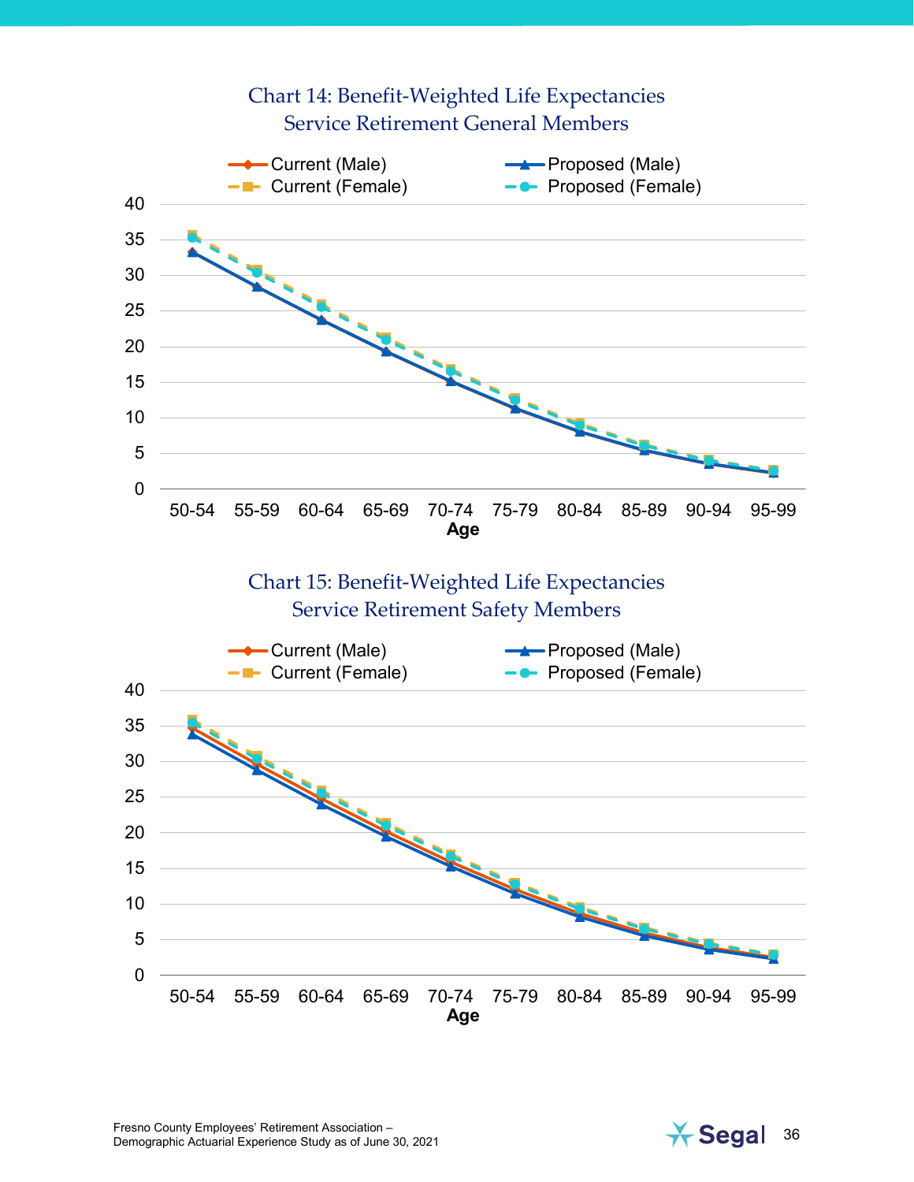### Chart 14: Benefit-Weighted Life Expectancies
### Service Retirement General Members

Legend: Current (Male), Current (Female), Proposed (Male), Proposed (Female)

Y-axis: 0, 5, 10, 15, 20, 25, 30, 35, 40

X-axis (Age): 50-54, 55-59, 60-64, 65-69, 70-74, 75-79, 80-84, 85-89, 90-94, 95-99

### Chart 15: Benefit-Weighted Life Expectancies
### Service Retirement Safety Members

Legend: Current (Male), Current (Female), Proposed (Male), Proposed (Female)

Y-axis: 0, 5, 10, 15, 20, 25, 30, 35, 40

X-axis (Age): 50-54, 55-59, 60-64, 65-69, 70-74, 75-79, 80-84, 85-89, 90-94, 95-99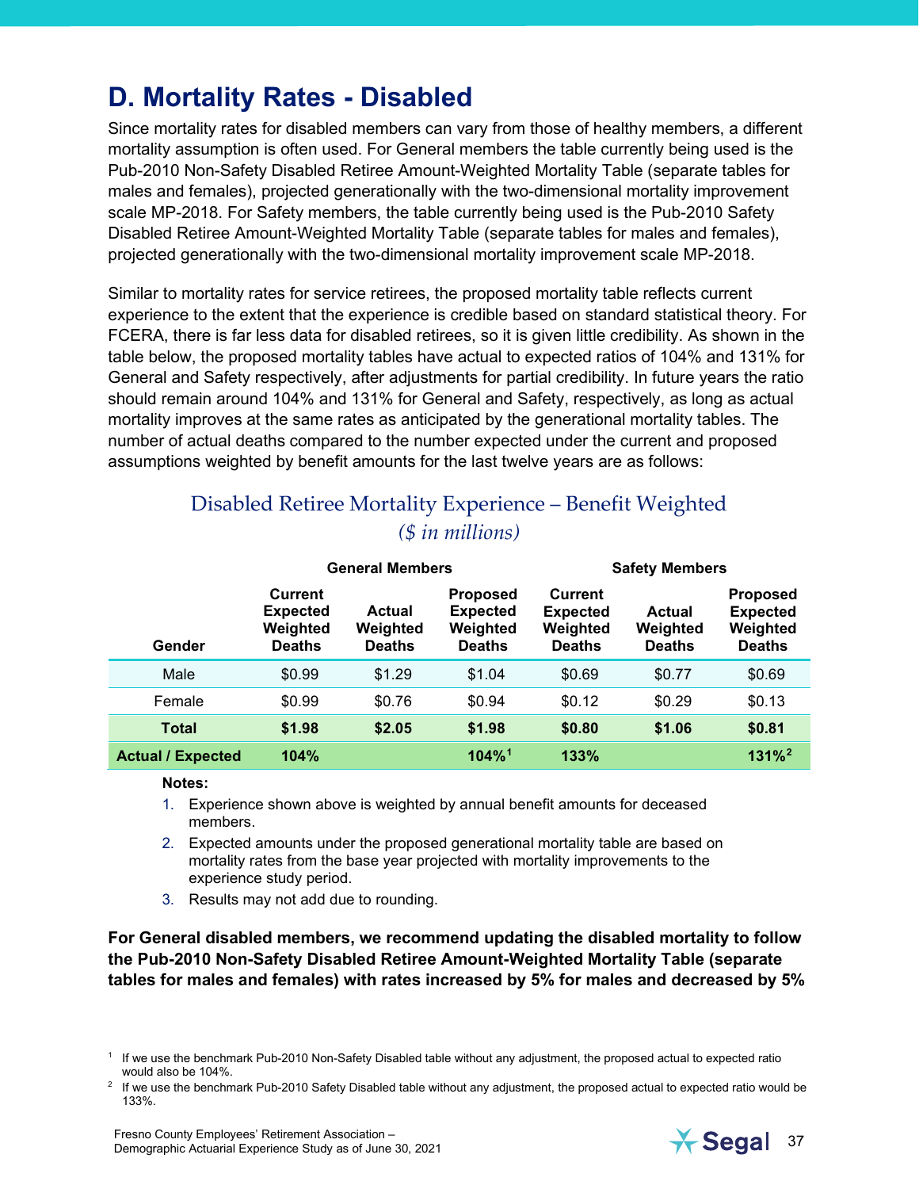## D. Mortality Rates - Disabled

Since mortality rates for disabled members can vary from those of healthy members, a different mortality assumption is often used. For General members the table currently being used is the Pub-2010 Non-Safety Disabled Retiree Amount-Weighted Mortality Table (separate tables for males and females), projected generationally with the two-dimensional mortality improvement scale MP-2018. For Safety members, the table currently being used is the Pub-2010 Safety Disabled Retiree Amount-Weighted Mortality Table (separate tables for males and females), projected generationally with the two-dimensional mortality improvement scale MP-2018.

Similar to mortality rates for service retirees, the proposed mortality table reflects current experience to the extent that the experience is credible based on standard statistical theory. For FCERA, there is far less data for disabled retirees, so it is given little credibility. As shown in the table below, the proposed mortality tables have actual to expected ratios of 104% and 131% for General and Safety respectively, after adjustments for partial credibility. In future years the ratio should remain around 104% and 131% for General and Safety, respectively, as long as actual mortality improves at the same rates as anticipated by the generational mortality tables. The number of actual deaths compared to the number expected under the current and proposed assumptions weighted by benefit amounts for the last twelve years are as follows:

### Disabled Retiree Mortality Experience – Benefit Weighted
*($ in millions)*

| | General Members | | | Safety Members | | |
|---|---|---|---|---|---|---|
| **Gender** | **Current Expected Weighted Deaths** | **Actual Weighted Deaths** | **Proposed Expected Weighted Deaths** | **Current Expected Weighted Deaths** | **Actual Weighted Deaths** | **Proposed Expected Weighted Deaths** |
| Male | $0.99 | $1.29 | $1.04 | $0.69 | $0.77 | $0.69 |
| Female | $0.99 | $0.76 | $0.94 | $0.12 | $0.29 | $0.13 |
| **Total** | **$1.98** | **$2.05** | **$1.98** | **$0.80** | **$1.06** | **$0.81** |
| **Actual / Expected** | **104%** | | **104%[1]** | **133%** | | **131%[2]** |

**Notes:**

1. Experience shown above is weighted by annual benefit amounts for deceased members.
2. Expected amounts under the proposed generational mortality table are based on mortality rates from the base year projected with mortality improvements to the experience study period.
3. Results may not add due to rounding.

**For General disabled members, we recommend updating the disabled mortality to follow the Pub-2010 Non-Safety Disabled Retiree Amount-Weighted Mortality Table (separate tables for males and females) with rates increased by 5% for males and decreased by 5%**

[1] If we use the benchmark Pub-2010 Non-Safety Disabled table without any adjustment, the proposed actual to expected ratio would also be 104%.

[2] If we use the benchmark Pub-2010 Safety Disabled table without any adjustment, the proposed actual to expected ratio would be 133%.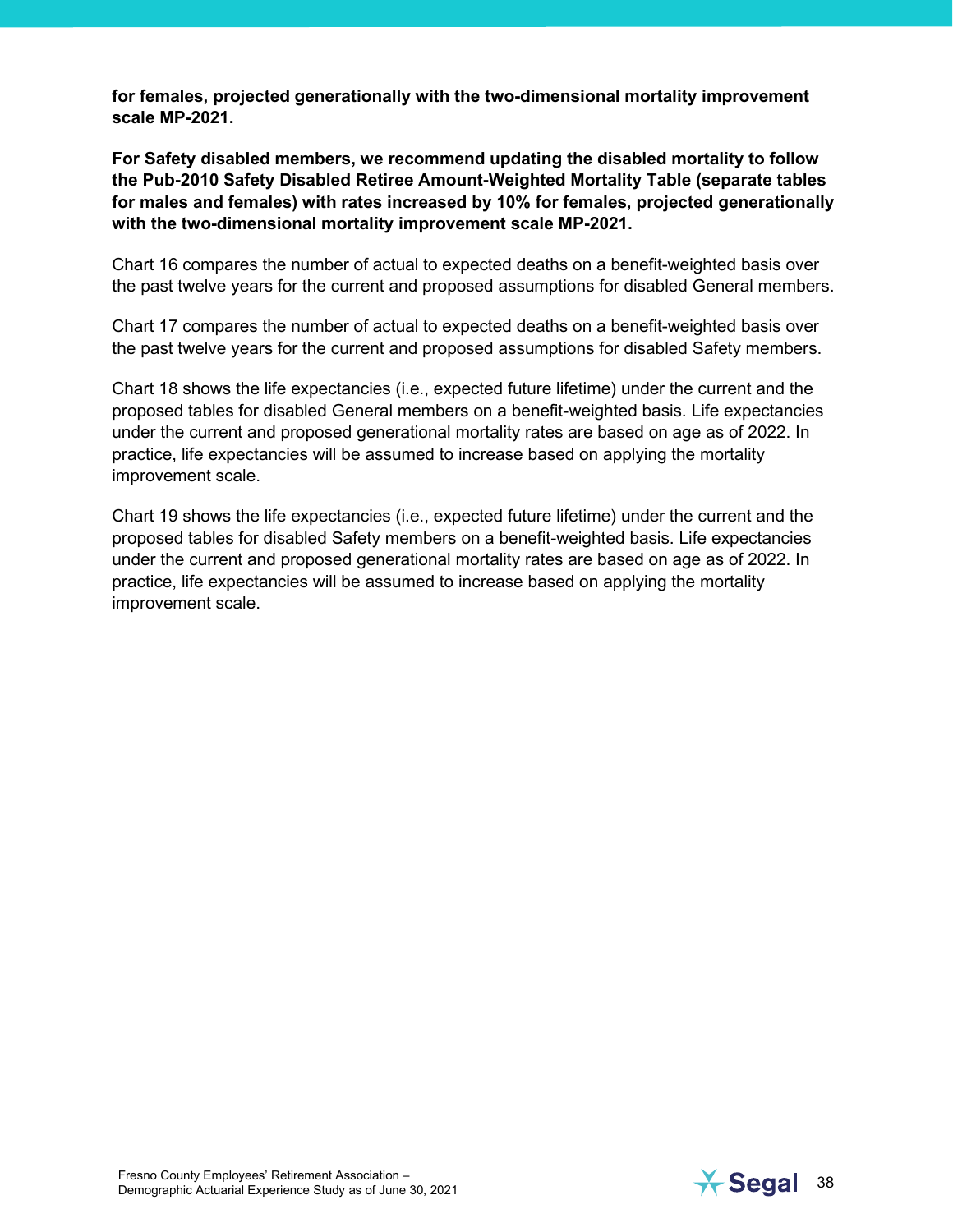**for females, projected generationally with the two-dimensional mortality improvement scale MP-2021.**

**For Safety disabled members, we recommend updating the disabled mortality to follow the Pub-2010 Safety Disabled Retiree Amount-Weighted Mortality Table (separate tables for males and females) with rates increased by 10% for females, projected generationally with the two-dimensional mortality improvement scale MP-2021.**

Chart 16 compares the number of actual to expected deaths on a benefit-weighted basis over the past twelve years for the current and proposed assumptions for disabled General members.

Chart 17 compares the number of actual to expected deaths on a benefit-weighted basis over the past twelve years for the current and proposed assumptions for disabled Safety members.

Chart 18 shows the life expectancies (i.e., expected future lifetime) under the current and the proposed tables for disabled General members on a benefit-weighted basis. Life expectancies under the current and proposed generational mortality rates are based on age as of 2022. In practice, life expectancies will be assumed to increase based on applying the mortality improvement scale.

Chart 19 shows the life expectancies (i.e., expected future lifetime) under the current and the proposed tables for disabled Safety members on a benefit-weighted basis. Life expectancies under the current and proposed generational mortality rates are based on age as of 2022. In practice, life expectancies will be assumed to increase based on applying the mortality improvement scale.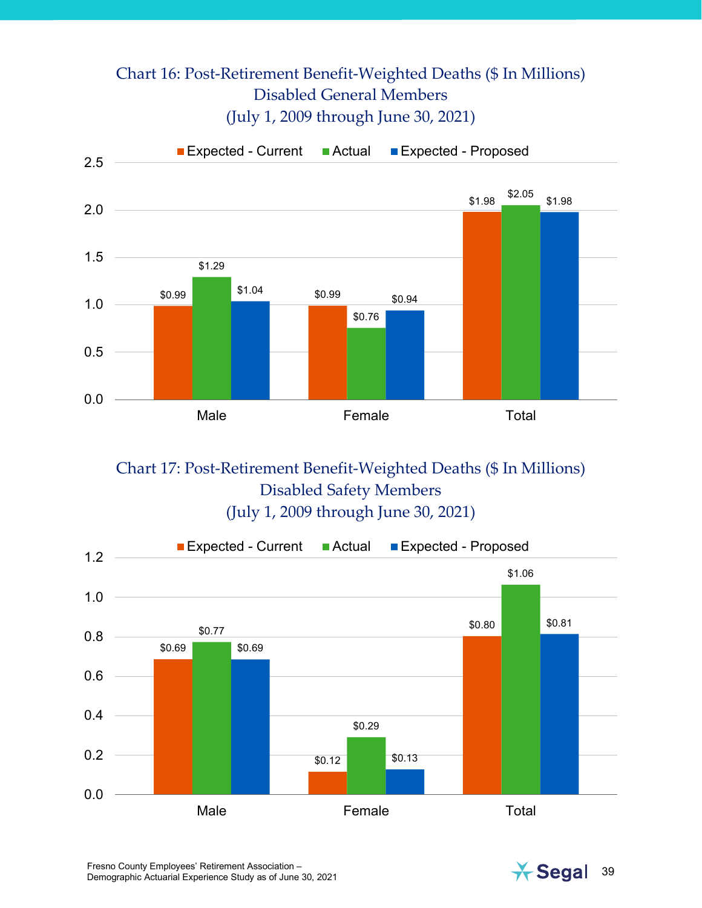## Chart 16: Post-Retirement Benefit-Weighted Deaths ($ In Millions)
## Disabled General Members
## (July 1, 2009 through June 30, 2021)

| | Expected - Current | Actual | Expected - Proposed |
|---|---|---|---|
| Male | $0.99 | $1.29 | $1.04 |
| Female | $0.99 | $0.76 | $0.94 |
| Total | $1.98 | $2.05 | $1.98 |

## Chart 17: Post-Retirement Benefit-Weighted Deaths ($ In Millions)
## Disabled Safety Members
## (July 1, 2009 through June 30, 2021)

| | Expected - Current | Actual | Expected - Proposed |
|---|---|---|---|
| Male | $0.69 | $0.77 | $0.69 |
| Female | $0.12 | $0.29 | $0.13 |
| Total | $0.80 | $1.06 | $0.81 |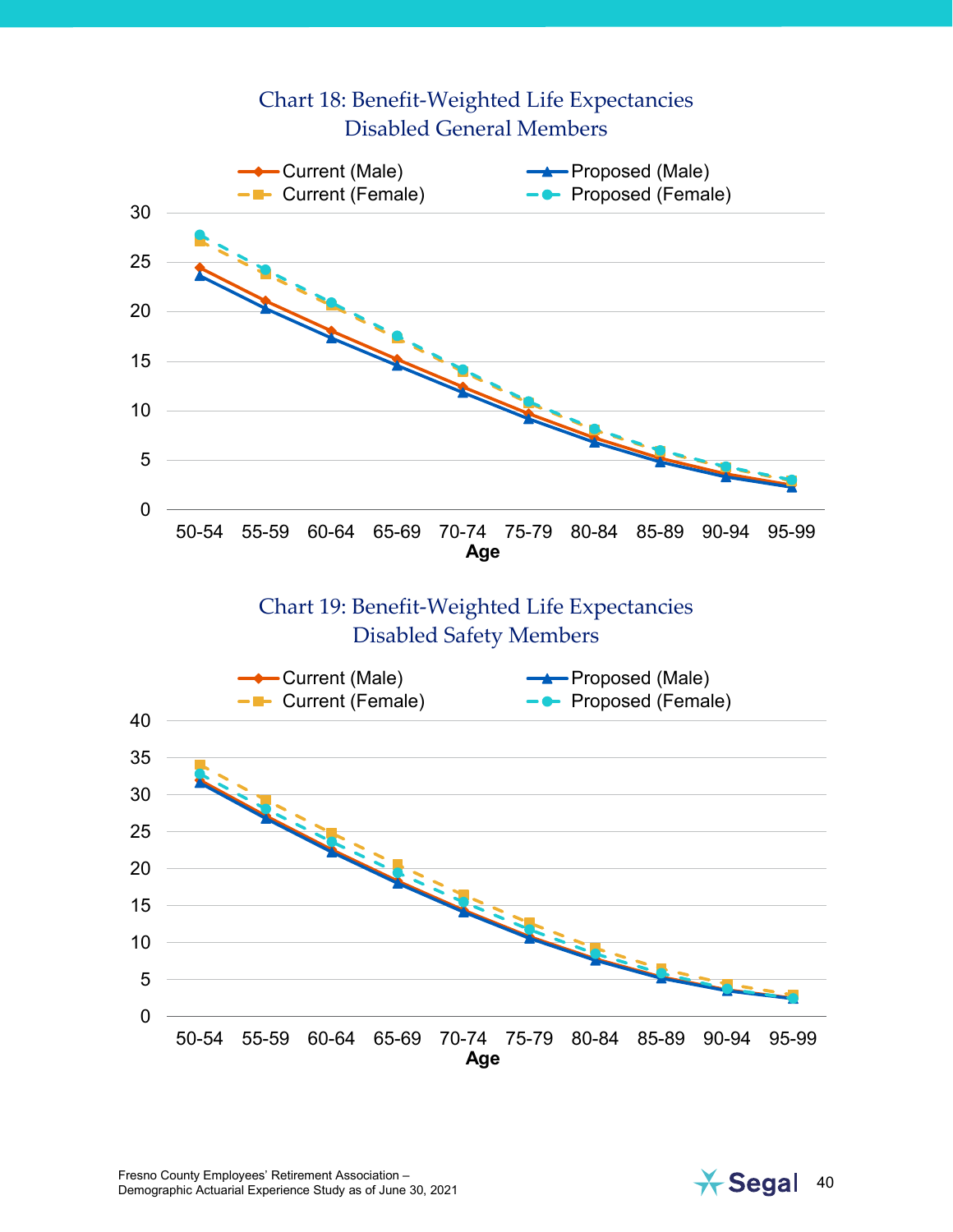### Chart 18: Benefit-Weighted Life Expectancies
### Disabled General Members

Current (Male) | Proposed (Male) | Current (Female) | Proposed (Female)

Age: 50-54, 55-59, 60-64, 65-69, 70-74, 75-79, 80-84, 85-89, 90-94, 95-99

### Chart 19: Benefit-Weighted Life Expectancies
### Disabled Safety Members

Current (Male) | Proposed (Male) | Current (Female) | Proposed (Female)

Age: 50-54, 55-59, 60-64, 65-69, 70-74, 75-79, 80-84, 85-89, 90-94, 95-99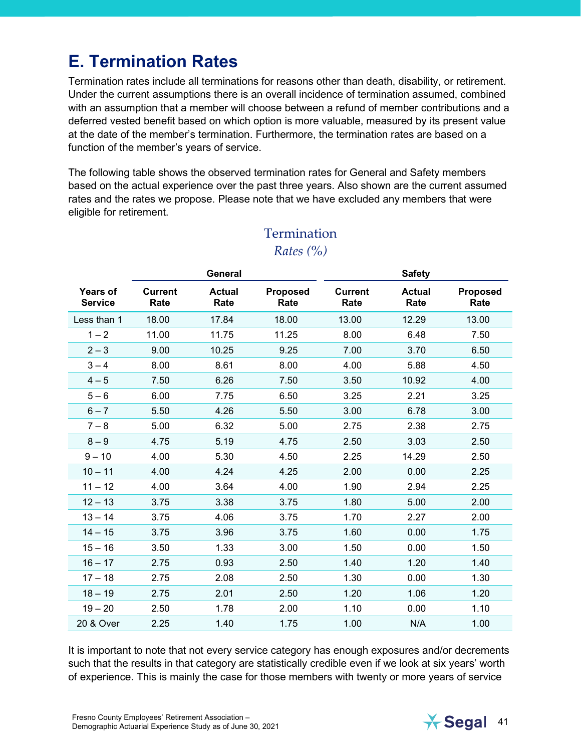## E. Termination Rates

Termination rates include all terminations for reasons other than death, disability, or retirement. Under the current assumptions there is an overall incidence of termination assumed, combined with an assumption that a member will choose between a refund of member contributions and a deferred vested benefit based on which option is more valuable, measured by its present value at the date of the member's termination. Furthermore, the termination rates are based on a function of the member's years of service.

The following table shows the observed termination rates for General and Safety members based on the actual experience over the past three years. Also shown are the current assumed rates and the rates we propose. Please note that we have excluded any members that were eligible for retirement.

Termination
*Rates (%)*

| | General | | | Safety | | |
|---|---|---|---|---|---|---|
| **Years of Service** | **Current Rate** | **Actual Rate** | **Proposed Rate** | **Current Rate** | **Actual Rate** | **Proposed Rate** |
| Less than 1 | 18.00 | 17.84 | 18.00 | 13.00 | 12.29 | 13.00 |
| 1 – 2 | 11.00 | 11.75 | 11.25 | 8.00 | 6.48 | 7.50 |
| 2 – 3 | 9.00 | 10.25 | 9.25 | 7.00 | 3.70 | 6.50 |
| 3 – 4 | 8.00 | 8.61 | 8.00 | 4.00 | 5.88 | 4.50 |
| 4 – 5 | 7.50 | 6.26 | 7.50 | 3.50 | 10.92 | 4.00 |
| 5 – 6 | 6.00 | 7.75 | 6.50 | 3.25 | 2.21 | 3.25 |
| 6 – 7 | 5.50 | 4.26 | 5.50 | 3.00 | 6.78 | 3.00 |
| 7 – 8 | 5.00 | 6.32 | 5.00 | 2.75 | 2.38 | 2.75 |
| 8 – 9 | 4.75 | 5.19 | 4.75 | 2.50 | 3.03 | 2.50 |
| 9 – 10 | 4.00 | 5.30 | 4.50 | 2.25 | 14.29 | 2.50 |
| 10 – 11 | 4.00 | 4.24 | 4.25 | 2.00 | 0.00 | 2.25 |
| 11 – 12 | 4.00 | 3.64 | 4.00 | 1.90 | 2.94 | 2.25 |
| 12 – 13 | 3.75 | 3.38 | 3.75 | 1.80 | 5.00 | 2.00 |
| 13 – 14 | 3.75 | 4.06 | 3.75 | 1.70 | 2.27 | 2.00 |
| 14 – 15 | 3.75 | 3.96 | 3.75 | 1.60 | 0.00 | 1.75 |
| 15 – 16 | 3.50 | 1.33 | 3.00 | 1.50 | 0.00 | 1.50 |
| 16 – 17 | 2.75 | 0.93 | 2.50 | 1.40 | 1.20 | 1.40 |
| 17 – 18 | 2.75 | 2.08 | 2.50 | 1.30 | 0.00 | 1.30 |
| 18 – 19 | 2.75 | 2.01 | 2.50 | 1.20 | 1.06 | 1.20 |
| 19 – 20 | 2.50 | 1.78 | 2.00 | 1.10 | 0.00 | 1.10 |
| 20 & Over | 2.25 | 1.40 | 1.75 | 1.00 | N/A | 1.00 |

It is important to note that not every service category has enough exposures and/or decrements such that the results in that category are statistically credible even if we look at six years' worth of experience. This is mainly the case for those members with twenty or more years of service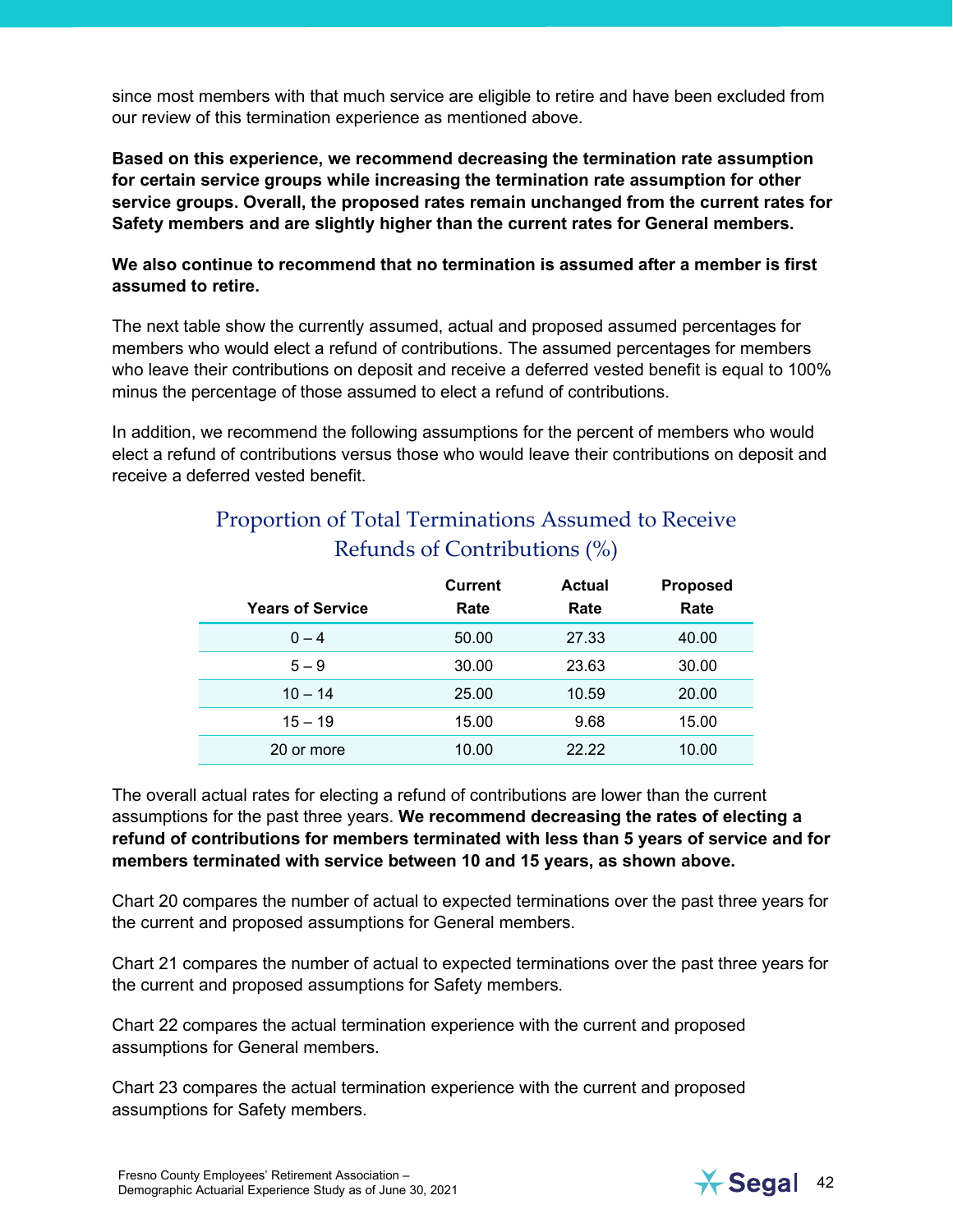since most members with that much service are eligible to retire and have been excluded from our review of this termination experience as mentioned above.

**Based on this experience, we recommend decreasing the termination rate assumption for certain service groups while increasing the termination rate assumption for other service groups. Overall, the proposed rates remain unchanged from the current rates for Safety members and are slightly higher than the current rates for General members.**

**We also continue to recommend that no termination is assumed after a member is first assumed to retire.**

The next table show the currently assumed, actual and proposed assumed percentages for members who would elect a refund of contributions. The assumed percentages for members who leave their contributions on deposit and receive a deferred vested benefit is equal to 100% minus the percentage of those assumed to elect a refund of contributions.

In addition, we recommend the following assumptions for the percent of members who would elect a refund of contributions versus those who would leave their contributions on deposit and receive a deferred vested benefit.

## Proportion of Total Terminations Assumed to Receive Refunds of Contributions (%)

| Years of Service | Current Rate | Actual Rate | Proposed Rate |
|---|---|---|---|
| 0 – 4 | 50.00 | 27.33 | 40.00 |
| 5 – 9 | 30.00 | 23.63 | 30.00 |
| 10 – 14 | 25.00 | 10.59 | 20.00 |
| 15 – 19 | 15.00 | 9.68 | 15.00 |
| 20 or more | 10.00 | 22.22 | 10.00 |

The overall actual rates for electing a refund of contributions are lower than the current assumptions for the past three years. **We recommend decreasing the rates of electing a refund of contributions for members terminated with less than 5 years of service and for members terminated with service between 10 and 15 years, as shown above.**

Chart 20 compares the number of actual to expected terminations over the past three years for the current and proposed assumptions for General members.

Chart 21 compares the number of actual to expected terminations over the past three years for the current and proposed assumptions for Safety members.

Chart 22 compares the actual termination experience with the current and proposed assumptions for General members.

Chart 23 compares the actual termination experience with the current and proposed assumptions for Safety members.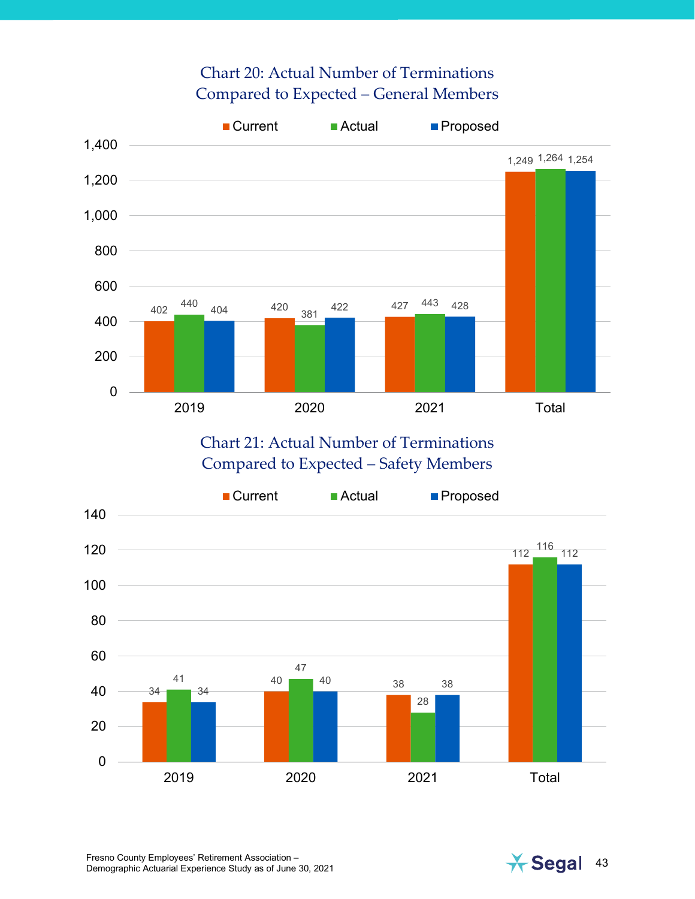## Chart 20: Actual Number of Terminations Compared to Expected – General Members

| | Current | Actual | Proposed |
|---|---|---|---|
| 2019 | 402 | 440 | 404 |
| 2020 | 420 | 381 | 422 |
| 2021 | 427 | 443 | 428 |
| Total | 1,249 | 1,264 | 1,254 |

## Chart 21: Actual Number of Terminations Compared to Expected – Safety Members

| | Current | Actual | Proposed |
|---|---|---|---|
| 2019 | 34 | 41 | 34 |
| 2020 | 40 | 47 | 40 |
| 2021 | 38 | 28 | 38 |
| Total | 112 | 116 | 112 |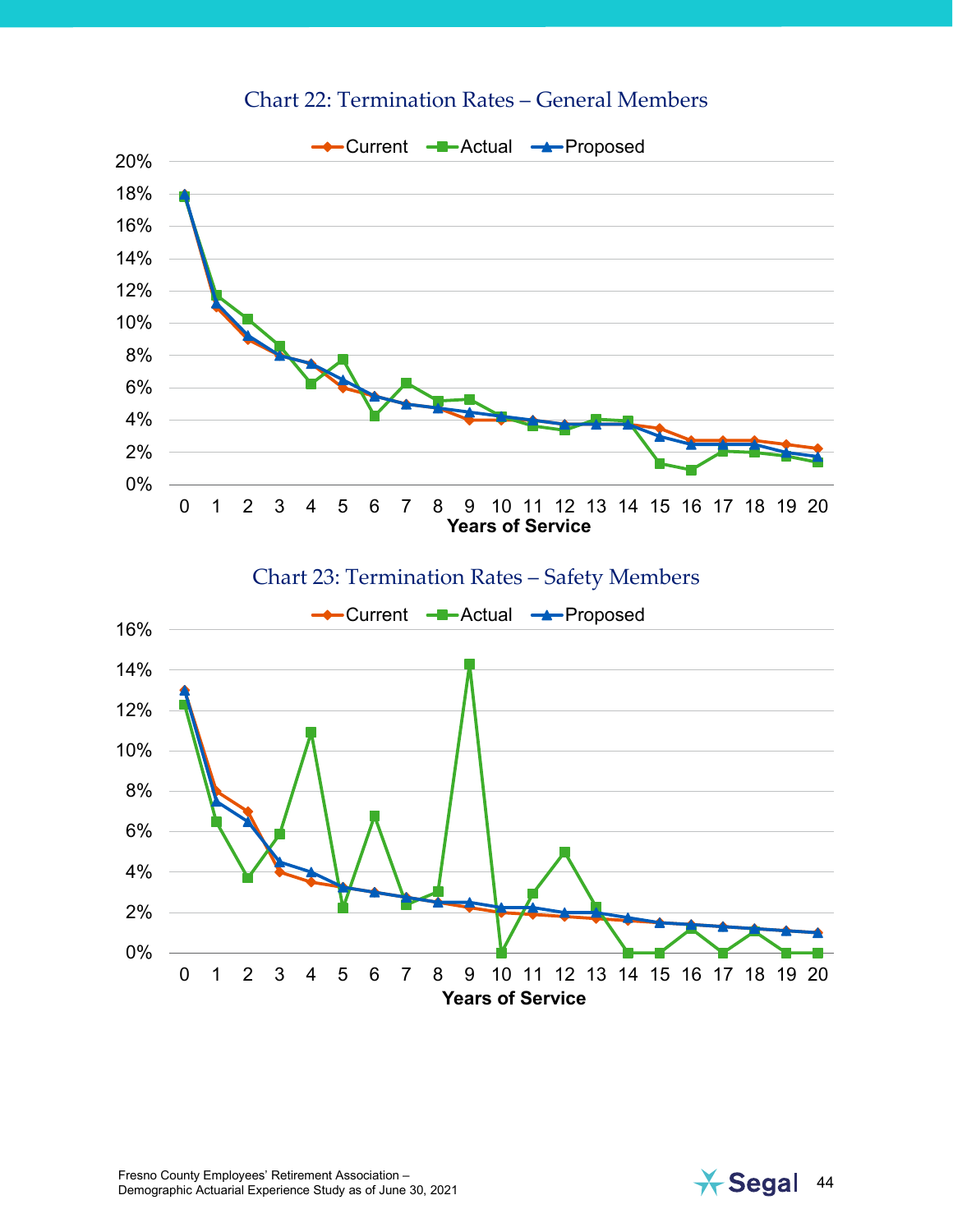### Chart 22: Termination Rates – General Members

Legend: Current, Actual, Proposed

Y-axis: 0% – 20%

X-axis: Years of Service (0 – 20)

### Chart 23: Termination Rates – Safety Members

Legend: Current, Actual, Proposed

Y-axis: 0% – 16%

X-axis: Years of Service (0 – 20)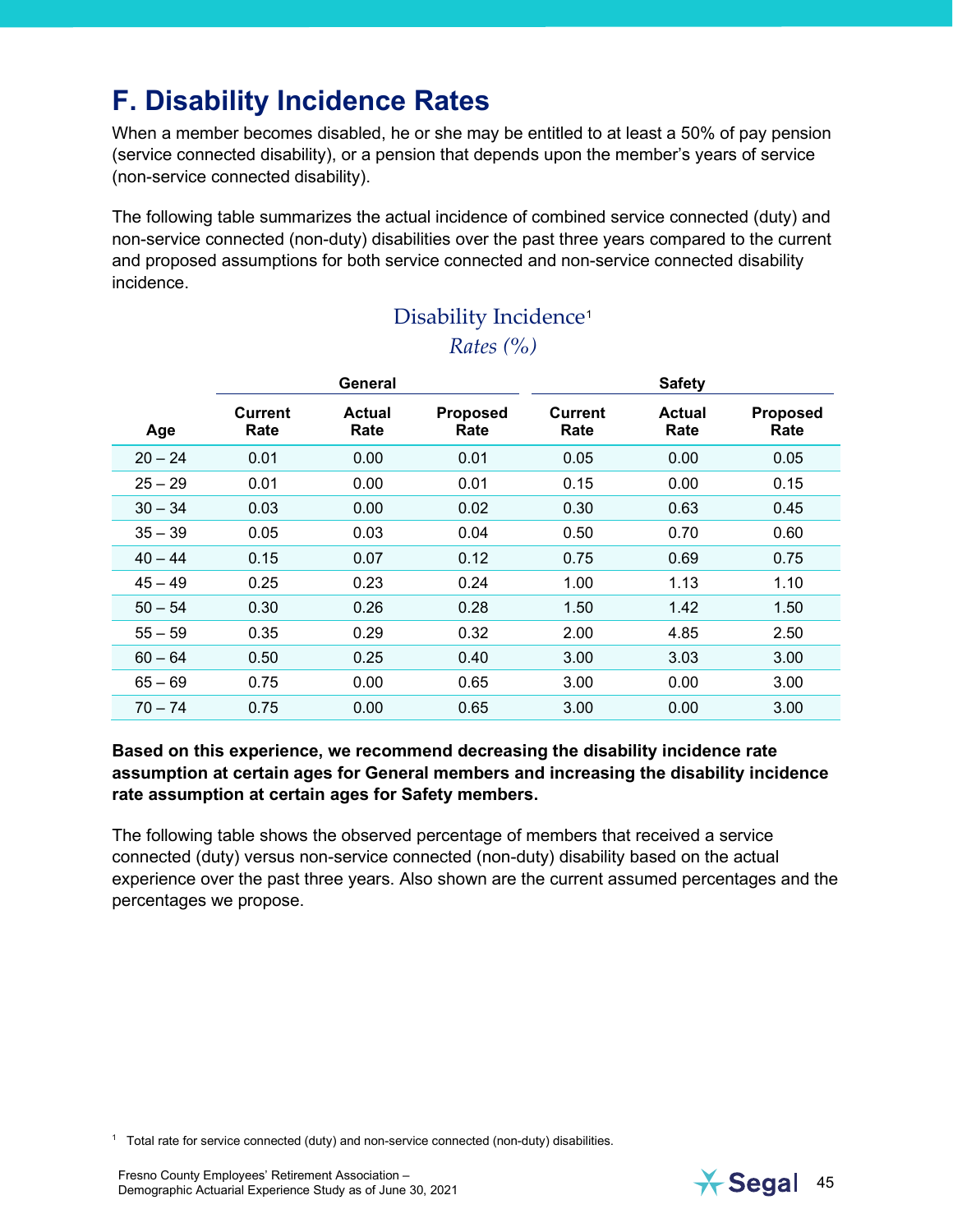## F. Disability Incidence Rates

When a member becomes disabled, he or she may be entitled to at least a 50% of pay pension (service connected disability), or a pension that depends upon the member's years of service (non-service connected disability).

The following table summarizes the actual incidence of combined service connected (duty) and non-service connected (non-duty) disabilities over the past three years compared to the current and proposed assumptions for both service connected and non-service connected disability incidence.

### Disability Incidence[1]

*Rates (%)*

| | General | | | Safety | | |
|---|---|---|---|---|---|---|
| **Age** | **Current Rate** | **Actual Rate** | **Proposed Rate** | **Current Rate** | **Actual Rate** | **Proposed Rate** |
| 20 – 24 | 0.01 | 0.00 | 0.01 | 0.05 | 0.00 | 0.05 |
| 25 – 29 | 0.01 | 0.00 | 0.01 | 0.15 | 0.00 | 0.15 |
| 30 – 34 | 0.03 | 0.00 | 0.02 | 0.30 | 0.63 | 0.45 |
| 35 – 39 | 0.05 | 0.03 | 0.04 | 0.50 | 0.70 | 0.60 |
| 40 – 44 | 0.15 | 0.07 | 0.12 | 0.75 | 0.69 | 0.75 |
| 45 – 49 | 0.25 | 0.23 | 0.24 | 1.00 | 1.13 | 1.10 |
| 50 – 54 | 0.30 | 0.26 | 0.28 | 1.50 | 1.42 | 1.50 |
| 55 – 59 | 0.35 | 0.29 | 0.32 | 2.00 | 4.85 | 2.50 |
| 60 – 64 | 0.50 | 0.25 | 0.40 | 3.00 | 3.03 | 3.00 |
| 65 – 69 | 0.75 | 0.00 | 0.65 | 3.00 | 0.00 | 3.00 |
| 70 – 74 | 0.75 | 0.00 | 0.65 | 3.00 | 0.00 | 3.00 |

**Based on this experience, we recommend decreasing the disability incidence rate assumption at certain ages for General members and increasing the disability incidence rate assumption at certain ages for Safety members.**

The following table shows the observed percentage of members that received a service connected (duty) versus non-service connected (non-duty) disability based on the actual experience over the past three years. Also shown are the current assumed percentages and the percentages we propose.

[1] Total rate for service connected (duty) and non-service connected (non-duty) disabilities.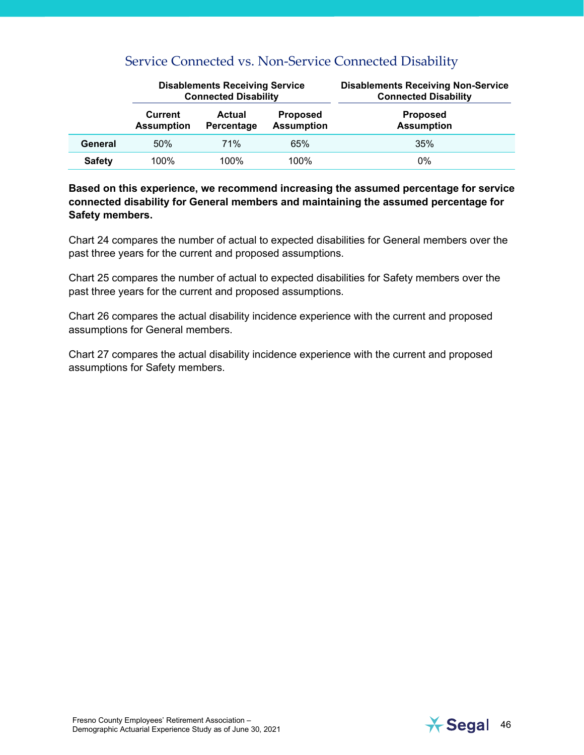## Service Connected vs. Non-Service Connected Disability

| | Disablements Receiving Service Connected Disability | | | Disablements Receiving Non-Service Connected Disability |
|---|---|---|---|---|
| | Current Assumption | Actual Percentage | Proposed Assumption | Proposed Assumption |
| **General** | 50% | 71% | 65% | 35% |
| **Safety** | 100% | 100% | 100% | 0% |

**Based on this experience, we recommend increasing the assumed percentage for service connected disability for General members and maintaining the assumed percentage for Safety members.**

Chart 24 compares the number of actual to expected disabilities for General members over the past three years for the current and proposed assumptions.

Chart 25 compares the number of actual to expected disabilities for Safety members over the past three years for the current and proposed assumptions.

Chart 26 compares the actual disability incidence experience with the current and proposed assumptions for General members.

Chart 27 compares the actual disability incidence experience with the current and proposed assumptions for Safety members.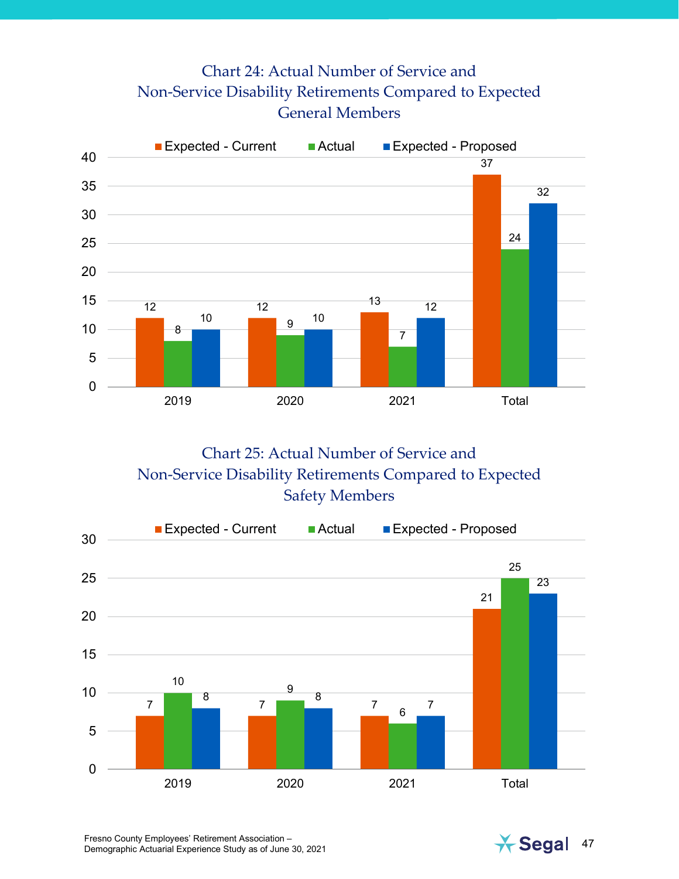## Chart 24: Actual Number of Service and Non-Service Disability Retirements Compared to Expected General Members

| | 2019 | 2020 | 2021 | Total |
|---|---|---|---|---|
| Expected - Current | 12 | 12 | 13 | 37 |
| Actual | 8 | 9 | 7 | 24 |
| Expected - Proposed | 10 | 10 | 12 | 32 |

## Chart 25: Actual Number of Service and Non-Service Disability Retirements Compared to Expected Safety Members

| | 2019 | 2020 | 2021 | Total |
|---|---|---|---|---|
| Expected - Current | 7 | 7 | 7 | 21 |
| Actual | 10 | 9 | 6 | 25 |
| Expected - Proposed | 8 | 8 | 7 | 23 |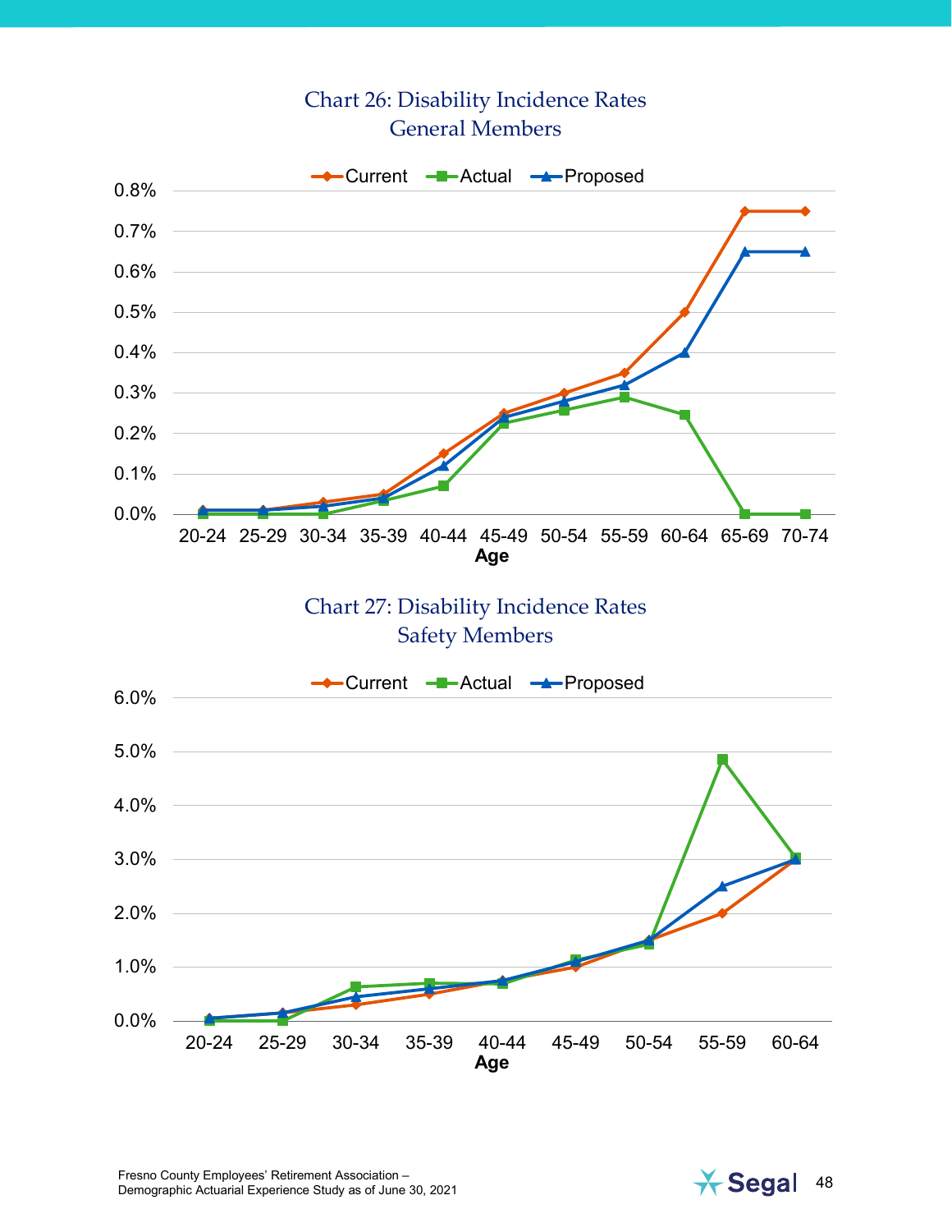Chart 26: Disability Incidence Rates
General Members

Current | Actual | Proposed

0.8%
0.7%
0.6%
0.5%
0.4%
0.3%
0.2%
0.1%
0.0%

20-24 25-29 30-34 35-39 40-44 45-49 50-54 55-59 60-64 65-69 70-74

**Age**

Chart 27: Disability Incidence Rates
Safety Members

Current | Actual | Proposed

6.0%
5.0%
4.0%
3.0%
2.0%
1.0%
0.0%

20-24 25-29 30-34 35-39 40-44 45-49 50-54 55-59 60-64

**Age**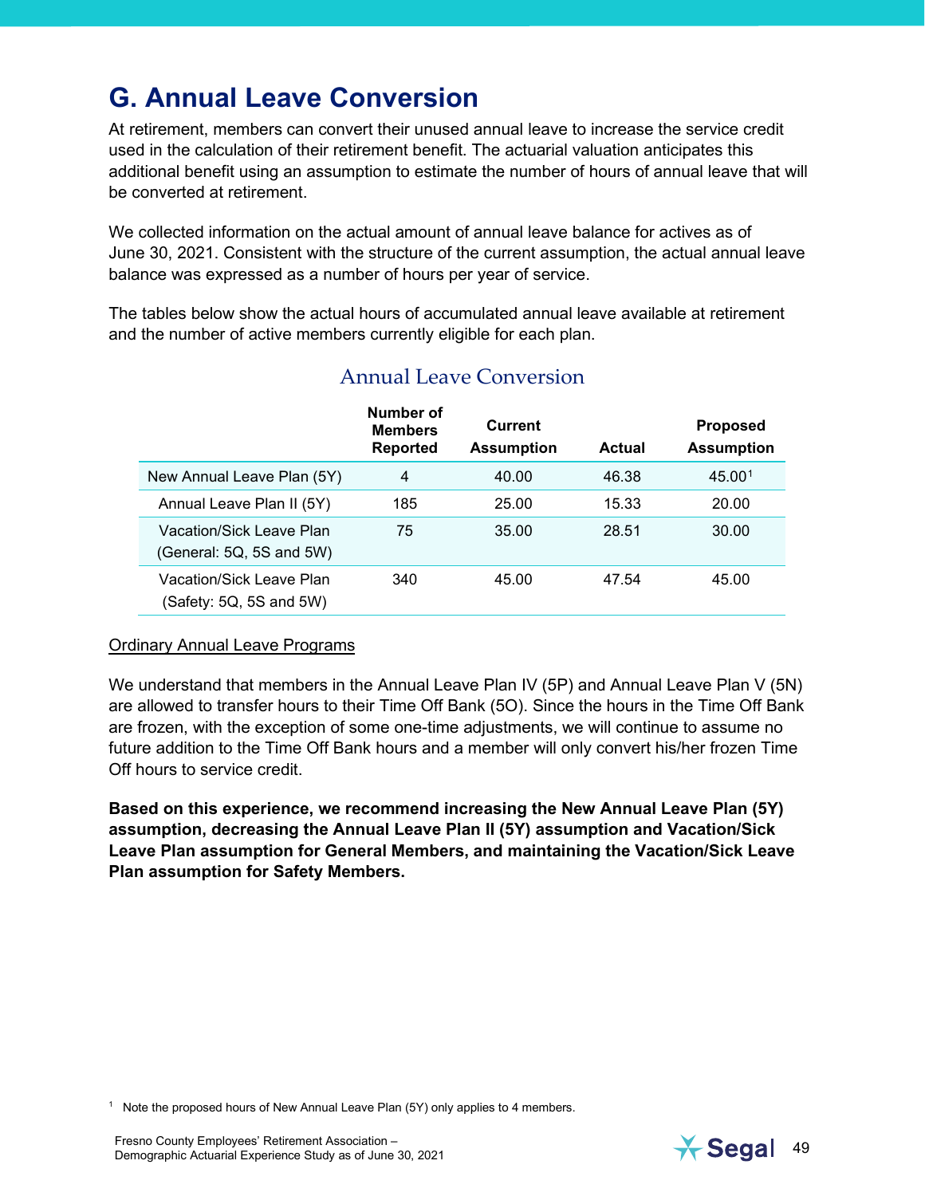## G. Annual Leave Conversion

At retirement, members can convert their unused annual leave to increase the service credit used in the calculation of their retirement benefit. The actuarial valuation anticipates this additional benefit using an assumption to estimate the number of hours of annual leave that will be converted at retirement.

We collected information on the actual amount of annual leave balance for actives as of June 30, 2021. Consistent with the structure of the current assumption, the actual annual leave balance was expressed as a number of hours per year of service.

The tables below show the actual hours of accumulated annual leave available at retirement and the number of active members currently eligible for each plan.

### Annual Leave Conversion

| | Number of Members Reported | Current Assumption | Actual | Proposed Assumption |
|---|---|---|---|---|
| New Annual Leave Plan (5Y) | 4 | 40.00 | 46.38 | 45.00[1] |
| Annual Leave Plan II (5Y) | 185 | 25.00 | 15.33 | 20.00 |
| Vacation/Sick Leave Plan (General: 5Q, 5S and 5W) | 75 | 35.00 | 28.51 | 30.00 |
| Vacation/Sick Leave Plan (Safety: 5Q, 5S and 5W) | 340 | 45.00 | 47.54 | 45.00 |

Ordinary Annual Leave Programs

We understand that members in the Annual Leave Plan IV (5P) and Annual Leave Plan V (5N) are allowed to transfer hours to their Time Off Bank (5O). Since the hours in the Time Off Bank are frozen, with the exception of some one-time adjustments, we will continue to assume no future addition to the Time Off Bank hours and a member will only convert his/her frozen Time Off hours to service credit.

**Based on this experience, we recommend increasing the New Annual Leave Plan (5Y) assumption, decreasing the Annual Leave Plan II (5Y) assumption and Vacation/Sick Leave Plan assumption for General Members, and maintaining the Vacation/Sick Leave Plan assumption for Safety Members.**

[1] Note the proposed hours of New Annual Leave Plan (5Y) only applies to 4 members.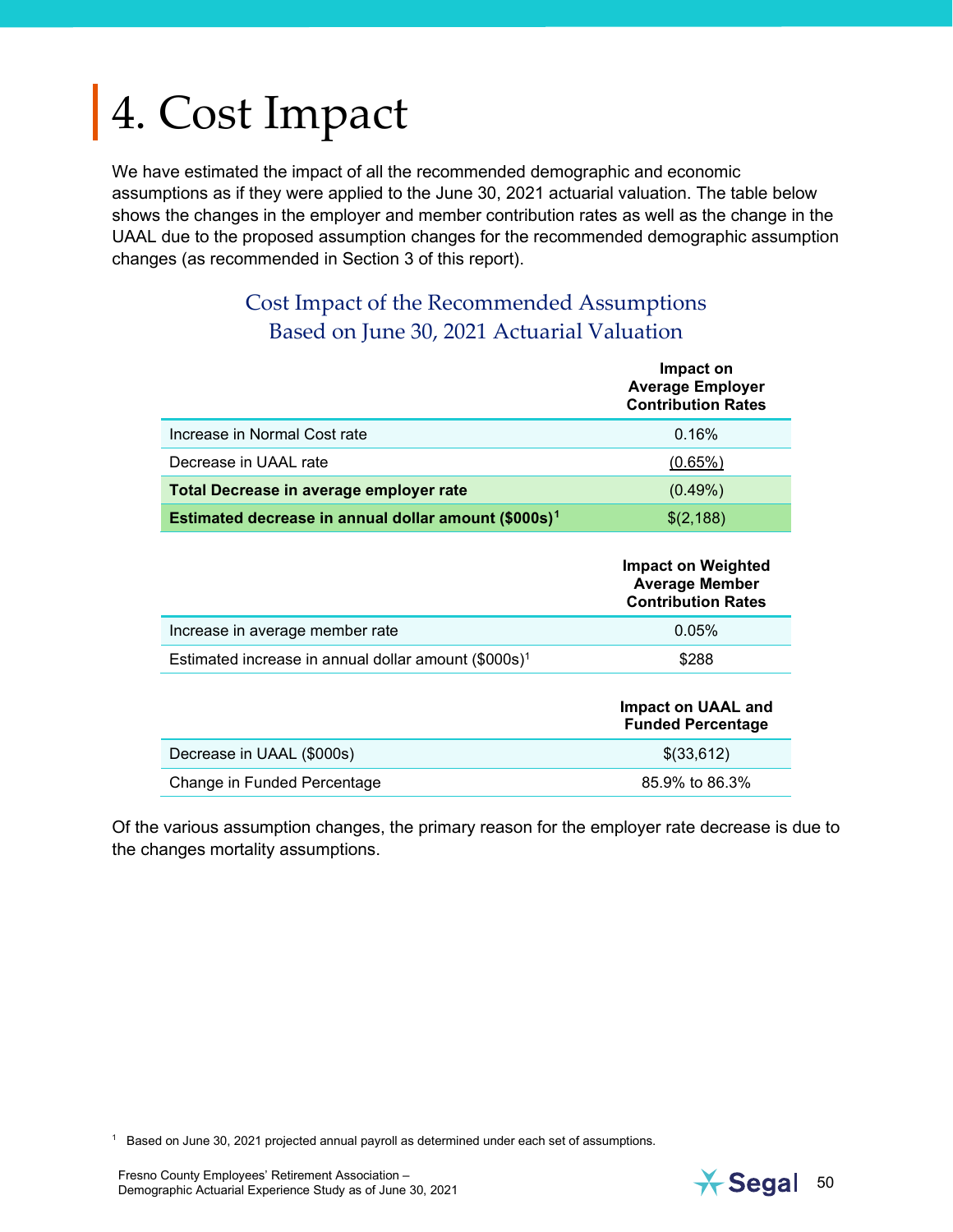# 4. Cost Impact

We have estimated the impact of all the recommended demographic and economic assumptions as if they were applied to the June 30, 2021 actuarial valuation. The table below shows the changes in the employer and member contribution rates as well as the change in the UAAL due to the proposed assumption changes for the recommended demographic assumption changes (as recommended in Section 3 of this report).

## Cost Impact of the Recommended Assumptions Based on June 30, 2021 Actuarial Valuation

| | Impact on Average Employer Contribution Rates |
|---|---|
| Increase in Normal Cost rate | 0.16% |
| Decrease in UAAL rate | (0.65%) |
| **Total Decrease in average employer rate** | (0.49%) |
| **Estimated decrease in annual dollar amount ($000s)[1]** | $(2,188) |

| | Impact on Weighted Average Member Contribution Rates |
|---|---|
| Increase in average member rate | 0.05% |
| Estimated increase in annual dollar amount ($000s)[1] | $288 |

| | Impact on UAAL and Funded Percentage |
|---|---|
| Decrease in UAAL ($000s) | $(33,612) |
| Change in Funded Percentage | 85.9% to 86.3% |

Of the various assumption changes, the primary reason for the employer rate decrease is due to the changes mortality assumptions.

[1] Based on June 30, 2021 projected annual payroll as determined under each set of assumptions.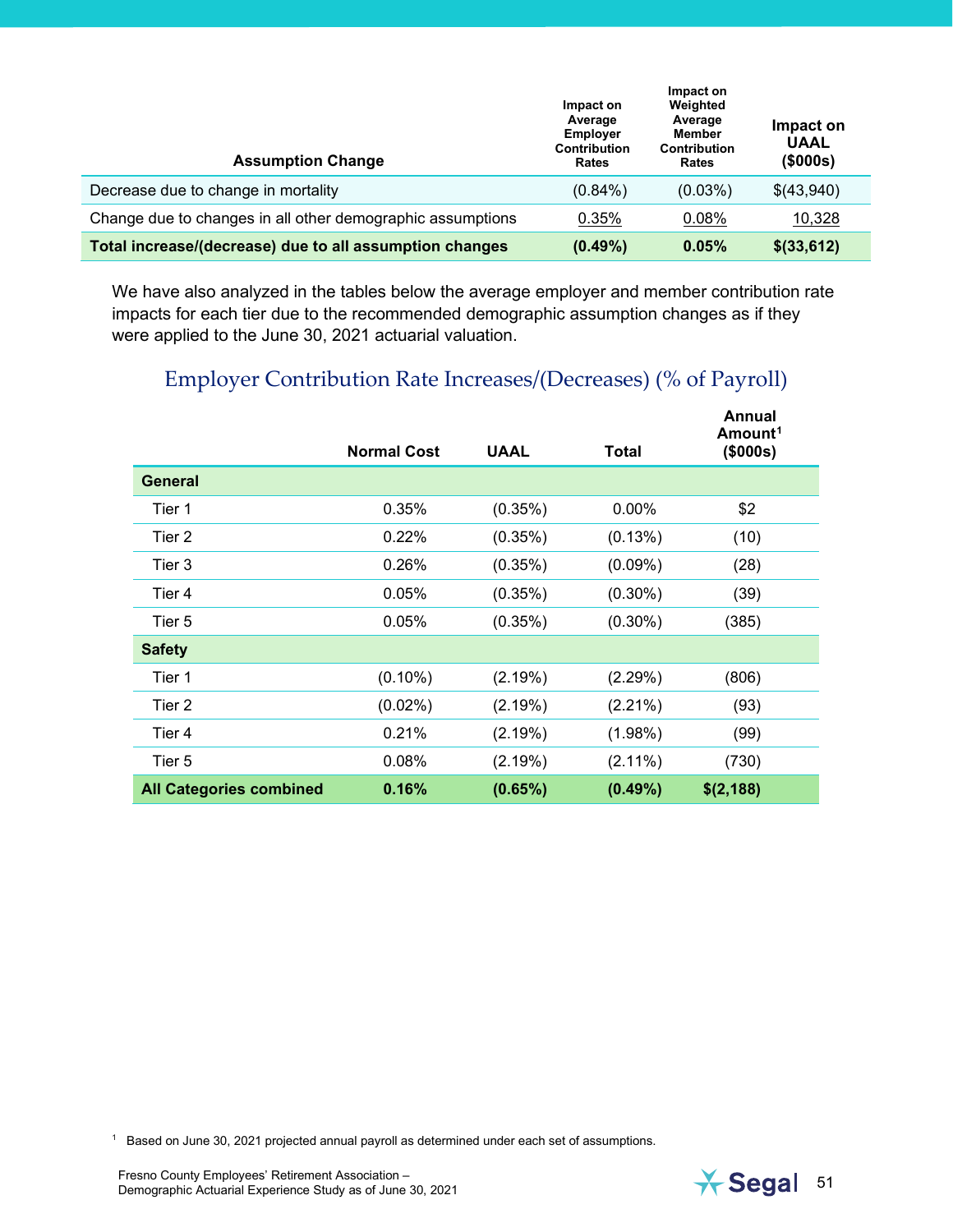| Assumption Change | Impact on Average Employer Contribution Rates | Impact on Weighted Average Member Contribution Rates | Impact on UAAL ($000s) |
|---|---|---|---|
| Decrease due to change in mortality | (0.84%) | (0.03%) | $(43,940) |
| Change due to changes in all other demographic assumptions | 0.35% | 0.08% | 10,328 |
| **Total increase/(decrease) due to all assumption changes** | **(0.49%)** | **0.05%** | **$(33,612)** |

We have also analyzed in the tables below the average employer and member contribution rate impacts for each tier due to the recommended demographic assumption changes as if they were applied to the June 30, 2021 actuarial valuation.

## Employer Contribution Rate Increases/(Decreases) (% of Payroll)

| | Normal Cost | UAAL | Total | Annual Amount[1] ($000s) |
|---|---|---|---|---|
| **General** | | | | |
| Tier 1 | 0.35% | (0.35%) | 0.00% | $2 |
| Tier 2 | 0.22% | (0.35%) | (0.13%) | (10) |
| Tier 3 | 0.26% | (0.35%) | (0.09%) | (28) |
| Tier 4 | 0.05% | (0.35%) | (0.30%) | (39) |
| Tier 5 | 0.05% | (0.35%) | (0.30%) | (385) |
| **Safety** | | | | |
| Tier 1 | (0.10%) | (2.19%) | (2.29%) | (806) |
| Tier 2 | (0.02%) | (2.19%) | (2.21%) | (93) |
| Tier 4 | 0.21% | (2.19%) | (1.98%) | (99) |
| Tier 5 | 0.08% | (2.19%) | (2.11%) | (730) |
| **All Categories combined** | **0.16%** | **(0.65%)** | **(0.49%)** | **$(2,188)** |

[1] Based on June 30, 2021 projected annual payroll as determined under each set of assumptions.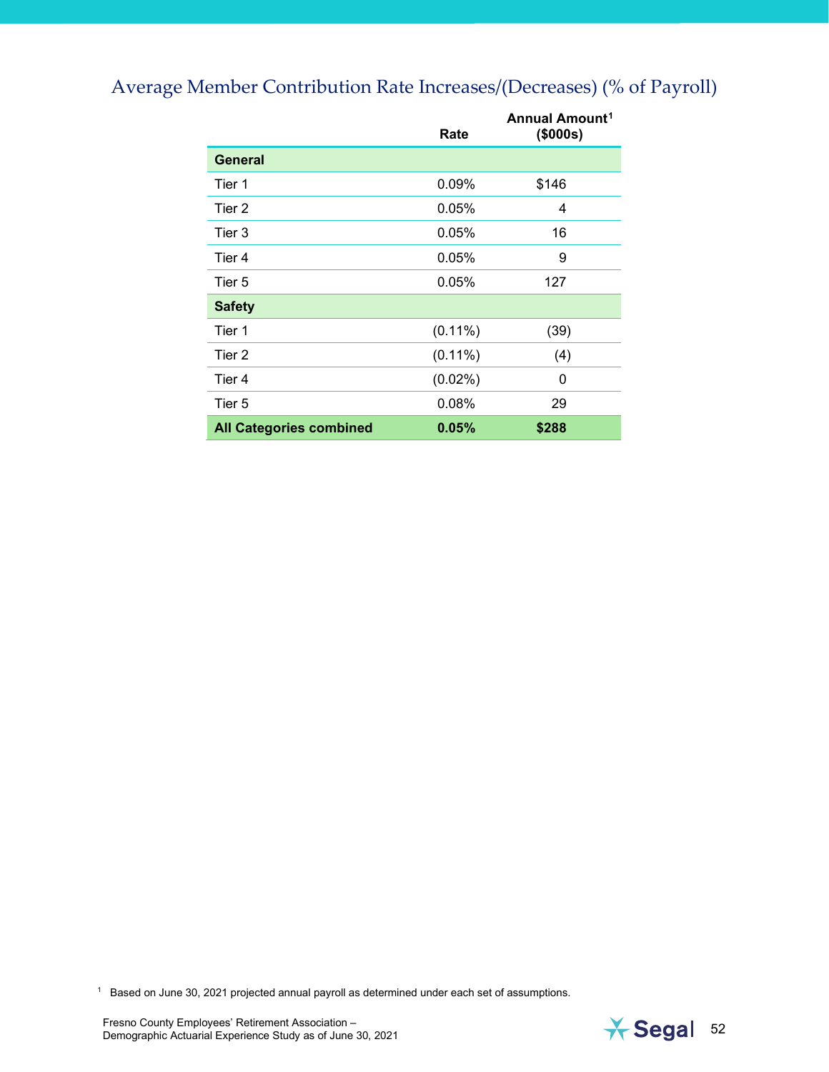## Average Member Contribution Rate Increases/(Decreases) (% of Payroll)

| | Rate | Annual Amount[1] ($000s) |
|---|---|---|
| **General** | | |
| Tier 1 | 0.09% | $146 |
| Tier 2 | 0.05% | 4 |
| Tier 3 | 0.05% | 16 |
| Tier 4 | 0.05% | 9 |
| Tier 5 | 0.05% | 127 |
| **Safety** | | |
| Tier 1 | (0.11%) | (39) |
| Tier 2 | (0.11%) | (4) |
| Tier 4 | (0.02%) | 0 |
| Tier 5 | 0.08% | 29 |
| **All Categories combined** | **0.05%** | **$288** |

[1] Based on June 30, 2021 projected annual payroll as determined under each set of assumptions.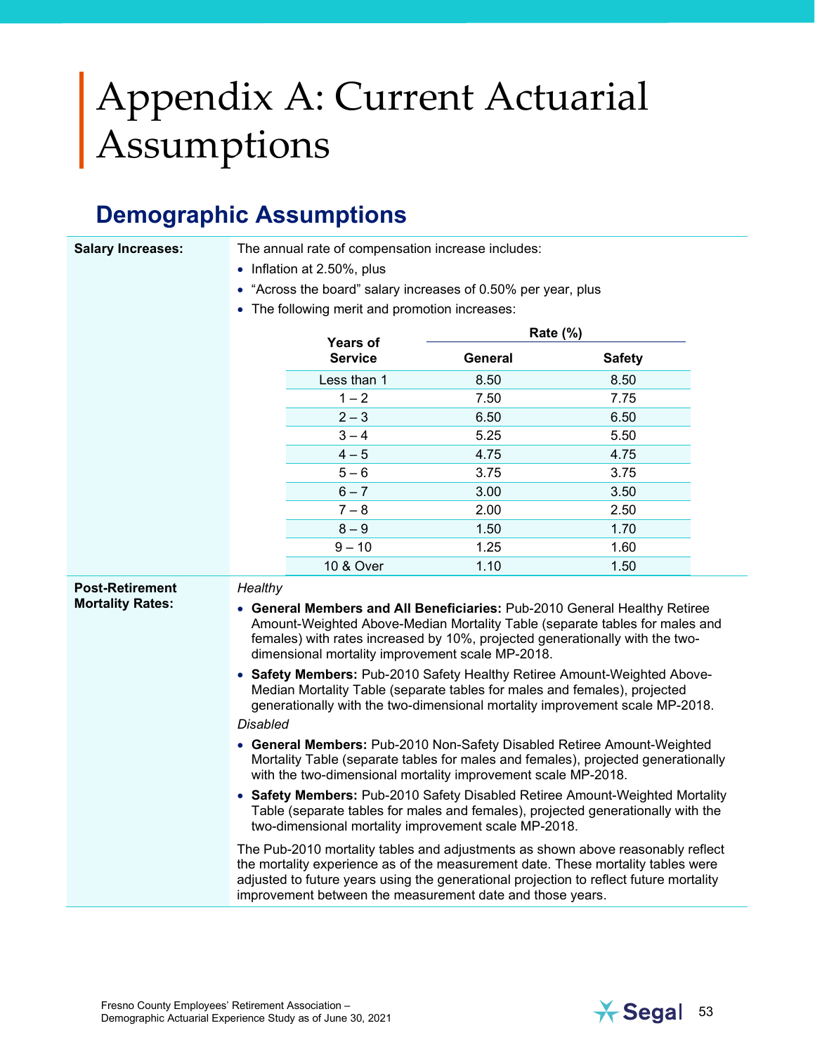# Appendix A: Current Actuarial Assumptions

## Demographic Assumptions

**Salary Increases:**

The annual rate of compensation increase includes:

- Inflation at 2.50%, plus
- "Across the board" salary increases of 0.50% per year, plus
- The following merit and promotion increases:

| Years of Service | Rate (%) | |
|---|---|---|
| | **General** | **Safety** |
| Less than 1 | 8.50 | 8.50 |
| 1 – 2 | 7.50 | 7.75 |
| 2 – 3 | 6.50 | 6.50 |
| 3 – 4 | 5.25 | 5.50 |
| 4 – 5 | 4.75 | 4.75 |
| 5 – 6 | 3.75 | 3.75 |
| 6 – 7 | 3.00 | 3.50 |
| 7 – 8 | 2.00 | 2.50 |
| 8 – 9 | 1.50 | 1.70 |
| 9 – 10 | 1.25 | 1.60 |
| 10 & Over | 1.10 | 1.50 |

**Post-Retirement Mortality Rates:**

*Healthy*

- **General Members and All Beneficiaries:** Pub-2010 General Healthy Retiree Amount-Weighted Above-Median Mortality Table (separate tables for males and females) with rates increased by 10%, projected generationally with the two-dimensional mortality improvement scale MP-2018.
- **Safety Members:** Pub-2010 Safety Healthy Retiree Amount-Weighted Above-Median Mortality Table (separate tables for males and females), projected generationally with the two-dimensional mortality improvement scale MP-2018.

*Disabled*

- **General Members:** Pub-2010 Non-Safety Disabled Retiree Amount-Weighted Mortality Table (separate tables for males and females), projected generationally with the two-dimensional mortality improvement scale MP-2018.
- **Safety Members:** Pub-2010 Safety Disabled Retiree Amount-Weighted Mortality Table (separate tables for males and females), projected generationally with the two-dimensional mortality improvement scale MP-2018.

The Pub-2010 mortality tables and adjustments as shown above reasonably reflect the mortality experience as of the measurement date. These mortality tables were adjusted to future years using the generational projection to reflect future mortality improvement between the measurement date and those years.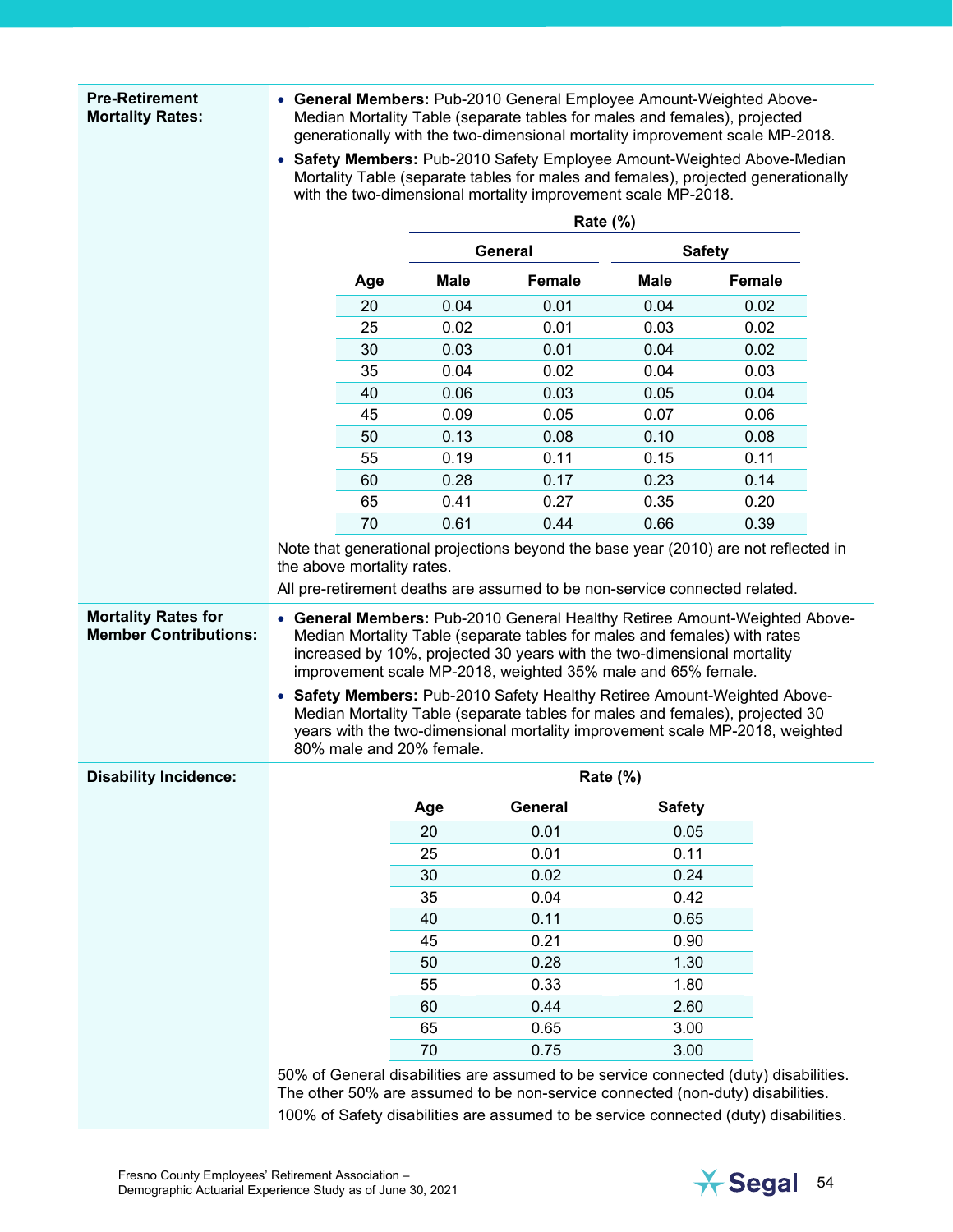**Pre-Retirement Mortality Rates:**

- **General Members:** Pub-2010 General Employee Amount-Weighted Above-Median Mortality Table (separate tables for males and females), projected generationally with the two-dimensional mortality improvement scale MP-2018.
- **Safety Members:** Pub-2010 Safety Employee Amount-Weighted Above-Median Mortality Table (separate tables for males and females), projected generationally with the two-dimensional mortality improvement scale MP-2018.

| | Rate (%) | | | |
|---|---|---|---|---|
| | General | | Safety | |
| Age | Male | Female | Male | Female |
| 20 | 0.04 | 0.01 | 0.04 | 0.02 |
| 25 | 0.02 | 0.01 | 0.03 | 0.02 |
| 30 | 0.03 | 0.01 | 0.04 | 0.02 |
| 35 | 0.04 | 0.02 | 0.04 | 0.03 |
| 40 | 0.06 | 0.03 | 0.05 | 0.04 |
| 45 | 0.09 | 0.05 | 0.07 | 0.06 |
| 50 | 0.13 | 0.08 | 0.10 | 0.08 |
| 55 | 0.19 | 0.11 | 0.15 | 0.11 |
| 60 | 0.28 | 0.17 | 0.23 | 0.14 |
| 65 | 0.41 | 0.27 | 0.35 | 0.20 |
| 70 | 0.61 | 0.44 | 0.66 | 0.39 |

Note that generational projections beyond the base year (2010) are not reflected in the above mortality rates.

All pre-retirement deaths are assumed to be non-service connected related.

**Mortality Rates for Member Contributions:**

- **General Members:** Pub-2010 General Healthy Retiree Amount-Weighted Above-Median Mortality Table (separate tables for males and females) with rates increased by 10%, projected 30 years with the two-dimensional mortality improvement scale MP-2018, weighted 35% male and 65% female.
- **Safety Members:** Pub-2010 Safety Healthy Retiree Amount-Weighted Above-Median Mortality Table (separate tables for males and females), projected 30 years with the two-dimensional mortality improvement scale MP-2018, weighted 80% male and 20% female.

**Disability Incidence:**

| | Rate (%) | |
|---|---|---|
| Age | General | Safety |
| 20 | 0.01 | 0.05 |
| 25 | 0.01 | 0.11 |
| 30 | 0.02 | 0.24 |
| 35 | 0.04 | 0.42 |
| 40 | 0.11 | 0.65 |
| 45 | 0.21 | 0.90 |
| 50 | 0.28 | 1.30 |
| 55 | 0.33 | 1.80 |
| 60 | 0.44 | 2.60 |
| 65 | 0.65 | 3.00 |
| 70 | 0.75 | 3.00 |

50% of General disabilities are assumed to be service connected (duty) disabilities. The other 50% are assumed to be non-service connected (non-duty) disabilities.

100% of Safety disabilities are assumed to be service connected (duty) disabilities.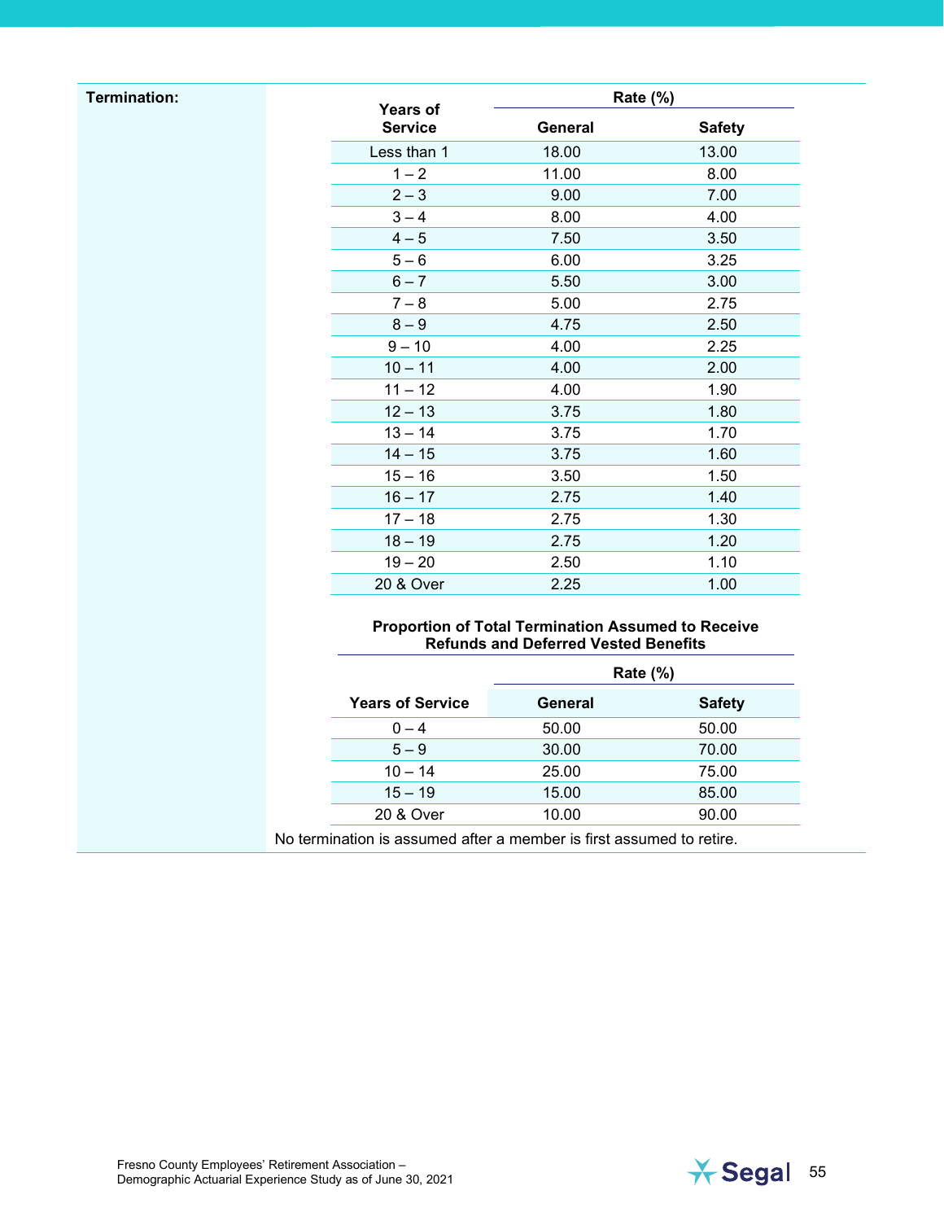**Termination:**

| Years of Service | Rate (%) | |
|---|---|---|
| | General | Safety |
| Less than 1 | 18.00 | 13.00 |
| 1 – 2 | 11.00 | 8.00 |
| 2 – 3 | 9.00 | 7.00 |
| 3 – 4 | 8.00 | 4.00 |
| 4 – 5 | 7.50 | 3.50 |
| 5 – 6 | 6.00 | 3.25 |
| 6 – 7 | 5.50 | 3.00 |
| 7 – 8 | 5.00 | 2.75 |
| 8 – 9 | 4.75 | 2.50 |
| 9 – 10 | 4.00 | 2.25 |
| 10 – 11 | 4.00 | 2.00 |
| 11 – 12 | 4.00 | 1.90 |
| 12 – 13 | 3.75 | 1.80 |
| 13 – 14 | 3.75 | 1.70 |
| 14 – 15 | 3.75 | 1.60 |
| 15 – 16 | 3.50 | 1.50 |
| 16 – 17 | 2.75 | 1.40 |
| 17 – 18 | 2.75 | 1.30 |
| 18 – 19 | 2.75 | 1.20 |
| 19 – 20 | 2.50 | 1.10 |
| 20 & Over | 2.25 | 1.00 |

**Proportion of Total Termination Assumed to Receive Refunds and Deferred Vested Benefits**

| Years of Service | Rate (%) | |
|---|---|---|
| | General | Safety |
| 0 – 4 | 50.00 | 50.00 |
| 5 – 9 | 30.00 | 70.00 |
| 10 – 14 | 25.00 | 75.00 |
| 15 – 19 | 15.00 | 85.00 |
| 20 & Over | 10.00 | 90.00 |

No termination is assumed after a member is first assumed to retire.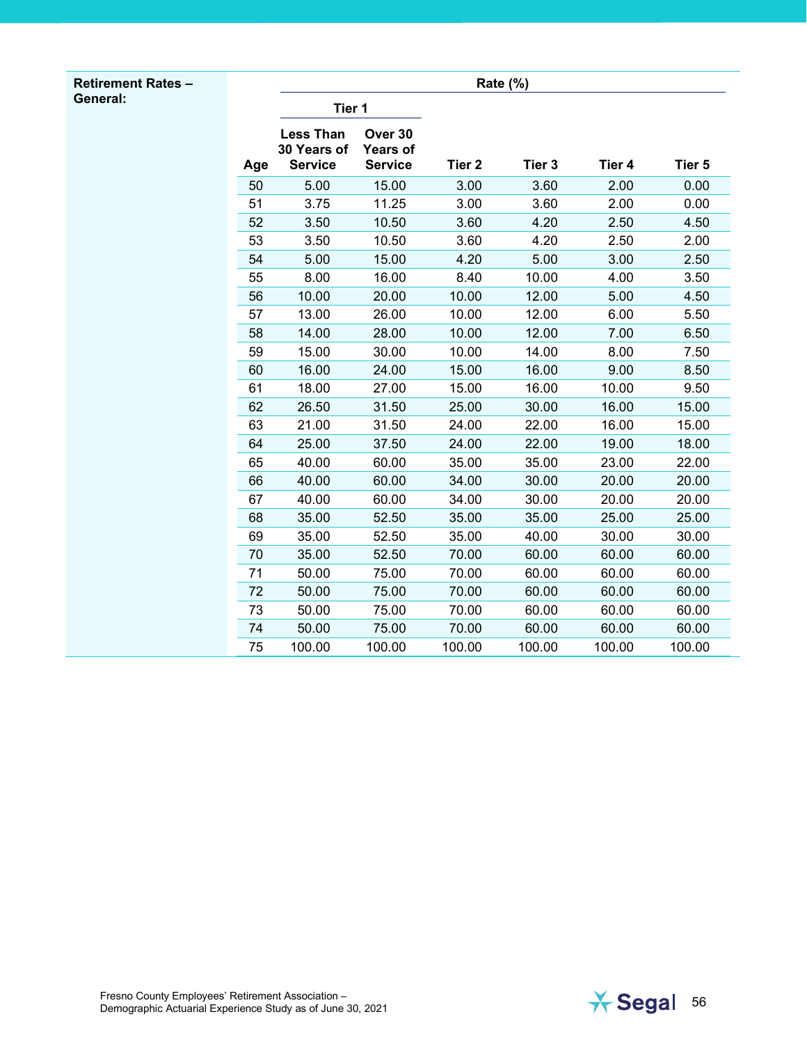**Retirement Rates – General:**

| | Rate (%) | | | | | |
|---|---|---|---|---|---|---|
| | Tier 1 | | | | | |
| Age | Less Than 30 Years of Service | Over 30 Years of Service | Tier 2 | Tier 3 | Tier 4 | Tier 5 |
| 50 | 5.00 | 15.00 | 3.00 | 3.60 | 2.00 | 0.00 |
| 51 | 3.75 | 11.25 | 3.00 | 3.60 | 2.00 | 0.00 |
| 52 | 3.50 | 10.50 | 3.60 | 4.20 | 2.50 | 4.50 |
| 53 | 3.50 | 10.50 | 3.60 | 4.20 | 2.50 | 2.00 |
| 54 | 5.00 | 15.00 | 4.20 | 5.00 | 3.00 | 2.50 |
| 55 | 8.00 | 16.00 | 8.40 | 10.00 | 4.00 | 3.50 |
| 56 | 10.00 | 20.00 | 10.00 | 12.00 | 5.00 | 4.50 |
| 57 | 13.00 | 26.00 | 10.00 | 12.00 | 6.00 | 5.50 |
| 58 | 14.00 | 28.00 | 10.00 | 12.00 | 7.00 | 6.50 |
| 59 | 15.00 | 30.00 | 10.00 | 14.00 | 8.00 | 7.50 |
| 60 | 16.00 | 24.00 | 15.00 | 16.00 | 9.00 | 8.50 |
| 61 | 18.00 | 27.00 | 15.00 | 16.00 | 10.00 | 9.50 |
| 62 | 26.50 | 31.50 | 25.00 | 30.00 | 16.00 | 15.00 |
| 63 | 21.00 | 31.50 | 24.00 | 22.00 | 16.00 | 15.00 |
| 64 | 25.00 | 37.50 | 24.00 | 22.00 | 19.00 | 18.00 |
| 65 | 40.00 | 60.00 | 35.00 | 35.00 | 23.00 | 22.00 |
| 66 | 40.00 | 60.00 | 34.00 | 30.00 | 20.00 | 20.00 |
| 67 | 40.00 | 60.00 | 34.00 | 30.00 | 20.00 | 20.00 |
| 68 | 35.00 | 52.50 | 35.00 | 35.00 | 25.00 | 25.00 |
| 69 | 35.00 | 52.50 | 35.00 | 40.00 | 30.00 | 30.00 |
| 70 | 35.00 | 52.50 | 70.00 | 60.00 | 60.00 | 60.00 |
| 71 | 50.00 | 75.00 | 70.00 | 60.00 | 60.00 | 60.00 |
| 72 | 50.00 | 75.00 | 70.00 | 60.00 | 60.00 | 60.00 |
| 73 | 50.00 | 75.00 | 70.00 | 60.00 | 60.00 | 60.00 |
| 74 | 50.00 | 75.00 | 70.00 | 60.00 | 60.00 | 60.00 |
| 75 | 100.00 | 100.00 | 100.00 | 100.00 | 100.00 | 100.00 |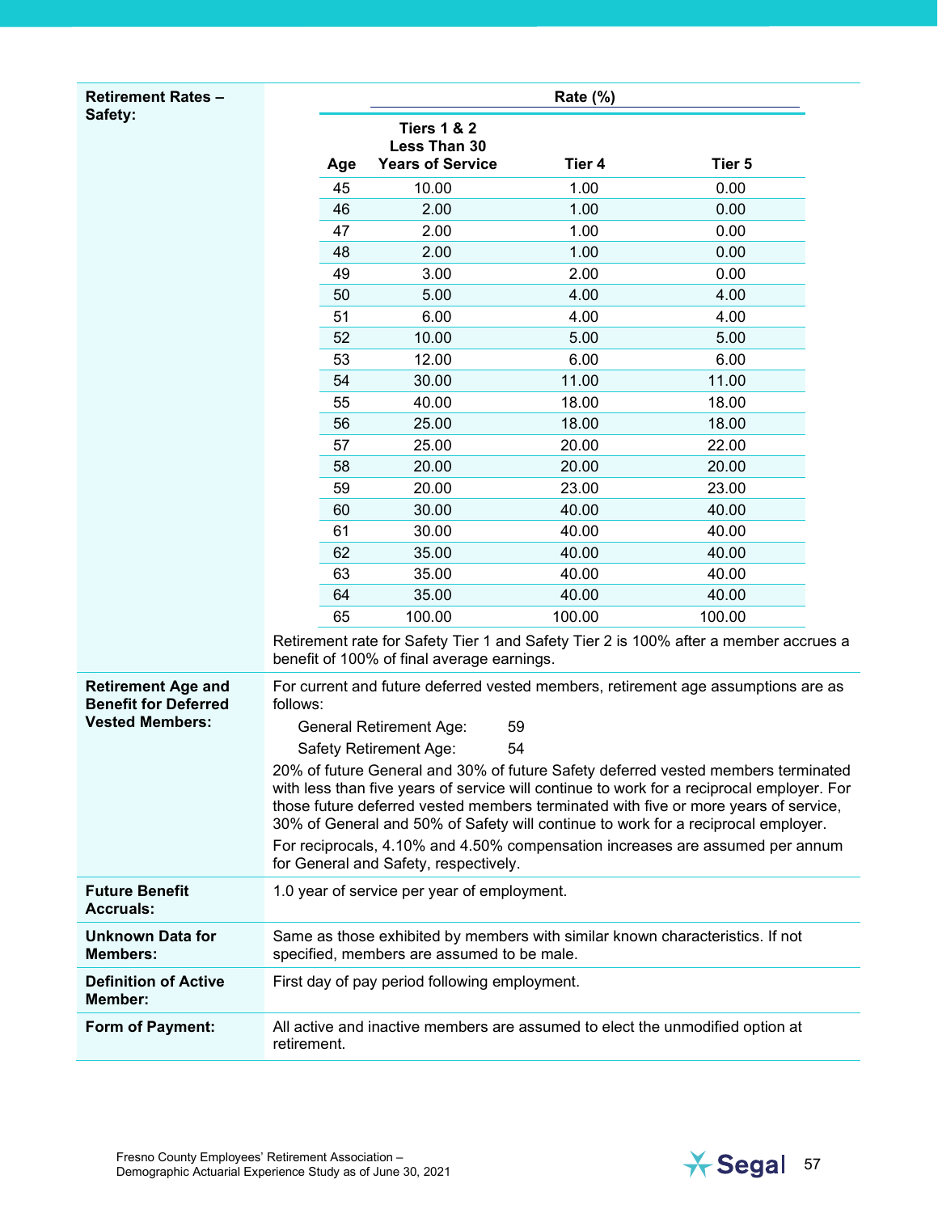**Retirement Rates – Safety:**

| Age | Tiers 1 & 2 Less Than 30 Years of Service | Tier 4 | Tier 5 |
|---|---|---|---|
| | **Rate (%)** | | |
| 45 | 10.00 | 1.00 | 0.00 |
| 46 | 2.00 | 1.00 | 0.00 |
| 47 | 2.00 | 1.00 | 0.00 |
| 48 | 2.00 | 1.00 | 0.00 |
| 49 | 3.00 | 2.00 | 0.00 |
| 50 | 5.00 | 4.00 | 4.00 |
| 51 | 6.00 | 4.00 | 4.00 |
| 52 | 10.00 | 5.00 | 5.00 |
| 53 | 12.00 | 6.00 | 6.00 |
| 54 | 30.00 | 11.00 | 11.00 |
| 55 | 40.00 | 18.00 | 18.00 |
| 56 | 25.00 | 18.00 | 18.00 |
| 57 | 25.00 | 20.00 | 22.00 |
| 58 | 20.00 | 20.00 | 20.00 |
| 59 | 20.00 | 23.00 | 23.00 |
| 60 | 30.00 | 40.00 | 40.00 |
| 61 | 30.00 | 40.00 | 40.00 |
| 62 | 35.00 | 40.00 | 40.00 |
| 63 | 35.00 | 40.00 | 40.00 |
| 64 | 35.00 | 40.00 | 40.00 |
| 65 | 100.00 | 100.00 | 100.00 |

Retirement rate for Safety Tier 1 and Safety Tier 2 is 100% after a member accrues a benefit of 100% of final average earnings.

**Retirement Age and Benefit for Deferred Vested Members:**

For current and future deferred vested members, retirement age assumptions are as follows:

- General Retirement Age: 59
- Safety Retirement Age: 54

20% of future General and 30% of future Safety deferred vested members terminated with less than five years of service will continue to work for a reciprocal employer. For those future deferred vested members terminated with five or more years of service, 30% of General and 50% of Safety will continue to work for a reciprocal employer.

For reciprocals, 4.10% and 4.50% compensation increases are assumed per annum for General and Safety, respectively.

**Future Benefit Accruals:**

1.0 year of service per year of employment.

**Unknown Data for Members:**

Same as those exhibited by members with similar known characteristics. If not specified, members are assumed to be male.

**Definition of Active Member:**

First day of pay period following employment.

**Form of Payment:**

All active and inactive members are assumed to elect the unmodified option at retirement.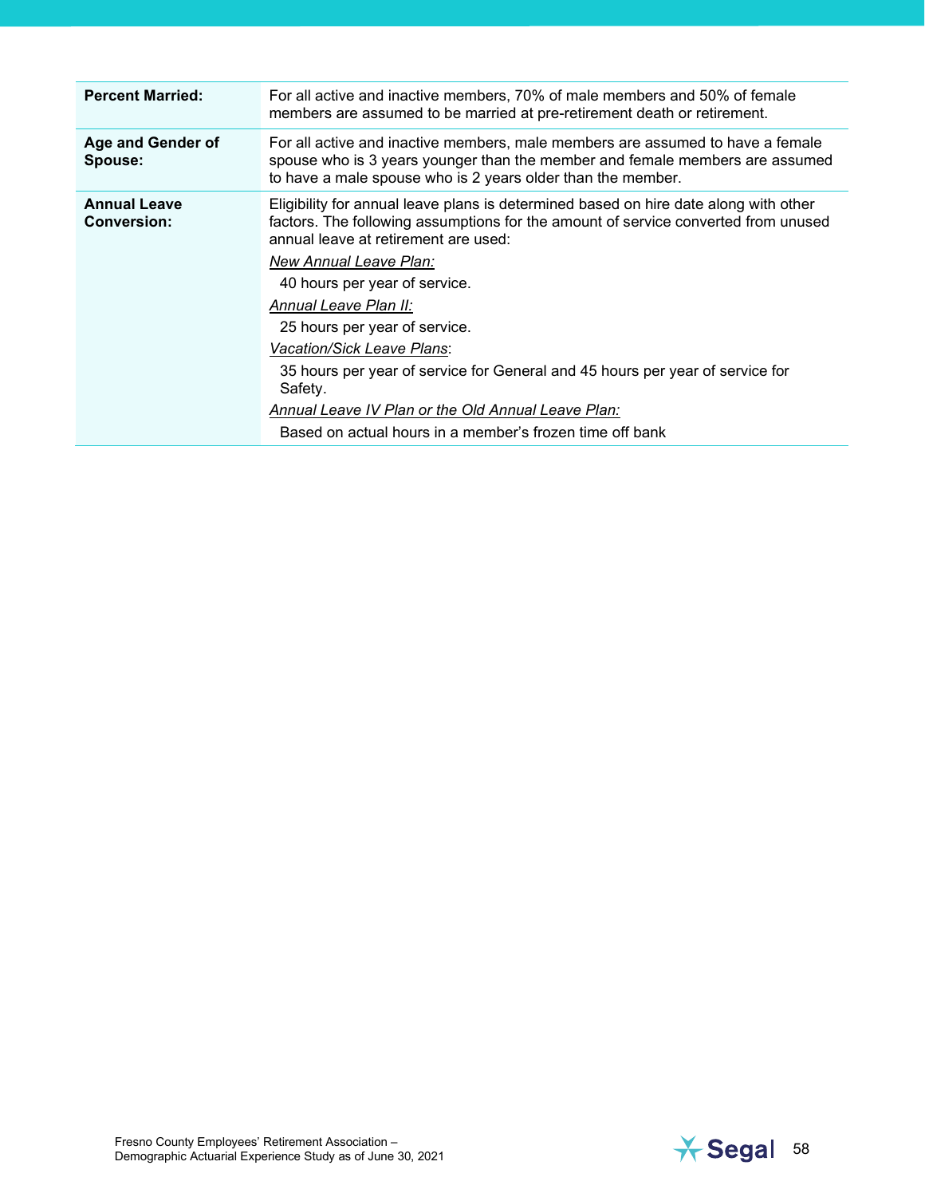| | |
|---|---|
| **Percent Married:** | For all active and inactive members, 70% of male members and 50% of female members are assumed to be married at pre-retirement death or retirement. |
| **Age and Gender of Spouse:** | For all active and inactive members, male members are assumed to have a female spouse who is 3 years younger than the member and female members are assumed to have a male spouse who is 2 years older than the member. |
| **Annual Leave Conversion:** | Eligibility for annual leave plans is determined based on hire date along with other factors. The following assumptions for the amount of service converted from unused annual leave at retirement are used:<br>*New Annual Leave Plan:*<br>40 hours per year of service.<br>*Annual Leave Plan II:*<br>25 hours per year of service.<br>*Vacation/Sick Leave Plans*:<br>35 hours per year of service for General and 45 hours per year of service for Safety.<br>*Annual Leave IV Plan or the Old Annual Leave Plan:*<br>Based on actual hours in a member's frozen time off bank |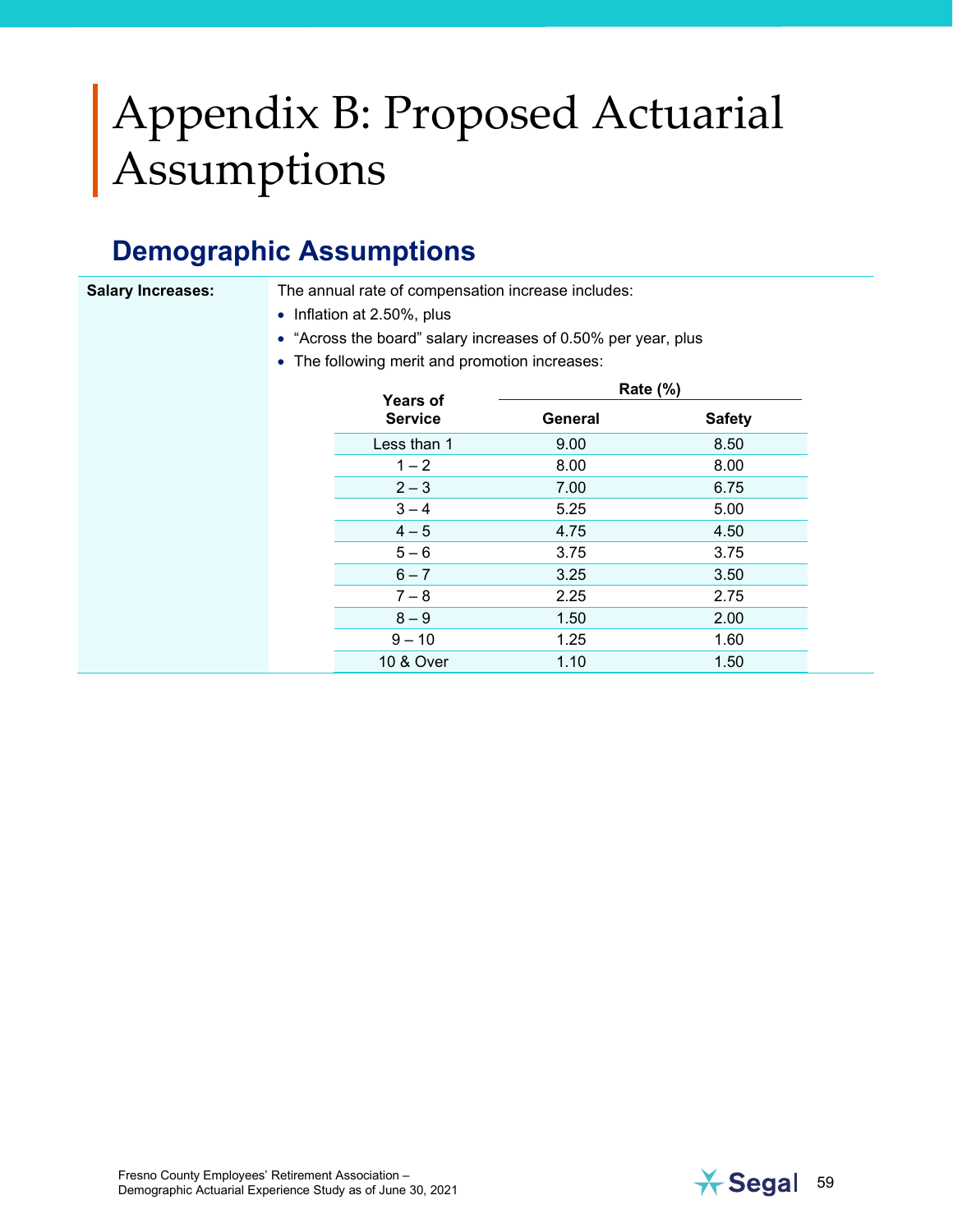# Appendix B: Proposed Actuarial Assumptions

## Demographic Assumptions

**Salary Increases:**

The annual rate of compensation increase includes:

- Inflation at 2.50%, plus
- "Across the board" salary increases of 0.50% per year, plus
- The following merit and promotion increases:

| Years of Service | Rate (%) | |
|---|---|---|
| | General | Safety |
| Less than 1 | 9.00 | 8.50 |
| 1 – 2 | 8.00 | 8.00 |
| 2 – 3 | 7.00 | 6.75 |
| 3 – 4 | 5.25 | 5.00 |
| 4 – 5 | 4.75 | 4.50 |
| 5 – 6 | 3.75 | 3.75 |
| 6 – 7 | 3.25 | 3.50 |
| 7 – 8 | 2.25 | 2.75 |
| 8 – 9 | 1.50 | 2.00 |
| 9 – 10 | 1.25 | 1.60 |
| 10 & Over | 1.10 | 1.50 |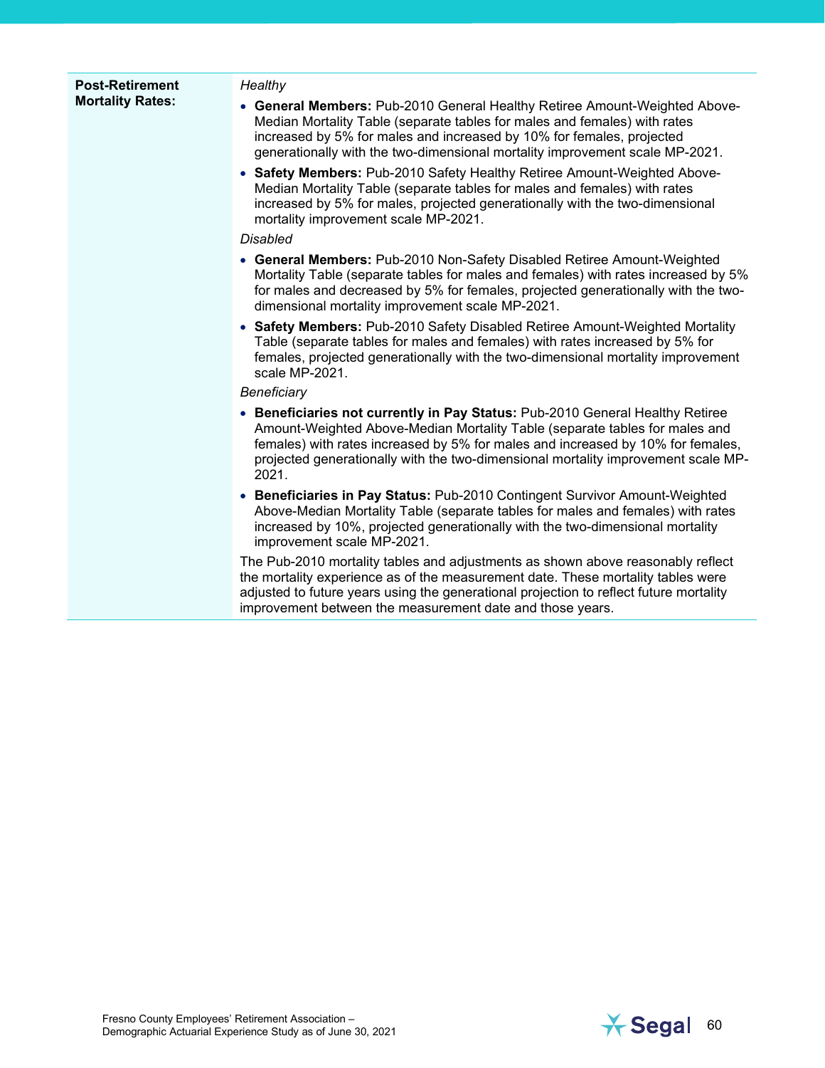| | |
|---|---|
| **Post-Retirement Mortality Rates:** | *Healthy*<br>• **General Members:** Pub-2010 General Healthy Retiree Amount-Weighted Above-Median Mortality Table (separate tables for males and females) with rates increased by 5% for males and increased by 10% for females, projected generationally with the two-dimensional mortality improvement scale MP-2021.<br>• **Safety Members:** Pub-2010 Safety Healthy Retiree Amount-Weighted Above-Median Mortality Table (separate tables for males and females) with rates increased by 5% for males, projected generationally with the two-dimensional mortality improvement scale MP-2021.<br>*Disabled*<br>• **General Members:** Pub-2010 Non-Safety Disabled Retiree Amount-Weighted Mortality Table (separate tables for males and females) with rates increased by 5% for males and decreased by 5% for females, projected generationally with the two-dimensional mortality improvement scale MP-2021.<br>• **Safety Members:** Pub-2010 Safety Disabled Retiree Amount-Weighted Mortality Table (separate tables for males and females) with rates increased by 5% for females, projected generationally with the two-dimensional mortality improvement scale MP-2021.<br>*Beneficiary*<br>• **Beneficiaries not currently in Pay Status:** Pub-2010 General Healthy Retiree Amount-Weighted Above-Median Mortality Table (separate tables for males and females) with rates increased by 5% for males and increased by 10% for females, projected generationally with the two-dimensional mortality improvement scale MP-2021.<br>• **Beneficiaries in Pay Status:** Pub-2010 Contingent Survivor Amount-Weighted Above-Median Mortality Table (separate tables for males and females) with rates increased by 10%, projected generationally with the two-dimensional mortality improvement scale MP-2021.<br>The Pub-2010 mortality tables and adjustments as shown above reasonably reflect the mortality experience as of the measurement date. These mortality tables were adjusted to future years using the generational projection to reflect future mortality improvement between the measurement date and those years. |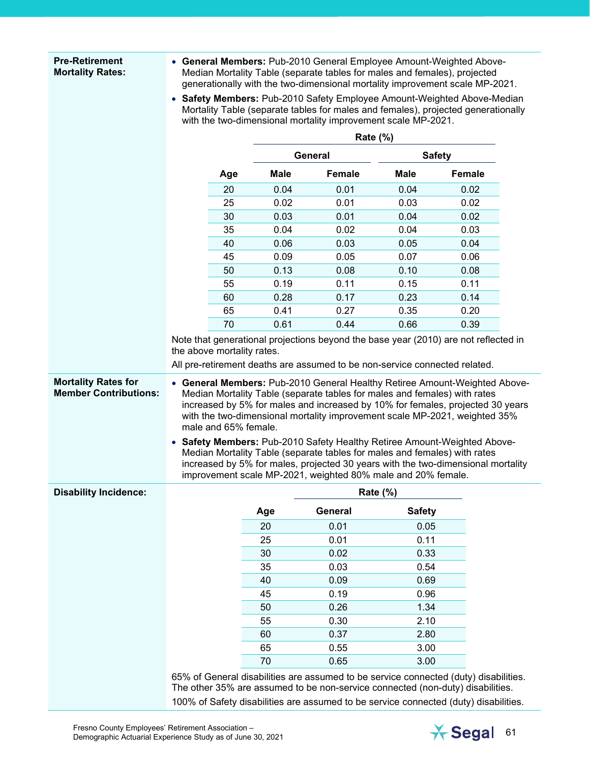**Pre-Retirement Mortality Rates:**

- **General Members:** Pub-2010 General Employee Amount-Weighted Above-Median Mortality Table (separate tables for males and females), projected generationally with the two-dimensional mortality improvement scale MP-2021.
- **Safety Members:** Pub-2010 Safety Employee Amount-Weighted Above-Median Mortality Table (separate tables for males and females), projected generationally with the two-dimensional mortality improvement scale MP-2021.

| | Rate (%) | | | |
|---|---|---|---|---|
| | General | | Safety | |
| Age | Male | Female | Male | Female |
| 20 | 0.04 | 0.01 | 0.04 | 0.02 |
| 25 | 0.02 | 0.01 | 0.03 | 0.02 |
| 30 | 0.03 | 0.01 | 0.04 | 0.02 |
| 35 | 0.04 | 0.02 | 0.04 | 0.03 |
| 40 | 0.06 | 0.03 | 0.05 | 0.04 |
| 45 | 0.09 | 0.05 | 0.07 | 0.06 |
| 50 | 0.13 | 0.08 | 0.10 | 0.08 |
| 55 | 0.19 | 0.11 | 0.15 | 0.11 |
| 60 | 0.28 | 0.17 | 0.23 | 0.14 |
| 65 | 0.41 | 0.27 | 0.35 | 0.20 |
| 70 | 0.61 | 0.44 | 0.66 | 0.39 |

Note that generational projections beyond the base year (2010) are not reflected in the above mortality rates.

All pre-retirement deaths are assumed to be non-service connected related.

**Mortality Rates for Member Contributions:**

- **General Members:** Pub-2010 General Healthy Retiree Amount-Weighted Above-Median Mortality Table (separate tables for males and females) with rates increased by 5% for males and increased by 10% for females, projected 30 years with the two-dimensional mortality improvement scale MP-2021, weighted 35% male and 65% female.
- **Safety Members:** Pub-2010 Safety Healthy Retiree Amount-Weighted Above-Median Mortality Table (separate tables for males and females) with rates increased by 5% for males, projected 30 years with the two-dimensional mortality improvement scale MP-2021, weighted 80% male and 20% female.

**Disability Incidence:**

| | Rate (%) | |
|---|---|---|
| Age | General | Safety |
| 20 | 0.01 | 0.05 |
| 25 | 0.01 | 0.11 |
| 30 | 0.02 | 0.33 |
| 35 | 0.03 | 0.54 |
| 40 | 0.09 | 0.69 |
| 45 | 0.19 | 0.96 |
| 50 | 0.26 | 1.34 |
| 55 | 0.30 | 2.10 |
| 60 | 0.37 | 2.80 |
| 65 | 0.55 | 3.00 |
| 70 | 0.65 | 3.00 |

65% of General disabilities are assumed to be service connected (duty) disabilities. The other 35% are assumed to be non-service connected (non-duty) disabilities.

100% of Safety disabilities are assumed to be service connected (duty) disabilities.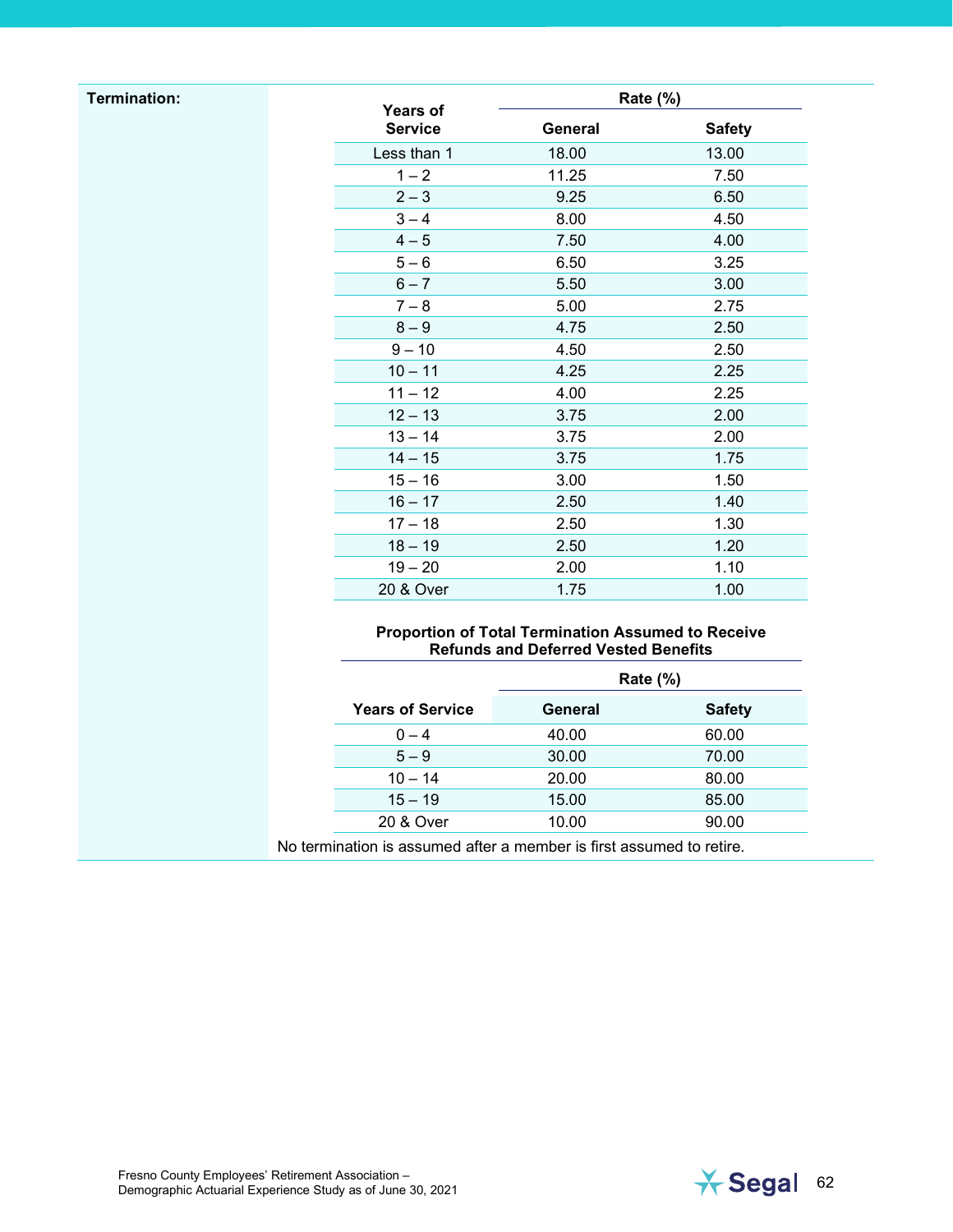**Termination:**

| Years of Service | Rate (%) | |
|---|---|---|
| | General | Safety |
| Less than 1 | 18.00 | 13.00 |
| 1 – 2 | 11.25 | 7.50 |
| 2 – 3 | 9.25 | 6.50 |
| 3 – 4 | 8.00 | 4.50 |
| 4 – 5 | 7.50 | 4.00 |
| 5 – 6 | 6.50 | 3.25 |
| 6 – 7 | 5.50 | 3.00 |
| 7 – 8 | 5.00 | 2.75 |
| 8 – 9 | 4.75 | 2.50 |
| 9 – 10 | 4.50 | 2.50 |
| 10 – 11 | 4.25 | 2.25 |
| 11 – 12 | 4.00 | 2.25 |
| 12 – 13 | 3.75 | 2.00 |
| 13 – 14 | 3.75 | 2.00 |
| 14 – 15 | 3.75 | 1.75 |
| 15 – 16 | 3.00 | 1.50 |
| 16 – 17 | 2.50 | 1.40 |
| 17 – 18 | 2.50 | 1.30 |
| 18 – 19 | 2.50 | 1.20 |
| 19 – 20 | 2.00 | 1.10 |
| 20 & Over | 1.75 | 1.00 |

**Proportion of Total Termination Assumed to Receive Refunds and Deferred Vested Benefits**

| Years of Service | Rate (%) | |
|---|---|---|
| | General | Safety |
| 0 – 4 | 40.00 | 60.00 |
| 5 – 9 | 30.00 | 70.00 |
| 10 – 14 | 20.00 | 80.00 |
| 15 – 19 | 15.00 | 85.00 |
| 20 & Over | 10.00 | 90.00 |

No termination is assumed after a member is first assumed to retire.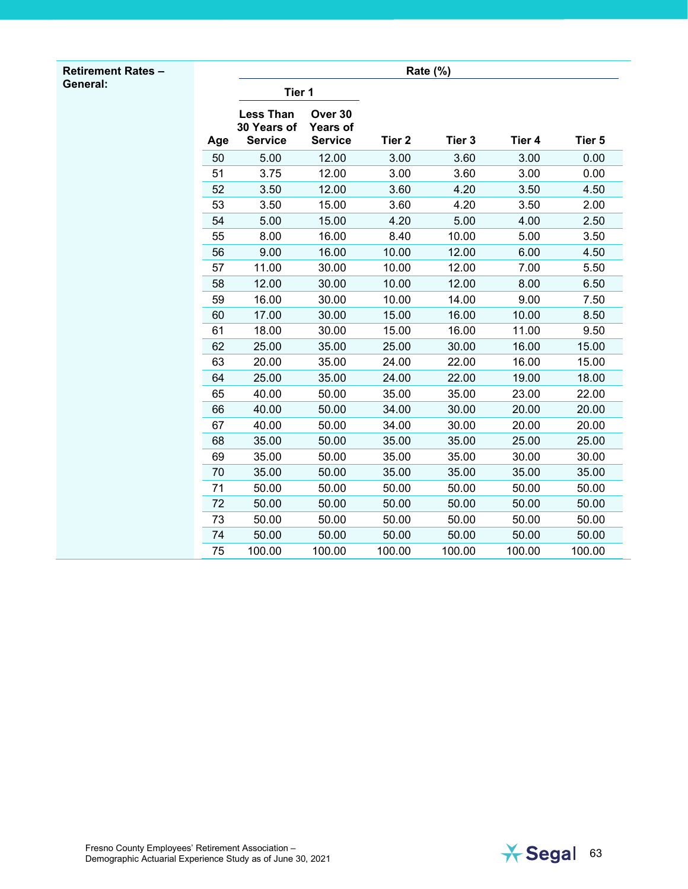**Retirement Rates – General:**

| | Rate (%) | | | | | |
|---|---|---|---|---|---|---|
| | Tier 1 | | | | | |
| Age | Less Than 30 Years of Service | Over 30 Years of Service | Tier 2 | Tier 3 | Tier 4 | Tier 5 |
| 50 | 5.00 | 12.00 | 3.00 | 3.60 | 3.00 | 0.00 |
| 51 | 3.75 | 12.00 | 3.00 | 3.60 | 3.00 | 0.00 |
| 52 | 3.50 | 12.00 | 3.60 | 4.20 | 3.50 | 4.50 |
| 53 | 3.50 | 15.00 | 3.60 | 4.20 | 3.50 | 2.00 |
| 54 | 5.00 | 15.00 | 4.20 | 5.00 | 4.00 | 2.50 |
| 55 | 8.00 | 16.00 | 8.40 | 10.00 | 5.00 | 3.50 |
| 56 | 9.00 | 16.00 | 10.00 | 12.00 | 6.00 | 4.50 |
| 57 | 11.00 | 30.00 | 10.00 | 12.00 | 7.00 | 5.50 |
| 58 | 12.00 | 30.00 | 10.00 | 12.00 | 8.00 | 6.50 |
| 59 | 16.00 | 30.00 | 10.00 | 14.00 | 9.00 | 7.50 |
| 60 | 17.00 | 30.00 | 15.00 | 16.00 | 10.00 | 8.50 |
| 61 | 18.00 | 30.00 | 15.00 | 16.00 | 11.00 | 9.50 |
| 62 | 25.00 | 35.00 | 25.00 | 30.00 | 16.00 | 15.00 |
| 63 | 20.00 | 35.00 | 24.00 | 22.00 | 16.00 | 15.00 |
| 64 | 25.00 | 35.00 | 24.00 | 22.00 | 19.00 | 18.00 |
| 65 | 40.00 | 50.00 | 35.00 | 35.00 | 23.00 | 22.00 |
| 66 | 40.00 | 50.00 | 34.00 | 30.00 | 20.00 | 20.00 |
| 67 | 40.00 | 50.00 | 34.00 | 30.00 | 20.00 | 20.00 |
| 68 | 35.00 | 50.00 | 35.00 | 35.00 | 25.00 | 25.00 |
| 69 | 35.00 | 50.00 | 35.00 | 35.00 | 30.00 | 30.00 |
| 70 | 35.00 | 50.00 | 35.00 | 35.00 | 35.00 | 35.00 |
| 71 | 50.00 | 50.00 | 50.00 | 50.00 | 50.00 | 50.00 |
| 72 | 50.00 | 50.00 | 50.00 | 50.00 | 50.00 | 50.00 |
| 73 | 50.00 | 50.00 | 50.00 | 50.00 | 50.00 | 50.00 |
| 74 | 50.00 | 50.00 | 50.00 | 50.00 | 50.00 | 50.00 |
| 75 | 100.00 | 100.00 | 100.00 | 100.00 | 100.00 | 100.00 |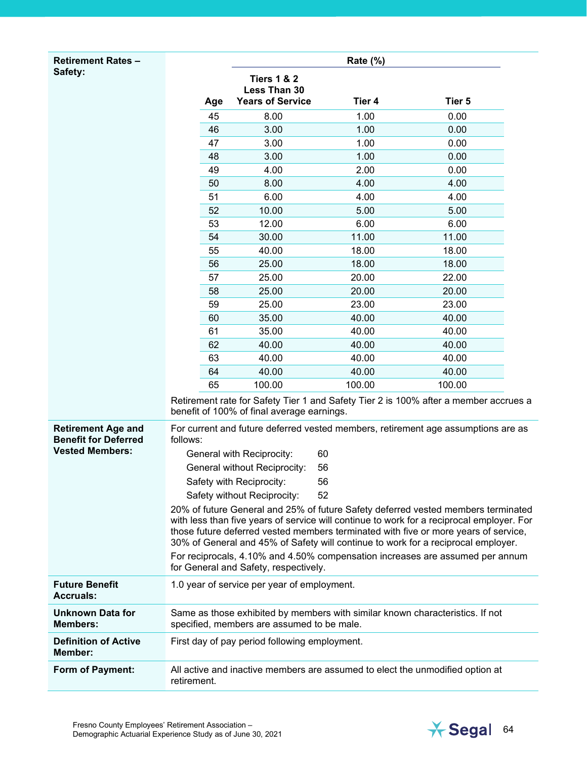**Retirement Rates – Safety:**

| Age | Tiers 1 & 2 Less Than 30 Years of Service | Tier 4 | Tier 5 |
|---|---|---|---|
| | Rate (%) | | |
| 45 | 8.00 | 1.00 | 0.00 |
| 46 | 3.00 | 1.00 | 0.00 |
| 47 | 3.00 | 1.00 | 0.00 |
| 48 | 3.00 | 1.00 | 0.00 |
| 49 | 4.00 | 2.00 | 0.00 |
| 50 | 8.00 | 4.00 | 4.00 |
| 51 | 6.00 | 4.00 | 4.00 |
| 52 | 10.00 | 5.00 | 5.00 |
| 53 | 12.00 | 6.00 | 6.00 |
| 54 | 30.00 | 11.00 | 11.00 |
| 55 | 40.00 | 18.00 | 18.00 |
| 56 | 25.00 | 18.00 | 18.00 |
| 57 | 25.00 | 20.00 | 22.00 |
| 58 | 25.00 | 20.00 | 20.00 |
| 59 | 25.00 | 23.00 | 23.00 |
| 60 | 35.00 | 40.00 | 40.00 |
| 61 | 35.00 | 40.00 | 40.00 |
| 62 | 40.00 | 40.00 | 40.00 |
| 63 | 40.00 | 40.00 | 40.00 |
| 64 | 40.00 | 40.00 | 40.00 |
| 65 | 100.00 | 100.00 | 100.00 |

Retirement rate for Safety Tier 1 and Safety Tier 2 is 100% after a member accrues a benefit of 100% of final average earnings.

**Retirement Age and Benefit for Deferred Vested Members:**

For current and future deferred vested members, retirement age assumptions are as follows:

| | |
|---|---|
| General with Reciprocity: | 60 |
| General without Reciprocity: | 56 |
| Safety with Reciprocity: | 56 |
| Safety without Reciprocity: | 52 |

20% of future General and 25% of future Safety deferred vested members terminated with less than five years of service will continue to work for a reciprocal employer. For those future deferred vested members terminated with five or more years of service, 30% of General and 45% of Safety will continue to work for a reciprocal employer.

For reciprocals, 4.10% and 4.50% compensation increases are assumed per annum for General and Safety, respectively.

**Future Benefit Accruals:**

1.0 year of service per year of employment.

**Unknown Data for Members:**

Same as those exhibited by members with similar known characteristics. If not specified, members are assumed to be male.

**Definition of Active Member:**

First day of pay period following employment.

**Form of Payment:**

All active and inactive members are assumed to elect the unmodified option at retirement.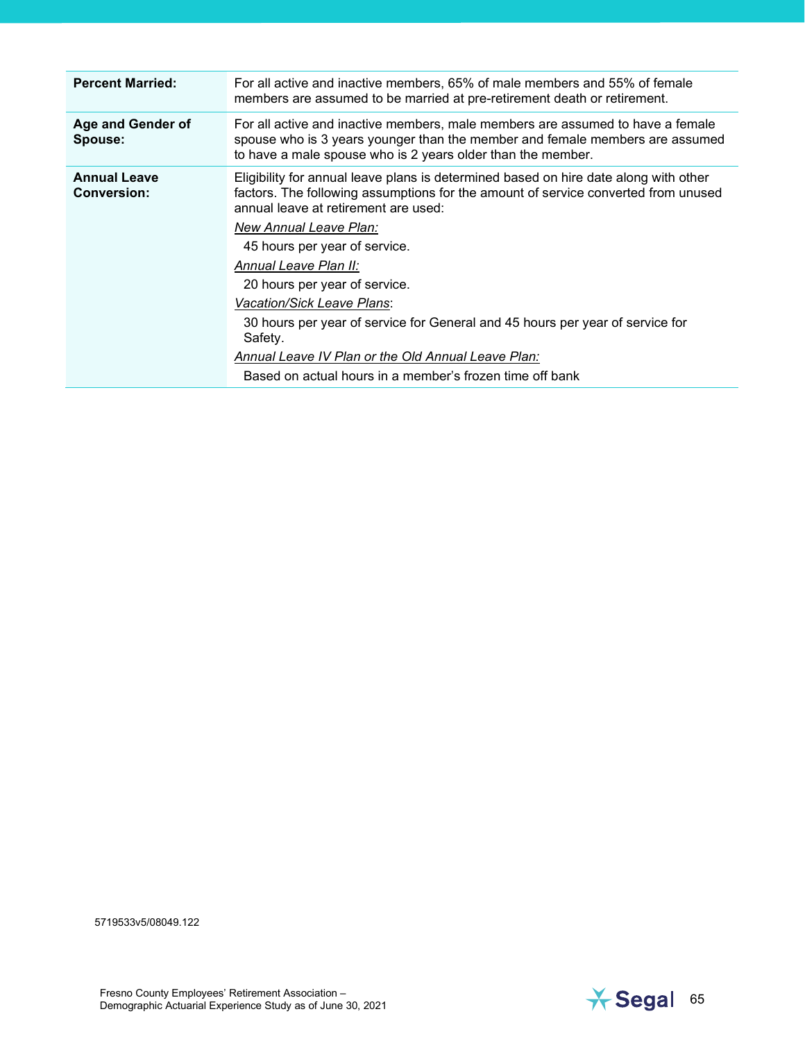| | |
|---|---|
| **Percent Married:** | For all active and inactive members, 65% of male members and 55% of female members are assumed to be married at pre-retirement death or retirement. |
| **Age and Gender of Spouse:** | For all active and inactive members, male members are assumed to have a female spouse who is 3 years younger than the member and female members are assumed to have a male spouse who is 2 years older than the member. |
| **Annual Leave Conversion:** | Eligibility for annual leave plans is determined based on hire date along with other factors. The following assumptions for the amount of service converted from unused annual leave at retirement are used:<br>*New Annual Leave Plan:*<br>45 hours per year of service.<br>*Annual Leave Plan II:*<br>20 hours per year of service.<br>*Vacation/Sick Leave Plans*:<br>30 hours per year of service for General and 45 hours per year of service for Safety.<br>*Annual Leave IV Plan or the Old Annual Leave Plan:*<br>Based on actual hours in a member's frozen time off bank |

5719533v5/08049.122